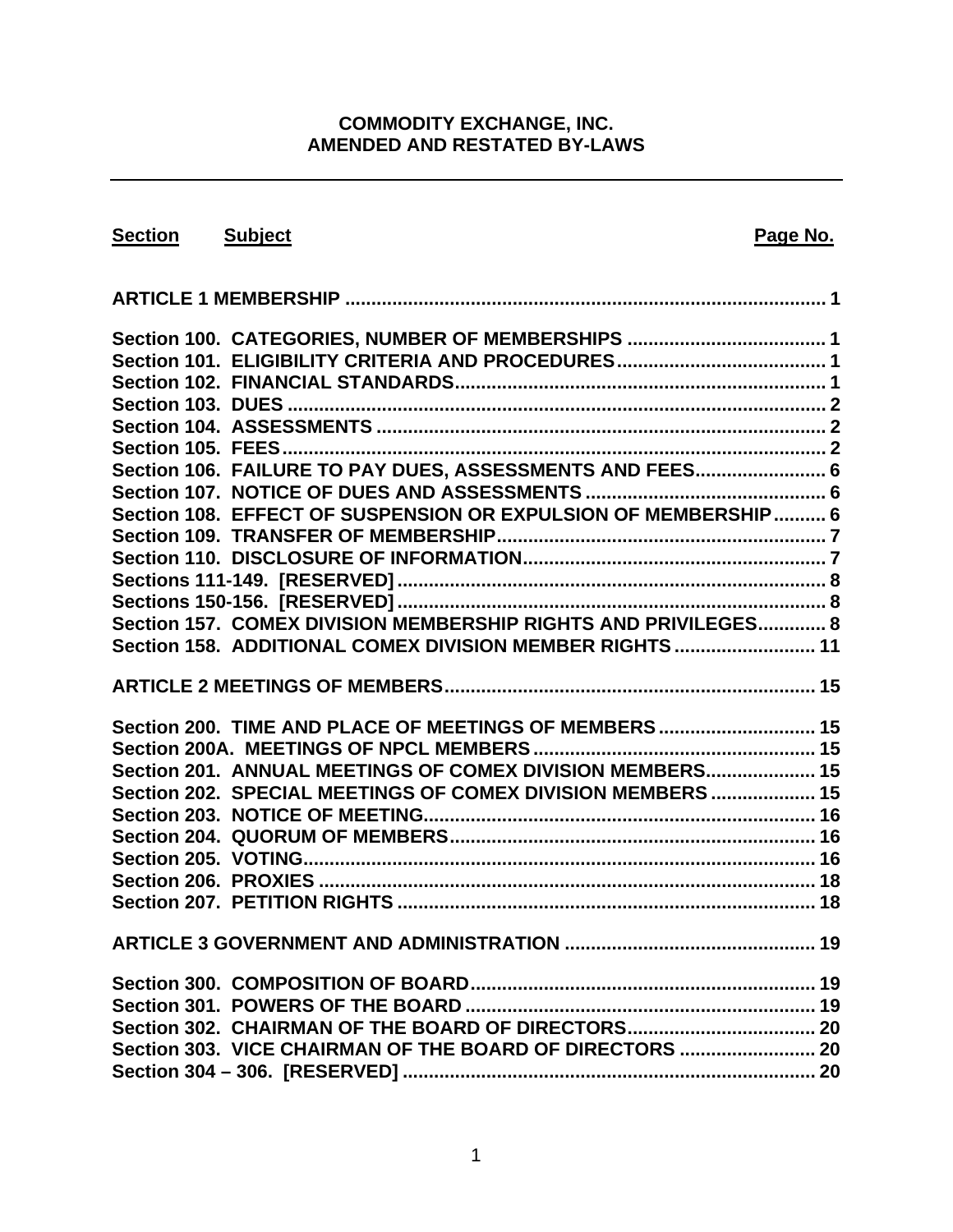# COMMODITY EXCHANGE, INC.
# AMENDED AND RESTATED BY-LAWS

---

| Section | Subject | Page No. |
|---|---|---|
| **ARTICLE 1 MEMBERSHIP** | | **1** |
| **Section 100.** | **CATEGORIES, NUMBER OF MEMBERSHIPS** | **1** |
| **Section 101.** | **ELIGIBILITY CRITERIA AND PROCEDURES** | **1** |
| **Section 102.** | **FINANCIAL STANDARDS** | **1** |
| **Section 103.** | **DUES** | **2** |
| **Section 104.** | **ASSESSMENTS** | **2** |
| **Section 105.** | **FEES** | **2** |
| **Section 106.** | **FAILURE TO PAY DUES, ASSESSMENTS AND FEES** | **6** |
| **Section 107.** | **NOTICE OF DUES AND ASSESSMENTS** | **6** |
| **Section 108.** | **EFFECT OF SUSPENSION OR EXPULSION OF MEMBERSHIP** | **6** |
| **Section 109.** | **TRANSFER OF MEMBERSHIP** | **7** |
| **Section 110.** | **DISCLOSURE OF INFORMATION** | **7** |
| **Sections 111-149.** | **[RESERVED]** | **8** |
| **Sections 150-156.** | **[RESERVED]** | **8** |
| **Section 157.** | **COMEX DIVISION MEMBERSHIP RIGHTS AND PRIVILEGES** | **8** |
| **Section 158.** | **ADDITIONAL COMEX DIVISION MEMBER RIGHTS** | **11** |
| **ARTICLE 2 MEETINGS OF MEMBERS** | | **15** |
| **Section 200.** | **TIME AND PLACE OF MEETINGS OF MEMBERS** | **15** |
| **Section 200A.** | **MEETINGS OF NPCL MEMBERS** | **15** |
| **Section 201.** | **ANNUAL MEETINGS OF COMEX DIVISION MEMBERS** | **15** |
| **Section 202.** | **SPECIAL MEETINGS OF COMEX DIVISION MEMBERS** | **15** |
| **Section 203.** | **NOTICE OF MEETING** | **16** |
| **Section 204.** | **QUORUM OF MEMBERS** | **16** |
| **Section 205.** | **VOTING** | **16** |
| **Section 206.** | **PROXIES** | **18** |
| **Section 207.** | **PETITION RIGHTS** | **18** |
| **ARTICLE 3 GOVERNMENT AND ADMINISTRATION** | | **19** |
| **Section 300.** | **COMPOSITION OF BOARD** | **19** |
| **Section 301.** | **POWERS OF THE BOARD** | **19** |
| **Section 302.** | **CHAIRMAN OF THE BOARD OF DIRECTORS** | **20** |
| **Section 303.** | **VICE CHAIRMAN OF THE BOARD OF DIRECTORS** | **20** |
| **Section 304 – 306.** | **[RESERVED]** | **20** |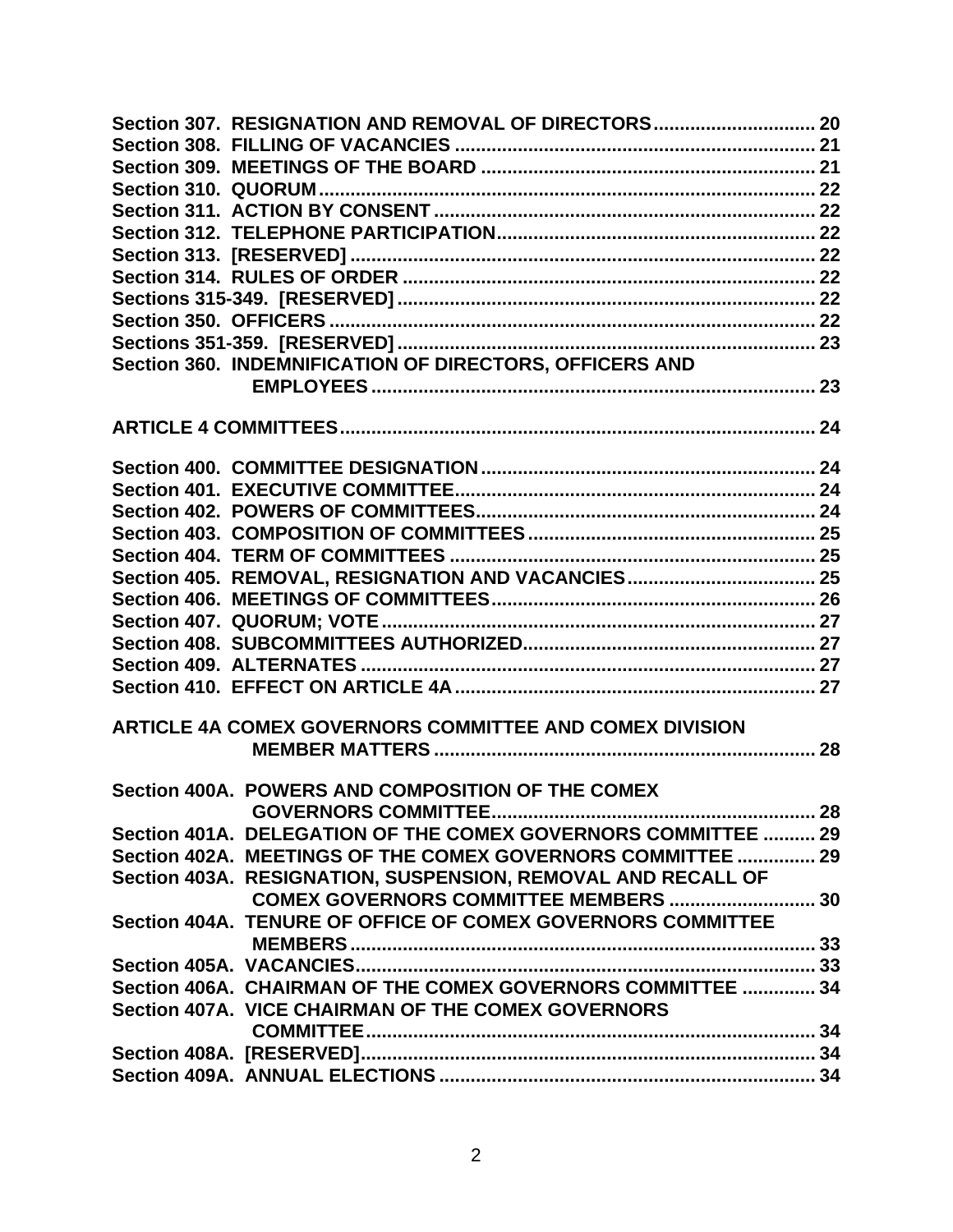**Section 307. RESIGNATION AND REMOVAL OF DIRECTORS ............................. 20**
**Section 308. FILLING OF VACANCIES ..................................................................... 21**
**Section 309. MEETINGS OF THE BOARD ............................................................... 21**
**Section 310. QUORUM .............................................................................................. 22**
**Section 311. ACTION BY CONSENT ........................................................................ 22**
**Section 312. TELEPHONE PARTICIPATION ............................................................ 22**
**Section 313. [RESERVED] ......................................................................................... 22**
**Section 314. RULES OF ORDER .............................................................................. 22**
**Sections 315-349. [RESERVED] ............................................................................... 22**
**Section 350. OFFICERS ............................................................................................. 22**
**Sections 351-359. [RESERVED] ............................................................................... 23**
**Section 360. INDEMNIFICATION OF DIRECTORS, OFFICERS AND EMPLOYEES ..................................................................................... 23**

**ARTICLE 4 COMMITTEES .......................................................................................... 24**

**Section 400. COMMITTEE DESIGNATION ................................................................ 24**
**Section 401. EXECUTIVE COMMITTEE..................................................................... 24**
**Section 402. POWERS OF COMMITTEES................................................................. 24**
**Section 403. COMPOSITION OF COMMITTEES ....................................................... 25**
**Section 404. TERM OF COMMITTEES ...................................................................... 25**
**Section 405. REMOVAL, RESIGNATION AND VACANCIES .................................... 25**
**Section 406. MEETINGS OF COMMITTEES .............................................................. 26**
**Section 407. QUORUM; VOTE .................................................................................... 27**
**Section 408. SUBCOMMITTEES AUTHORIZED........................................................ 27**
**Section 409. ALTERNATES ....................................................................................... 27**
**Section 410. EFFECT ON ARTICLE 4A ..................................................................... 27**

**ARTICLE 4A COMEX GOVERNORS COMMITTEE AND COMEX DIVISION MEMBER MATTERS ......................................................................... 28**

**Section 400A. POWERS AND COMPOSITION OF THE COMEX GOVERNORS COMMITTEE............................................................. 28**
**Section 401A. DELEGATION OF THE COMEX GOVERNORS COMMITTEE .......... 29**
**Section 402A. MEETINGS OF THE COMEX GOVERNORS COMMITTEE ............... 29**
**Section 403A. RESIGNATION, SUSPENSION, REMOVAL AND RECALL OF COMEX GOVERNORS COMMITTEE MEMBERS ............................ 30**
**Section 404A. TENURE OF OFFICE OF COMEX GOVERNORS COMMITTEE MEMBERS ........................................................................................ 33**
**Section 405A. VACANCIES ......................................................................................... 33**
**Section 406A. CHAIRMAN OF THE COMEX GOVERNORS COMMITTEE .............. 34**
**Section 407A. VICE CHAIRMAN OF THE COMEX GOVERNORS COMMITTEE ...................................................................................... 34**
**Section 408A. [RESERVED]........................................................................................ 34**
**Section 409A. ANNUAL ELECTIONS ........................................................................ 34**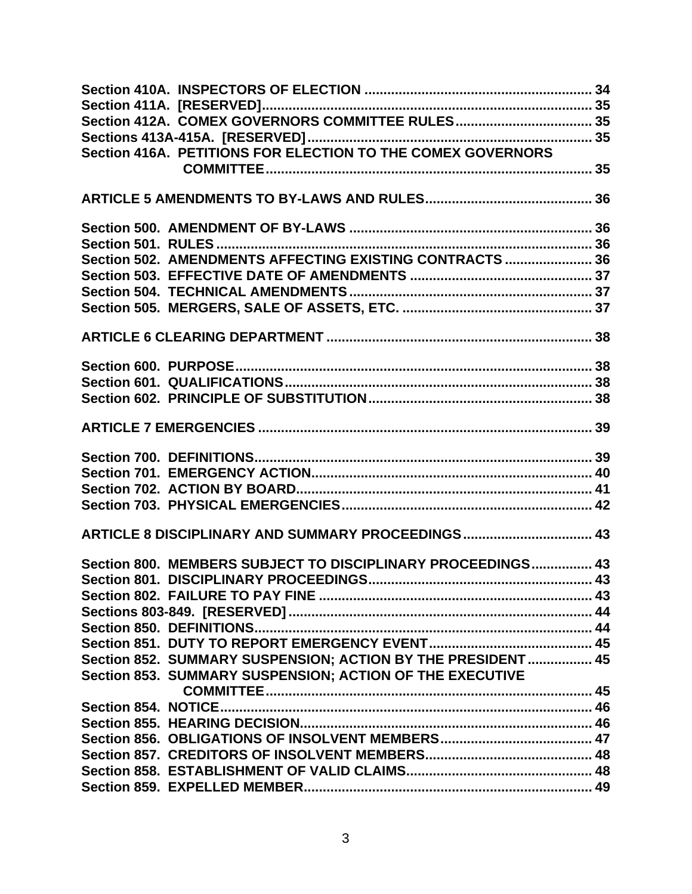Section 410A. INSPECTORS OF ELECTION ........................................................ 34
Section 411A. [RESERVED]................................................................................ 35
Section 412A. COMEX GOVERNORS COMMITTEE RULES................................ 35
Sections 413A-415A. [RESERVED].................................................................... 35
Section 416A. PETITIONS FOR ELECTION TO THE COMEX GOVERNORS COMMITTEE.................................................................................................... 35

ARTICLE 5 AMENDMENTS TO BY-LAWS AND RULES........................................ 36

Section 500. AMENDMENT OF BY-LAWS ........................................................ 36
Section 501. RULES .......................................................................................... 36
Section 502. AMENDMENTS AFFECTING EXISTING CONTRACTS ................... 36
Section 503. EFFECTIVE DATE OF AMENDMENTS .......................................... 37
Section 504. TECHNICAL AMENDMENTS .......................................................... 37
Section 505. MERGERS, SALE OF ASSETS, ETC. ............................................. 37

ARTICLE 6 CLEARING DEPARTMENT ................................................................. 38

Section 600. PURPOSE...................................................................................... 38
Section 601. QUALIFICATIONS.......................................................................... 38
Section 602. PRINCIPLE OF SUBSTITUTION..................................................... 38

ARTICLE 7 EMERGENCIES .................................................................................. 39

Section 700. DEFINITIONS.................................................................................. 39
Section 701. EMERGENCY ACTION.................................................................... 40
Section 702. ACTION BY BOARD........................................................................ 41
Section 703. PHYSICAL EMERGENCIES............................................................ 42

ARTICLE 8 DISCIPLINARY AND SUMMARY PROCEEDINGS .............................. 43

Section 800. MEMBERS SUBJECT TO DISCIPLINARY PROCEEDINGS.............. 43
Section 801. DISCIPLINARY PROCEEDINGS...................................................... 43
Section 802. FAILURE TO PAY FINE .................................................................. 43
Sections 803-849. [RESERVED] .......................................................................... 44
Section 850. DEFINITIONS.................................................................................. 44
Section 851. DUTY TO REPORT EMERGENCY EVENT....................................... 45
Section 852. SUMMARY SUSPENSION; ACTION BY THE PRESIDENT ............... 45
Section 853. SUMMARY SUSPENSION; ACTION OF THE EXECUTIVE COMMITTEE.................................................................................................... 45
Section 854. NOTICE........................................................................................... 46
Section 855. HEARING DECISION....................................................................... 46
Section 856. OBLIGATIONS OF INSOLVENT MEMBERS..................................... 47
Section 857. CREDITORS OF INSOLVENT MEMBERS......................................... 48
Section 858. ESTABLISHMENT OF VALID CLAIMS.............................................. 48
Section 859. EXPELLED MEMBER....................................................................... 49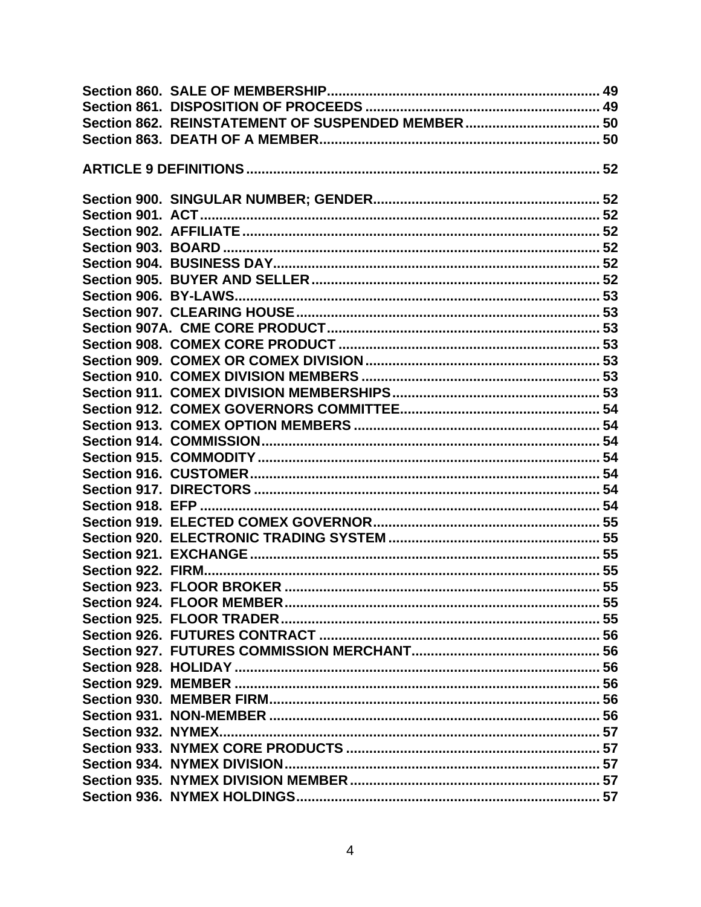Section 860. SALE OF MEMBERSHIP ........ 49
Section 861. DISPOSITION OF PROCEEDS ........ 49
Section 862. REINSTATEMENT OF SUSPENDED MEMBER ........ 50
Section 863. DEATH OF A MEMBER ........ 50

ARTICLE 9 DEFINITIONS ........ 52

Section 900. SINGULAR NUMBER; GENDER ........ 52
Section 901. ACT ........ 52
Section 902. AFFILIATE ........ 52
Section 903. BOARD ........ 52
Section 904. BUSINESS DAY ........ 52
Section 905. BUYER AND SELLER ........ 52
Section 906. BY-LAWS ........ 53
Section 907. CLEARING HOUSE ........ 53
Section 907A. CME CORE PRODUCT ........ 53
Section 908. COMEX CORE PRODUCT ........ 53
Section 909. COMEX OR COMEX DIVISION ........ 53
Section 910. COMEX DIVISION MEMBERS ........ 53
Section 911. COMEX DIVISION MEMBERSHIPS ........ 53
Section 912. COMEX GOVERNORS COMMITTEE ........ 54
Section 913. COMEX OPTION MEMBERS ........ 54
Section 914. COMMISSION ........ 54
Section 915. COMMODITY ........ 54
Section 916. CUSTOMER ........ 54
Section 917. DIRECTORS ........ 54
Section 918. EFP ........ 54
Section 919. ELECTED COMEX GOVERNOR ........ 55
Section 920. ELECTRONIC TRADING SYSTEM ........ 55
Section 921. EXCHANGE ........ 55
Section 922. FIRM ........ 55
Section 923. FLOOR BROKER ........ 55
Section 924. FLOOR MEMBER ........ 55
Section 925. FLOOR TRADER ........ 55
Section 926. FUTURES CONTRACT ........ 56
Section 927. FUTURES COMMISSION MERCHANT ........ 56
Section 928. HOLIDAY ........ 56
Section 929. MEMBER ........ 56
Section 930. MEMBER FIRM ........ 56
Section 931. NON-MEMBER ........ 56
Section 932. NYMEX ........ 57
Section 933. NYMEX CORE PRODUCTS ........ 57
Section 934. NYMEX DIVISION ........ 57
Section 935. NYMEX DIVISION MEMBER ........ 57
Section 936. NYMEX HOLDINGS ........ 57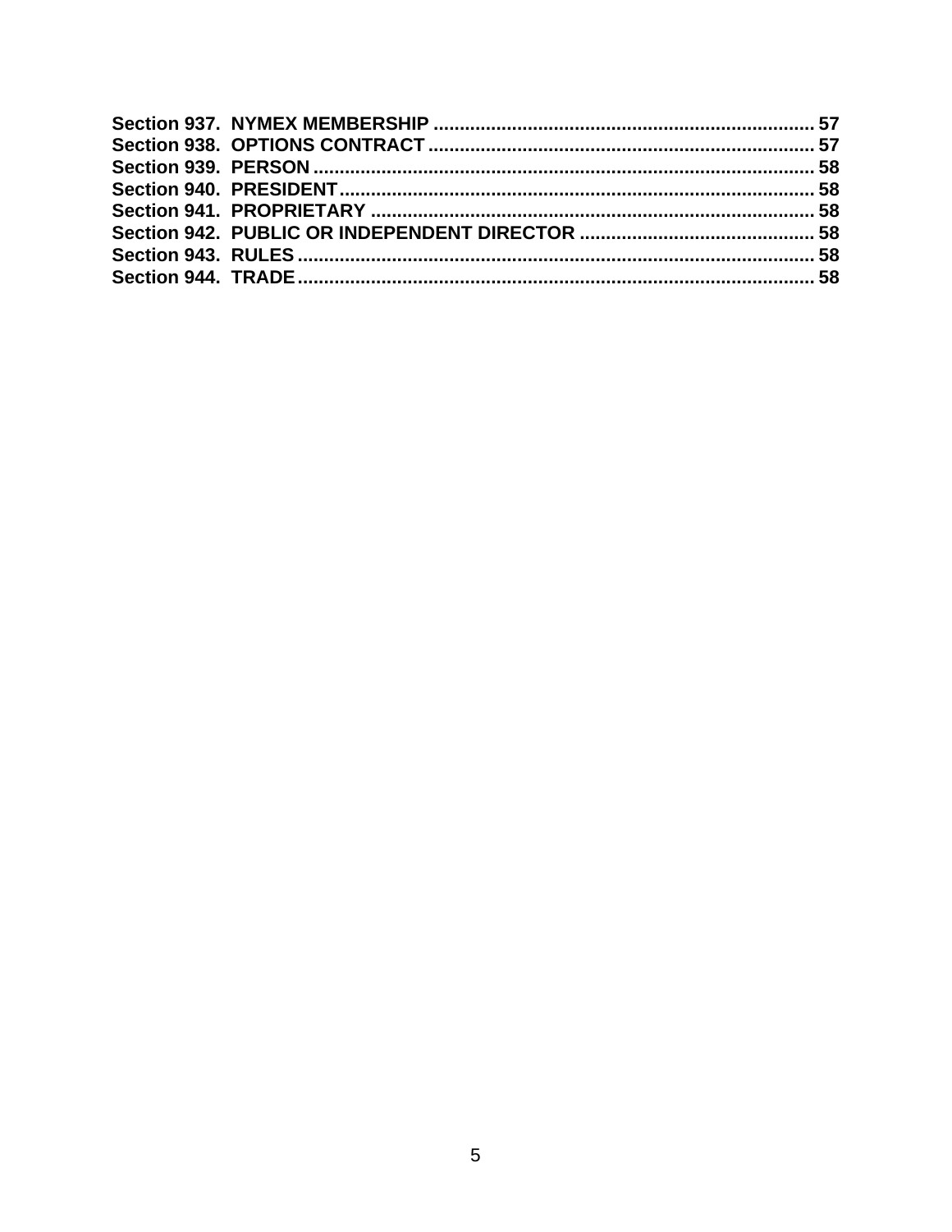**Section 937. NYMEX MEMBERSHIP** ........................................................................ **57**
**Section 938. OPTIONS CONTRACT** ........................................................................ **57**
**Section 939. PERSON** ........................................................................................ **58**
**Section 940. PRESIDENT** ..................................................................................... **58**
**Section 941. PROPRIETARY** ................................................................................ **58**
**Section 942. PUBLIC OR INDEPENDENT DIRECTOR** ............................................. **58**
**Section 943. RULES** ........................................................................................... **58**
**Section 944. TRADE** ........................................................................................... **58**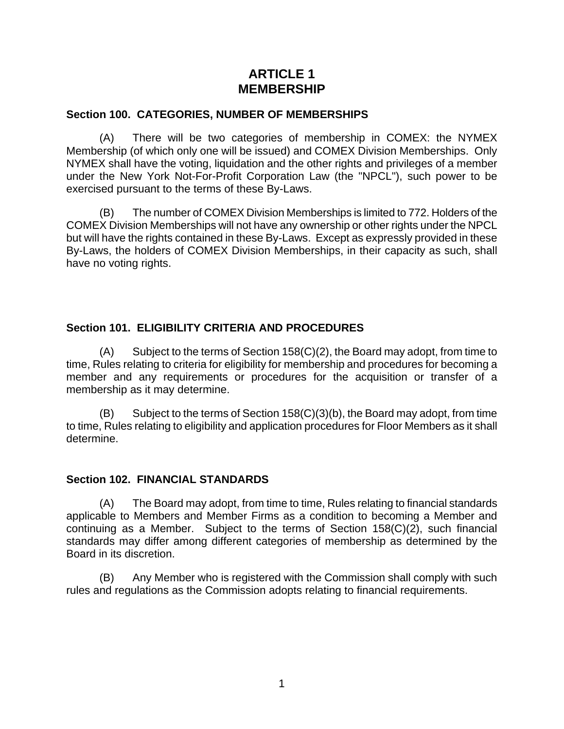# ARTICLE 1
# MEMBERSHIP

### Section 100. CATEGORIES, NUMBER OF MEMBERSHIPS

(A) There will be two categories of membership in COMEX: the NYMEX Membership (of which only one will be issued) and COMEX Division Memberships. Only NYMEX shall have the voting, liquidation and the other rights and privileges of a member under the New York Not-For-Profit Corporation Law (the "NPCL"), such power to be exercised pursuant to the terms of these By-Laws.

(B) The number of COMEX Division Memberships is limited to 772. Holders of the COMEX Division Memberships will not have any ownership or other rights under the NPCL but will have the rights contained in these By-Laws. Except as expressly provided in these By-Laws, the holders of COMEX Division Memberships, in their capacity as such, shall have no voting rights.

### Section 101. ELIGIBILITY CRITERIA AND PROCEDURES

(A) Subject to the terms of Section 158(C)(2), the Board may adopt, from time to time, Rules relating to criteria for eligibility for membership and procedures for becoming a member and any requirements or procedures for the acquisition or transfer of a membership as it may determine.

(B) Subject to the terms of Section 158(C)(3)(b), the Board may adopt, from time to time, Rules relating to eligibility and application procedures for Floor Members as it shall determine.

### Section 102. FINANCIAL STANDARDS

(A) The Board may adopt, from time to time, Rules relating to financial standards applicable to Members and Member Firms as a condition to becoming a Member and continuing as a Member. Subject to the terms of Section 158(C)(2), such financial standards may differ among different categories of membership as determined by the Board in its discretion.

(B) Any Member who is registered with the Commission shall comply with such rules and regulations as the Commission adopts relating to financial requirements.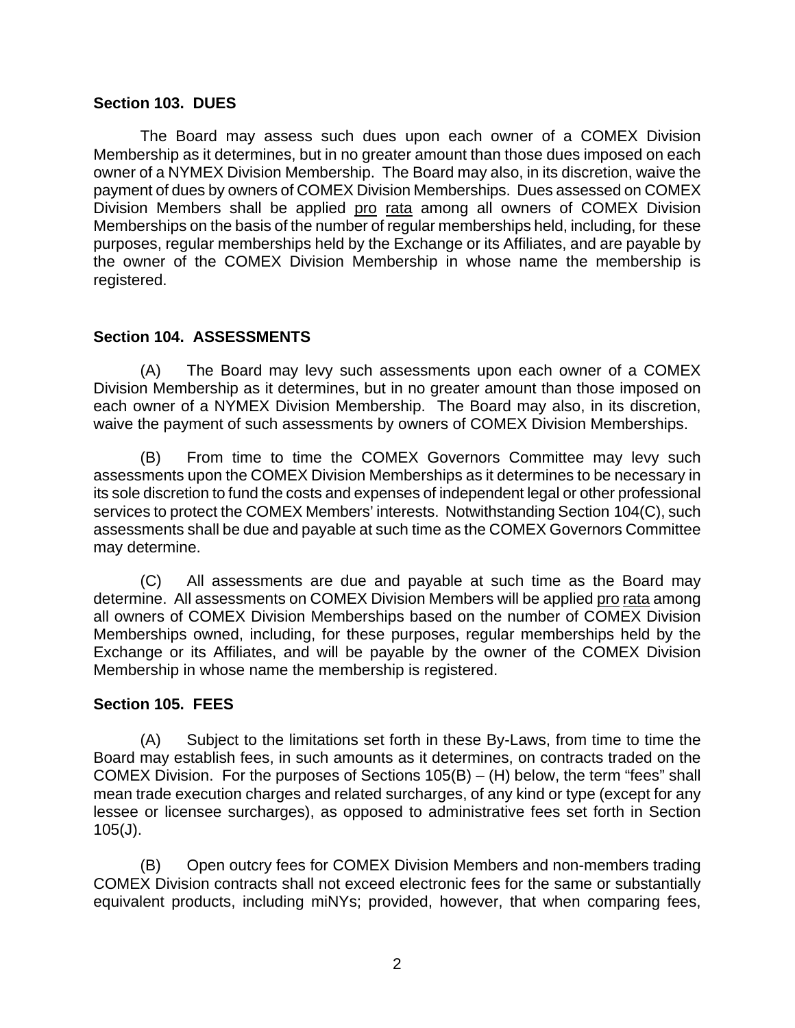### Section 103. DUES

The Board may assess such dues upon each owner of a COMEX Division Membership as it determines, but in no greater amount than those dues imposed on each owner of a NYMEX Division Membership. The Board may also, in its discretion, waive the payment of dues by owners of COMEX Division Memberships. Dues assessed on COMEX Division Members shall be applied pro rata among all owners of COMEX Division Memberships on the basis of the number of regular memberships held, including, for these purposes, regular memberships held by the Exchange or its Affiliates, and are payable by the owner of the COMEX Division Membership in whose name the membership is registered.

### Section 104. ASSESSMENTS

(A) The Board may levy such assessments upon each owner of a COMEX Division Membership as it determines, but in no greater amount than those imposed on each owner of a NYMEX Division Membership. The Board may also, in its discretion, waive the payment of such assessments by owners of COMEX Division Memberships.

(B) From time to time the COMEX Governors Committee may levy such assessments upon the COMEX Division Memberships as it determines to be necessary in its sole discretion to fund the costs and expenses of independent legal or other professional services to protect the COMEX Members' interests. Notwithstanding Section 104(C), such assessments shall be due and payable at such time as the COMEX Governors Committee may determine.

(C) All assessments are due and payable at such time as the Board may determine. All assessments on COMEX Division Members will be applied pro rata among all owners of COMEX Division Memberships based on the number of COMEX Division Memberships owned, including, for these purposes, regular memberships held by the Exchange or its Affiliates, and will be payable by the owner of the COMEX Division Membership in whose name the membership is registered.

### Section 105. FEES

(A) Subject to the limitations set forth in these By-Laws, from time to time the Board may establish fees, in such amounts as it determines, on contracts traded on the COMEX Division. For the purposes of Sections 105(B) – (H) below, the term "fees" shall mean trade execution charges and related surcharges, of any kind or type (except for any lessee or licensee surcharges), as opposed to administrative fees set forth in Section 105(J).

(B) Open outcry fees for COMEX Division Members and non-members trading COMEX Division contracts shall not exceed electronic fees for the same or substantially equivalent products, including miNYs; provided, however, that when comparing fees,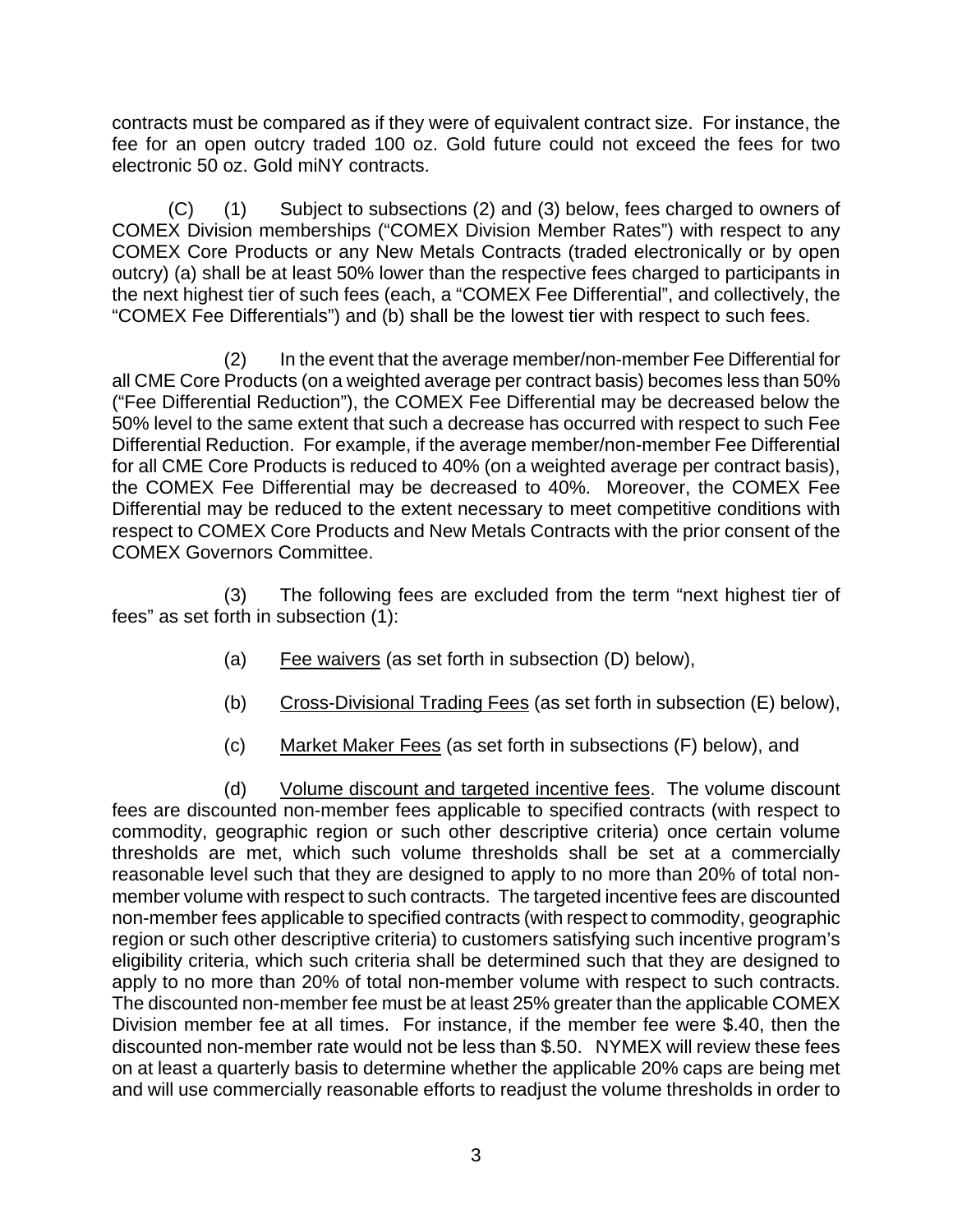contracts must be compared as if they were of equivalent contract size. For instance, the fee for an open outcry traded 100 oz. Gold future could not exceed the fees for two electronic 50 oz. Gold miNY contracts.

(C) (1) Subject to subsections (2) and (3) below, fees charged to owners of COMEX Division memberships ("COMEX Division Member Rates") with respect to any COMEX Core Products or any New Metals Contracts (traded electronically or by open outcry) (a) shall be at least 50% lower than the respective fees charged to participants in the next highest tier of such fees (each, a "COMEX Fee Differential", and collectively, the "COMEX Fee Differentials") and (b) shall be the lowest tier with respect to such fees.

(2) In the event that the average member/non-member Fee Differential for all CME Core Products (on a weighted average per contract basis) becomes less than 50% ("Fee Differential Reduction"), the COMEX Fee Differential may be decreased below the 50% level to the same extent that such a decrease has occurred with respect to such Fee Differential Reduction. For example, if the average member/non-member Fee Differential for all CME Core Products is reduced to 40% (on a weighted average per contract basis), the COMEX Fee Differential may be decreased to 40%. Moreover, the COMEX Fee Differential may be reduced to the extent necessary to meet competitive conditions with respect to COMEX Core Products and New Metals Contracts with the prior consent of the COMEX Governors Committee.

(3) The following fees are excluded from the term "next highest tier of fees" as set forth in subsection (1):

(a) Fee waivers (as set forth in subsection (D) below),

(b) Cross-Divisional Trading Fees (as set forth in subsection (E) below),

(c) Market Maker Fees (as set forth in subsections (F) below), and

(d) Volume discount and targeted incentive fees. The volume discount fees are discounted non-member fees applicable to specified contracts (with respect to commodity, geographic region or such other descriptive criteria) once certain volume thresholds are met, which such volume thresholds shall be set at a commercially reasonable level such that they are designed to apply to no more than 20% of total non-member volume with respect to such contracts. The targeted incentive fees are discounted non-member fees applicable to specified contracts (with respect to commodity, geographic region or such other descriptive criteria) to customers satisfying such incentive program's eligibility criteria, which such criteria shall be determined such that they are designed to apply to no more than 20% of total non-member volume with respect to such contracts. The discounted non-member fee must be at least 25% greater than the applicable COMEX Division member fee at all times. For instance, if the member fee were $.40, then the discounted non-member rate would not be less than $.50. NYMEX will review these fees on at least a quarterly basis to determine whether the applicable 20% caps are being met and will use commercially reasonable efforts to readjust the volume thresholds in order to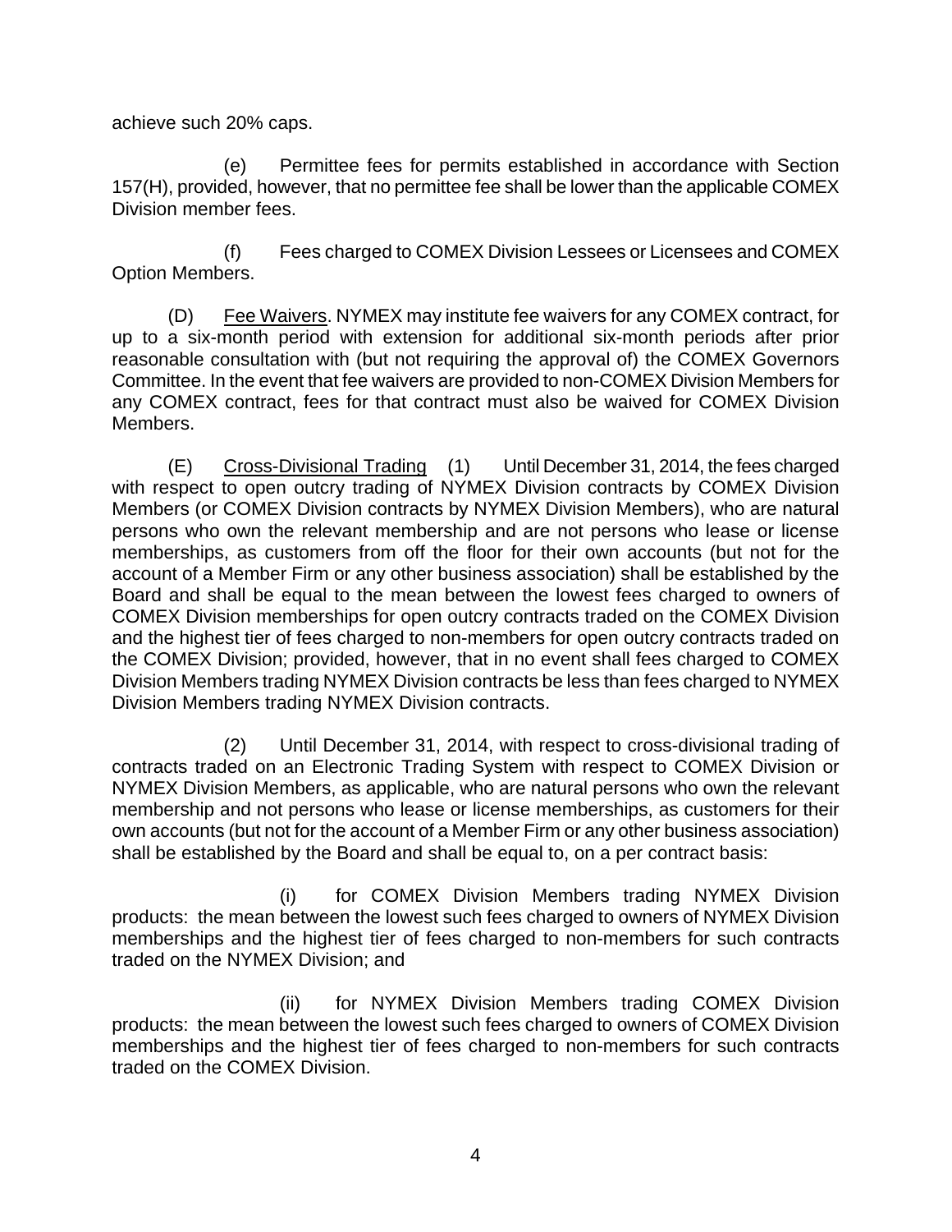achieve such 20% caps.

(e) Permittee fees for permits established in accordance with Section 157(H), provided, however, that no permittee fee shall be lower than the applicable COMEX Division member fees.

(f) Fees charged to COMEX Division Lessees or Licensees and COMEX Option Members.

(D) Fee Waivers. NYMEX may institute fee waivers for any COMEX contract, for up to a six-month period with extension for additional six-month periods after prior reasonable consultation with (but not requiring the approval of) the COMEX Governors Committee. In the event that fee waivers are provided to non-COMEX Division Members for any COMEX contract, fees for that contract must also be waived for COMEX Division Members.

(E) Cross-Divisional Trading (1) Until December 31, 2014, the fees charged with respect to open outcry trading of NYMEX Division contracts by COMEX Division Members (or COMEX Division contracts by NYMEX Division Members), who are natural persons who own the relevant membership and are not persons who lease or license memberships, as customers from off the floor for their own accounts (but not for the account of a Member Firm or any other business association) shall be established by the Board and shall be equal to the mean between the lowest fees charged to owners of COMEX Division memberships for open outcry contracts traded on the COMEX Division and the highest tier of fees charged to non-members for open outcry contracts traded on the COMEX Division; provided, however, that in no event shall fees charged to COMEX Division Members trading NYMEX Division contracts be less than fees charged to NYMEX Division Members trading NYMEX Division contracts.

(2) Until December 31, 2014, with respect to cross-divisional trading of contracts traded on an Electronic Trading System with respect to COMEX Division or NYMEX Division Members, as applicable, who are natural persons who own the relevant membership and not persons who lease or license memberships, as customers for their own accounts (but not for the account of a Member Firm or any other business association) shall be established by the Board and shall be equal to, on a per contract basis:

(i) for COMEX Division Members trading NYMEX Division products: the mean between the lowest such fees charged to owners of NYMEX Division memberships and the highest tier of fees charged to non-members for such contracts traded on the NYMEX Division; and

(ii) for NYMEX Division Members trading COMEX Division products: the mean between the lowest such fees charged to owners of COMEX Division memberships and the highest tier of fees charged to non-members for such contracts traded on the COMEX Division.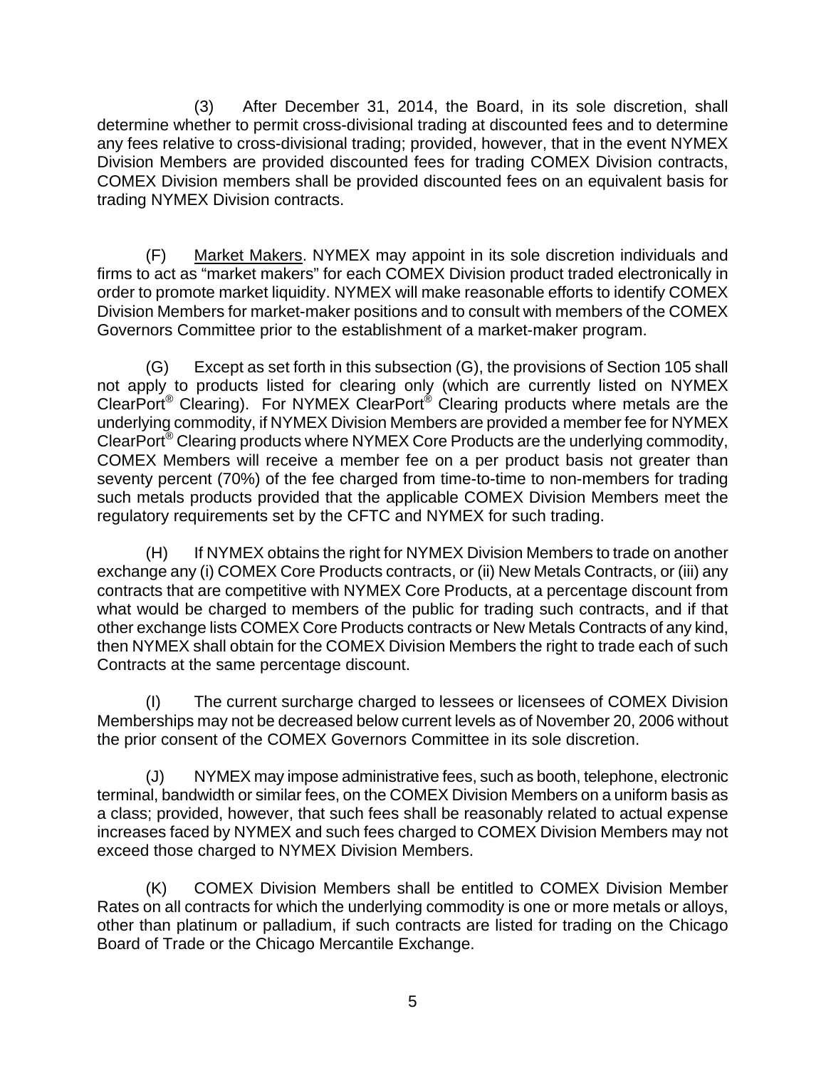(3) After December 31, 2014, the Board, in its sole discretion, shall determine whether to permit cross-divisional trading at discounted fees and to determine any fees relative to cross-divisional trading; provided, however, that in the event NYMEX Division Members are provided discounted fees for trading COMEX Division contracts, COMEX Division members shall be provided discounted fees on an equivalent basis for trading NYMEX Division contracts.

(F) Market Makers. NYMEX may appoint in its sole discretion individuals and firms to act as "market makers" for each COMEX Division product traded electronically in order to promote market liquidity. NYMEX will make reasonable efforts to identify COMEX Division Members for market-maker positions and to consult with members of the COMEX Governors Committee prior to the establishment of a market-maker program.

(G) Except as set forth in this subsection (G), the provisions of Section 105 shall not apply to products listed for clearing only (which are currently listed on NYMEX ClearPort® Clearing). For NYMEX ClearPort® Clearing products where metals are the underlying commodity, if NYMEX Division Members are provided a member fee for NYMEX ClearPort® Clearing products where NYMEX Core Products are the underlying commodity, COMEX Members will receive a member fee on a per product basis not greater than seventy percent (70%) of the fee charged from time-to-time to non-members for trading such metals products provided that the applicable COMEX Division Members meet the regulatory requirements set by the CFTC and NYMEX for such trading.

(H) If NYMEX obtains the right for NYMEX Division Members to trade on another exchange any (i) COMEX Core Products contracts, or (ii) New Metals Contracts, or (iii) any contracts that are competitive with NYMEX Core Products, at a percentage discount from what would be charged to members of the public for trading such contracts, and if that other exchange lists COMEX Core Products contracts or New Metals Contracts of any kind, then NYMEX shall obtain for the COMEX Division Members the right to trade each of such Contracts at the same percentage discount.

(I) The current surcharge charged to lessees or licensees of COMEX Division Memberships may not be decreased below current levels as of November 20, 2006 without the prior consent of the COMEX Governors Committee in its sole discretion.

(J) NYMEX may impose administrative fees, such as booth, telephone, electronic terminal, bandwidth or similar fees, on the COMEX Division Members on a uniform basis as a class; provided, however, that such fees shall be reasonably related to actual expense increases faced by NYMEX and such fees charged to COMEX Division Members may not exceed those charged to NYMEX Division Members.

(K) COMEX Division Members shall be entitled to COMEX Division Member Rates on all contracts for which the underlying commodity is one or more metals or alloys, other than platinum or palladium, if such contracts are listed for trading on the Chicago Board of Trade or the Chicago Mercantile Exchange.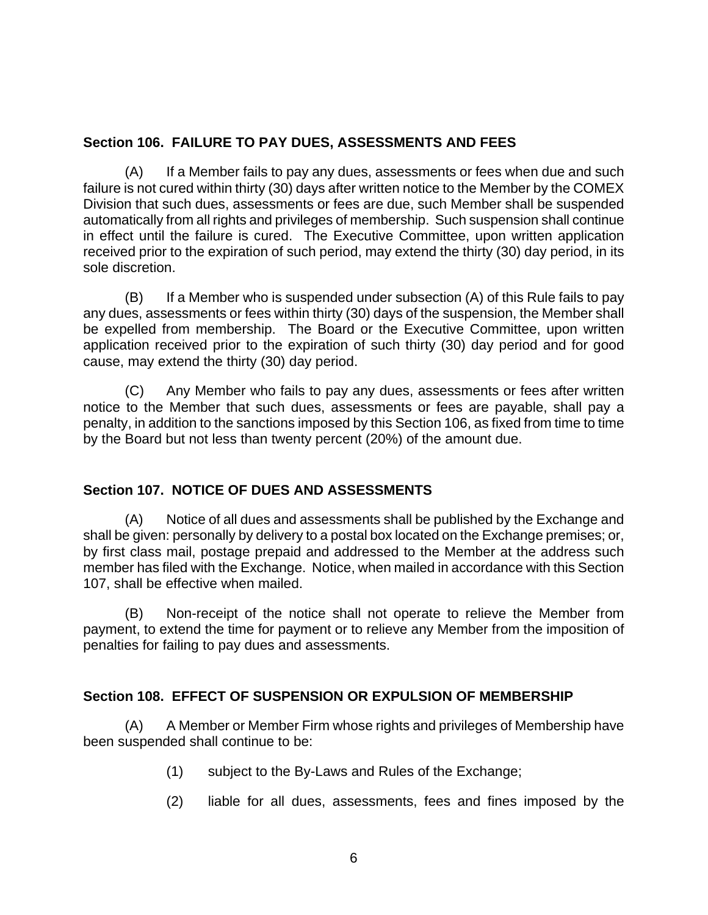## Section 106. FAILURE TO PAY DUES, ASSESSMENTS AND FEES

(A) If a Member fails to pay any dues, assessments or fees when due and such failure is not cured within thirty (30) days after written notice to the Member by the COMEX Division that such dues, assessments or fees are due, such Member shall be suspended automatically from all rights and privileges of membership. Such suspension shall continue in effect until the failure is cured. The Executive Committee, upon written application received prior to the expiration of such period, may extend the thirty (30) day period, in its sole discretion.

(B) If a Member who is suspended under subsection (A) of this Rule fails to pay any dues, assessments or fees within thirty (30) days of the suspension, the Member shall be expelled from membership. The Board or the Executive Committee, upon written application received prior to the expiration of such thirty (30) day period and for good cause, may extend the thirty (30) day period.

(C) Any Member who fails to pay any dues, assessments or fees after written notice to the Member that such dues, assessments or fees are payable, shall pay a penalty, in addition to the sanctions imposed by this Section 106, as fixed from time to time by the Board but not less than twenty percent (20%) of the amount due.

## Section 107. NOTICE OF DUES AND ASSESSMENTS

(A) Notice of all dues and assessments shall be published by the Exchange and shall be given: personally by delivery to a postal box located on the Exchange premises; or, by first class mail, postage prepaid and addressed to the Member at the address such member has filed with the Exchange. Notice, when mailed in accordance with this Section 107, shall be effective when mailed.

(B) Non-receipt of the notice shall not operate to relieve the Member from payment, to extend the time for payment or to relieve any Member from the imposition of penalties for failing to pay dues and assessments.

## Section 108. EFFECT OF SUSPENSION OR EXPULSION OF MEMBERSHIP

(A) A Member or Member Firm whose rights and privileges of Membership have been suspended shall continue to be:

(1) subject to the By-Laws and Rules of the Exchange;

(2) liable for all dues, assessments, fees and fines imposed by the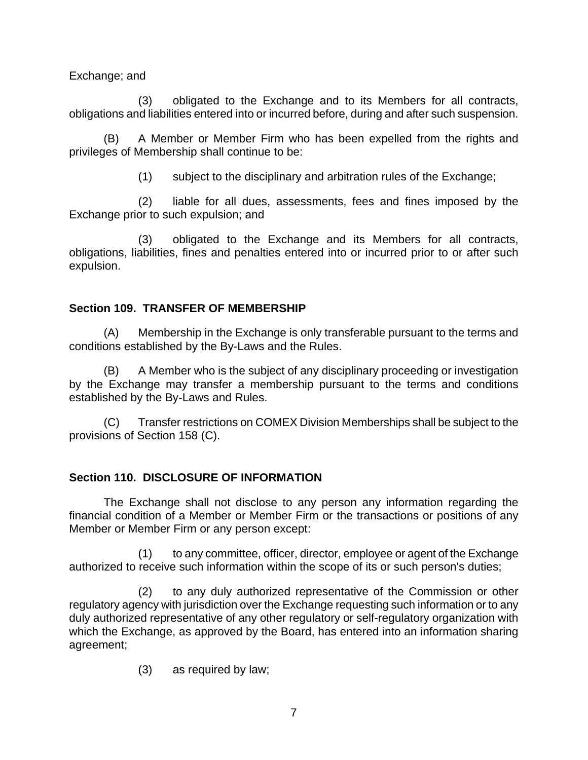Exchange; and

(3) obligated to the Exchange and to its Members for all contracts, obligations and liabilities entered into or incurred before, during and after such suspension.

(B) A Member or Member Firm who has been expelled from the rights and privileges of Membership shall continue to be:

(1) subject to the disciplinary and arbitration rules of the Exchange;

(2) liable for all dues, assessments, fees and fines imposed by the Exchange prior to such expulsion; and

(3) obligated to the Exchange and its Members for all contracts, obligations, liabilities, fines and penalties entered into or incurred prior to or after such expulsion.

**Section 109. TRANSFER OF MEMBERSHIP**

(A) Membership in the Exchange is only transferable pursuant to the terms and conditions established by the By-Laws and the Rules.

(B) A Member who is the subject of any disciplinary proceeding or investigation by the Exchange may transfer a membership pursuant to the terms and conditions established by the By-Laws and Rules.

(C) Transfer restrictions on COMEX Division Memberships shall be subject to the provisions of Section 158 (C).

**Section 110. DISCLOSURE OF INFORMATION**

The Exchange shall not disclose to any person any information regarding the financial condition of a Member or Member Firm or the transactions or positions of any Member or Member Firm or any person except:

(1) to any committee, officer, director, employee or agent of the Exchange authorized to receive such information within the scope of its or such person's duties;

(2) to any duly authorized representative of the Commission or other regulatory agency with jurisdiction over the Exchange requesting such information or to any duly authorized representative of any other regulatory or self-regulatory organization with which the Exchange, as approved by the Board, has entered into an information sharing agreement;

(3) as required by law;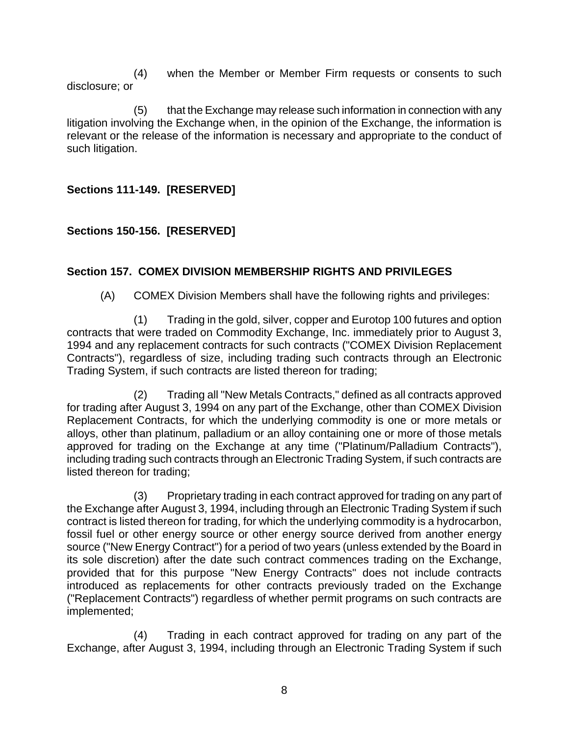(4) when the Member or Member Firm requests or consents to such disclosure; or

(5) that the Exchange may release such information in connection with any litigation involving the Exchange when, in the opinion of the Exchange, the information is relevant or the release of the information is necessary and appropriate to the conduct of such litigation.

**Sections 111-149. [RESERVED]**

**Sections 150-156. [RESERVED]**

**Section 157. COMEX DIVISION MEMBERSHIP RIGHTS AND PRIVILEGES**

(A) COMEX Division Members shall have the following rights and privileges:

(1) Trading in the gold, silver, copper and Eurotop 100 futures and option contracts that were traded on Commodity Exchange, Inc. immediately prior to August 3, 1994 and any replacement contracts for such contracts ("COMEX Division Replacement Contracts"), regardless of size, including trading such contracts through an Electronic Trading System, if such contracts are listed thereon for trading;

(2) Trading all "New Metals Contracts," defined as all contracts approved for trading after August 3, 1994 on any part of the Exchange, other than COMEX Division Replacement Contracts, for which the underlying commodity is one or more metals or alloys, other than platinum, palladium or an alloy containing one or more of those metals approved for trading on the Exchange at any time ("Platinum/Palladium Contracts"), including trading such contracts through an Electronic Trading System, if such contracts are listed thereon for trading;

(3) Proprietary trading in each contract approved for trading on any part of the Exchange after August 3, 1994, including through an Electronic Trading System if such contract is listed thereon for trading, for which the underlying commodity is a hydrocarbon, fossil fuel or other energy source or other energy source derived from another energy source ("New Energy Contract") for a period of two years (unless extended by the Board in its sole discretion) after the date such contract commences trading on the Exchange, provided that for this purpose "New Energy Contracts" does not include contracts introduced as replacements for other contracts previously traded on the Exchange ("Replacement Contracts") regardless of whether permit programs on such contracts are implemented;

(4) Trading in each contract approved for trading on any part of the Exchange, after August 3, 1994, including through an Electronic Trading System if such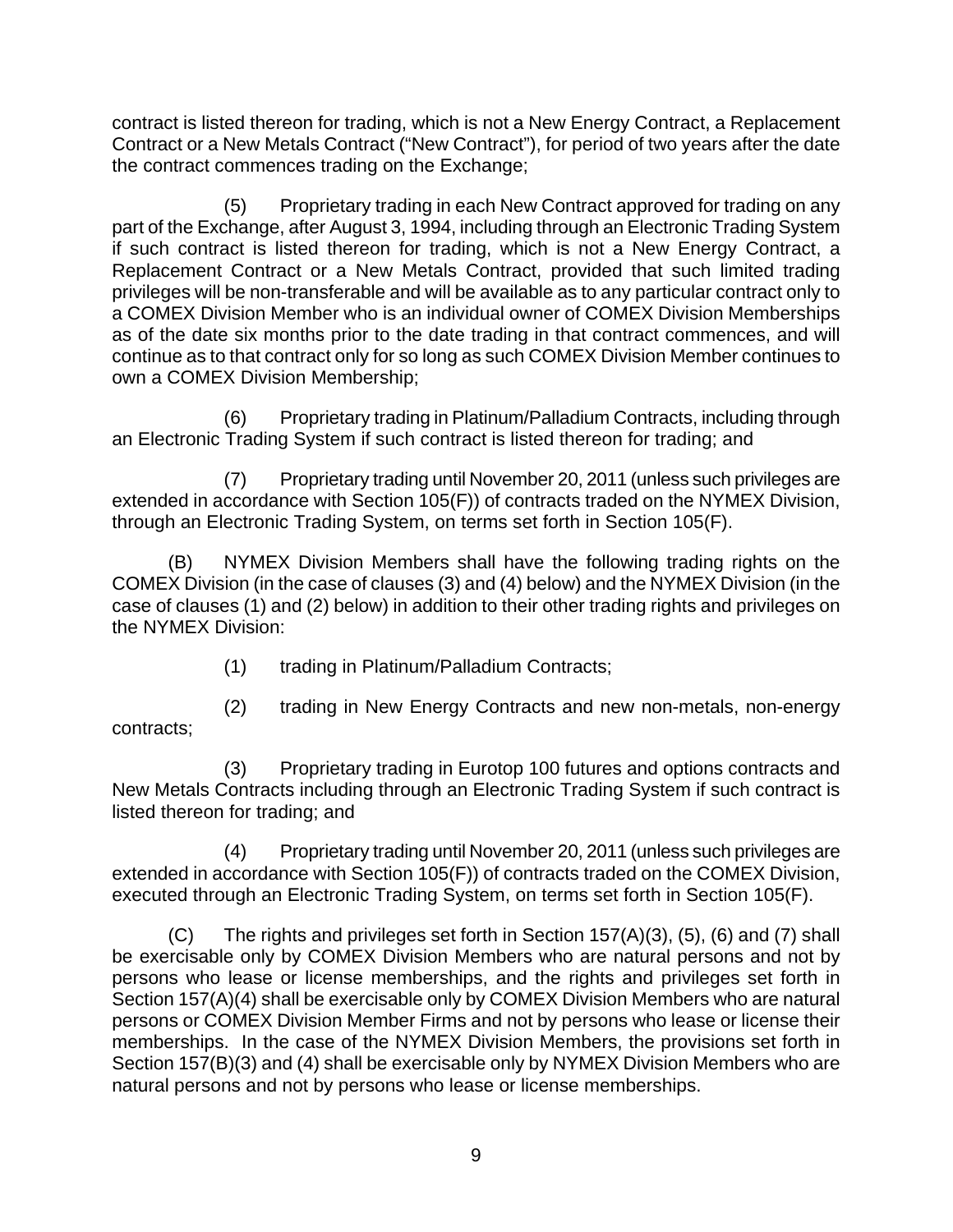contract is listed thereon for trading, which is not a New Energy Contract, a Replacement Contract or a New Metals Contract ("New Contract"), for period of two years after the date the contract commences trading on the Exchange;

(5) Proprietary trading in each New Contract approved for trading on any part of the Exchange, after August 3, 1994, including through an Electronic Trading System if such contract is listed thereon for trading, which is not a New Energy Contract, a Replacement Contract or a New Metals Contract, provided that such limited trading privileges will be non-transferable and will be available as to any particular contract only to a COMEX Division Member who is an individual owner of COMEX Division Memberships as of the date six months prior to the date trading in that contract commences, and will continue as to that contract only for so long as such COMEX Division Member continues to own a COMEX Division Membership;

(6) Proprietary trading in Platinum/Palladium Contracts, including through an Electronic Trading System if such contract is listed thereon for trading; and

(7) Proprietary trading until November 20, 2011 (unless such privileges are extended in accordance with Section 105(F)) of contracts traded on the NYMEX Division, through an Electronic Trading System, on terms set forth in Section 105(F).

(B) NYMEX Division Members shall have the following trading rights on the COMEX Division (in the case of clauses (3) and (4) below) and the NYMEX Division (in the case of clauses (1) and (2) below) in addition to their other trading rights and privileges on the NYMEX Division:

(1) trading in Platinum/Palladium Contracts;

(2) trading in New Energy Contracts and new non-metals, non-energy contracts;

(3) Proprietary trading in Eurotop 100 futures and options contracts and New Metals Contracts including through an Electronic Trading System if such contract is listed thereon for trading; and

(4) Proprietary trading until November 20, 2011 (unless such privileges are extended in accordance with Section 105(F)) of contracts traded on the COMEX Division, executed through an Electronic Trading System, on terms set forth in Section 105(F).

(C) The rights and privileges set forth in Section 157(A)(3), (5), (6) and (7) shall be exercisable only by COMEX Division Members who are natural persons and not by persons who lease or license memberships, and the rights and privileges set forth in Section 157(A)(4) shall be exercisable only by COMEX Division Members who are natural persons or COMEX Division Member Firms and not by persons who lease or license their memberships. In the case of the NYMEX Division Members, the provisions set forth in Section 157(B)(3) and (4) shall be exercisable only by NYMEX Division Members who are natural persons and not by persons who lease or license memberships.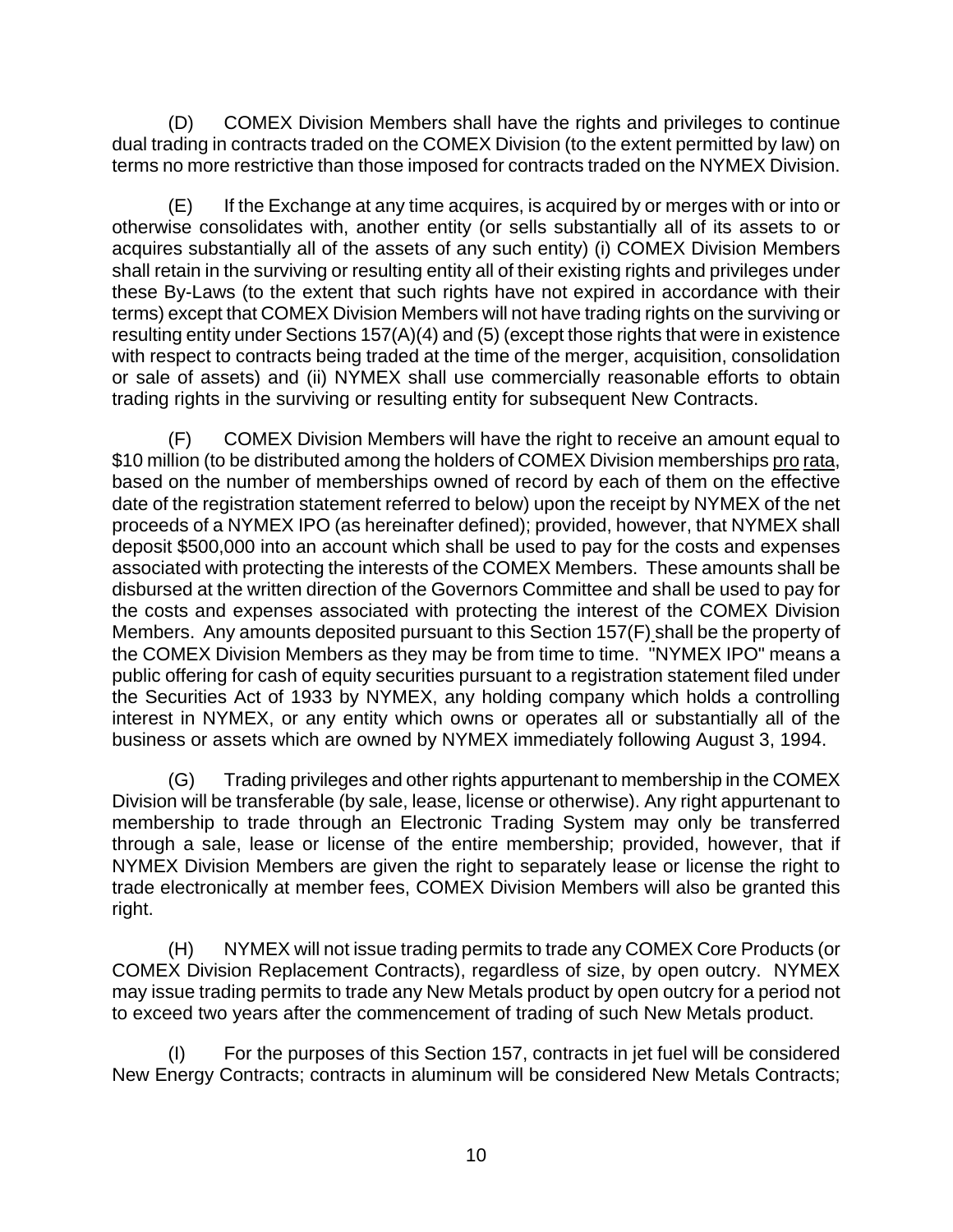(D) COMEX Division Members shall have the rights and privileges to continue dual trading in contracts traded on the COMEX Division (to the extent permitted by law) on terms no more restrictive than those imposed for contracts traded on the NYMEX Division.

(E) If the Exchange at any time acquires, is acquired by or merges with or into or otherwise consolidates with, another entity (or sells substantially all of its assets to or acquires substantially all of the assets of any such entity) (i) COMEX Division Members shall retain in the surviving or resulting entity all of their existing rights and privileges under these By-Laws (to the extent that such rights have not expired in accordance with their terms) except that COMEX Division Members will not have trading rights on the surviving or resulting entity under Sections 157(A)(4) and (5) (except those rights that were in existence with respect to contracts being traded at the time of the merger, acquisition, consolidation or sale of assets) and (ii) NYMEX shall use commercially reasonable efforts to obtain trading rights in the surviving or resulting entity for subsequent New Contracts.

(F) COMEX Division Members will have the right to receive an amount equal to $10 million (to be distributed among the holders of COMEX Division memberships pro rata, based on the number of memberships owned of record by each of them on the effective date of the registration statement referred to below) upon the receipt by NYMEX of the net proceeds of a NYMEX IPO (as hereinafter defined); provided, however, that NYMEX shall deposit $500,000 into an account which shall be used to pay for the costs and expenses associated with protecting the interests of the COMEX Members. These amounts shall be disbursed at the written direction of the Governors Committee and shall be used to pay for the costs and expenses associated with protecting the interest of the COMEX Division Members. Any amounts deposited pursuant to this Section 157(F) shall be the property of the COMEX Division Members as they may be from time to time. "NYMEX IPO" means a public offering for cash of equity securities pursuant to a registration statement filed under the Securities Act of 1933 by NYMEX, any holding company which holds a controlling interest in NYMEX, or any entity which owns or operates all or substantially all of the business or assets which are owned by NYMEX immediately following August 3, 1994.

(G) Trading privileges and other rights appurtenant to membership in the COMEX Division will be transferable (by sale, lease, license or otherwise). Any right appurtenant to membership to trade through an Electronic Trading System may only be transferred through a sale, lease or license of the entire membership; provided, however, that if NYMEX Division Members are given the right to separately lease or license the right to trade electronically at member fees, COMEX Division Members will also be granted this right.

(H) NYMEX will not issue trading permits to trade any COMEX Core Products (or COMEX Division Replacement Contracts), regardless of size, by open outcry. NYMEX may issue trading permits to trade any New Metals product by open outcry for a period not to exceed two years after the commencement of trading of such New Metals product.

(I) For the purposes of this Section 157, contracts in jet fuel will be considered New Energy Contracts; contracts in aluminum will be considered New Metals Contracts;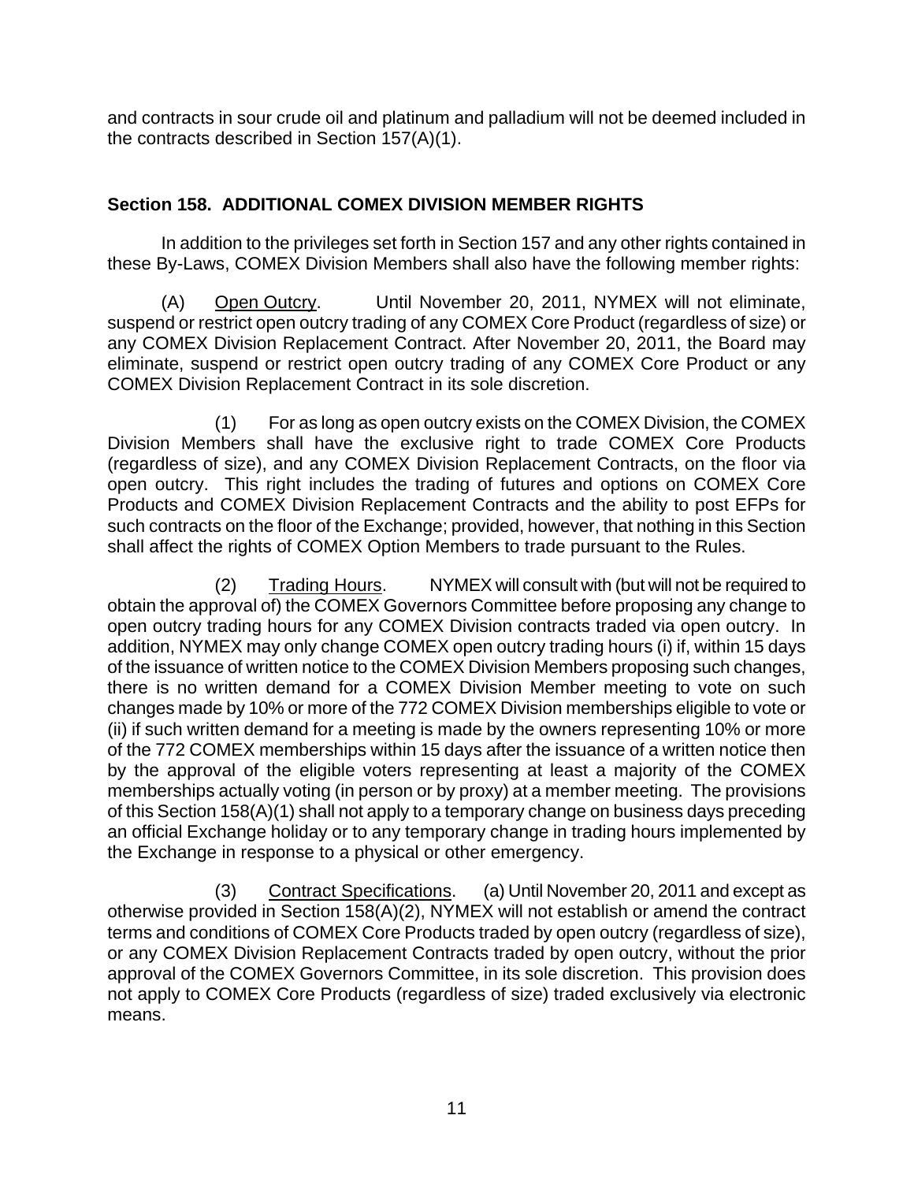and contracts in sour crude oil and platinum and palladium will not be deemed included in the contracts described in Section 157(A)(1).

## Section 158. ADDITIONAL COMEX DIVISION MEMBER RIGHTS

In addition to the privileges set forth in Section 157 and any other rights contained in these By-Laws, COMEX Division Members shall also have the following member rights:

(A) Open Outcry. Until November 20, 2011, NYMEX will not eliminate, suspend or restrict open outcry trading of any COMEX Core Product (regardless of size) or any COMEX Division Replacement Contract. After November 20, 2011, the Board may eliminate, suspend or restrict open outcry trading of any COMEX Core Product or any COMEX Division Replacement Contract in its sole discretion.

(1) For as long as open outcry exists on the COMEX Division, the COMEX Division Members shall have the exclusive right to trade COMEX Core Products (regardless of size), and any COMEX Division Replacement Contracts, on the floor via open outcry. This right includes the trading of futures and options on COMEX Core Products and COMEX Division Replacement Contracts and the ability to post EFPs for such contracts on the floor of the Exchange; provided, however, that nothing in this Section shall affect the rights of COMEX Option Members to trade pursuant to the Rules.

(2) Trading Hours. NYMEX will consult with (but will not be required to obtain the approval of) the COMEX Governors Committee before proposing any change to open outcry trading hours for any COMEX Division contracts traded via open outcry. In addition, NYMEX may only change COMEX open outcry trading hours (i) if, within 15 days of the issuance of written notice to the COMEX Division Members proposing such changes, there is no written demand for a COMEX Division Member meeting to vote on such changes made by 10% or more of the 772 COMEX Division memberships eligible to vote or (ii) if such written demand for a meeting is made by the owners representing 10% or more of the 772 COMEX memberships within 15 days after the issuance of a written notice then by the approval of the eligible voters representing at least a majority of the COMEX memberships actually voting (in person or by proxy) at a member meeting. The provisions of this Section 158(A)(1) shall not apply to a temporary change on business days preceding an official Exchange holiday or to any temporary change in trading hours implemented by the Exchange in response to a physical or other emergency.

(3) Contract Specifications. (a) Until November 20, 2011 and except as otherwise provided in Section 158(A)(2), NYMEX will not establish or amend the contract terms and conditions of COMEX Core Products traded by open outcry (regardless of size), or any COMEX Division Replacement Contracts traded by open outcry, without the prior approval of the COMEX Governors Committee, in its sole discretion. This provision does not apply to COMEX Core Products (regardless of size) traded exclusively via electronic means.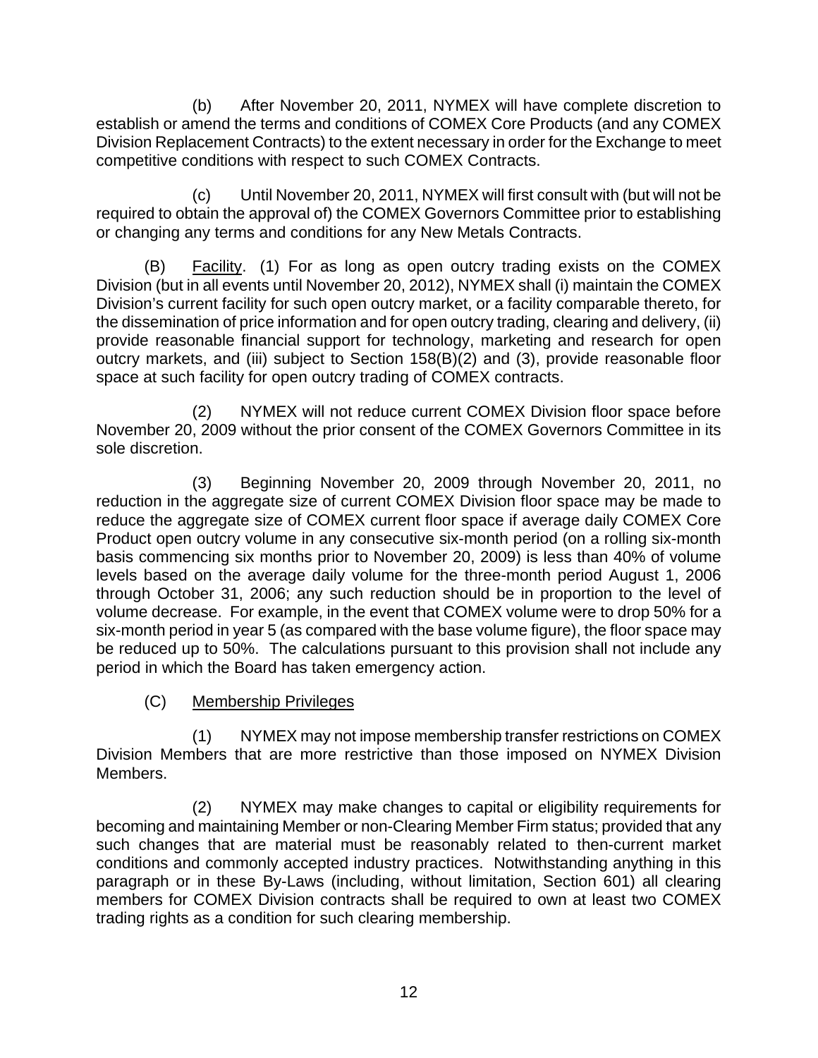(b) After November 20, 2011, NYMEX will have complete discretion to establish or amend the terms and conditions of COMEX Core Products (and any COMEX Division Replacement Contracts) to the extent necessary in order for the Exchange to meet competitive conditions with respect to such COMEX Contracts.

(c) Until November 20, 2011, NYMEX will first consult with (but will not be required to obtain the approval of) the COMEX Governors Committee prior to establishing or changing any terms and conditions for any New Metals Contracts.

(B) Facility. (1) For as long as open outcry trading exists on the COMEX Division (but in all events until November 20, 2012), NYMEX shall (i) maintain the COMEX Division's current facility for such open outcry market, or a facility comparable thereto, for the dissemination of price information and for open outcry trading, clearing and delivery, (ii) provide reasonable financial support for technology, marketing and research for open outcry markets, and (iii) subject to Section 158(B)(2) and (3), provide reasonable floor space at such facility for open outcry trading of COMEX contracts.

(2) NYMEX will not reduce current COMEX Division floor space before November 20, 2009 without the prior consent of the COMEX Governors Committee in its sole discretion.

(3) Beginning November 20, 2009 through November 20, 2011, no reduction in the aggregate size of current COMEX Division floor space may be made to reduce the aggregate size of COMEX current floor space if average daily COMEX Core Product open outcry volume in any consecutive six-month period (on a rolling six-month basis commencing six months prior to November 20, 2009) is less than 40% of volume levels based on the average daily volume for the three-month period August 1, 2006 through October 31, 2006; any such reduction should be in proportion to the level of volume decrease. For example, in the event that COMEX volume were to drop 50% for a six-month period in year 5 (as compared with the base volume figure), the floor space may be reduced up to 50%. The calculations pursuant to this provision shall not include any period in which the Board has taken emergency action.

(C) Membership Privileges

(1) NYMEX may not impose membership transfer restrictions on COMEX Division Members that are more restrictive than those imposed on NYMEX Division Members.

(2) NYMEX may make changes to capital or eligibility requirements for becoming and maintaining Member or non-Clearing Member Firm status; provided that any such changes that are material must be reasonably related to then-current market conditions and commonly accepted industry practices. Notwithstanding anything in this paragraph or in these By-Laws (including, without limitation, Section 601) all clearing members for COMEX Division contracts shall be required to own at least two COMEX trading rights as a condition for such clearing membership.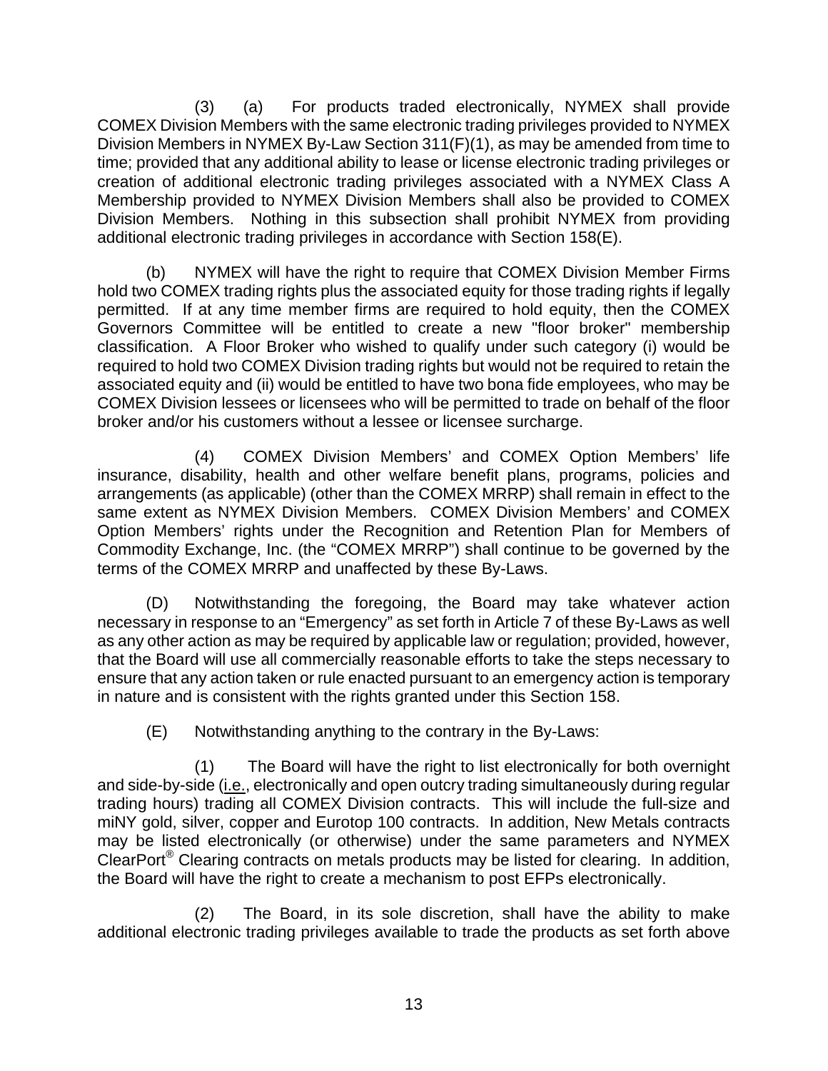(3) (a) For products traded electronically, NYMEX shall provide COMEX Division Members with the same electronic trading privileges provided to NYMEX Division Members in NYMEX By-Law Section 311(F)(1), as may be amended from time to time; provided that any additional ability to lease or license electronic trading privileges or creation of additional electronic trading privileges associated with a NYMEX Class A Membership provided to NYMEX Division Members shall also be provided to COMEX Division Members. Nothing in this subsection shall prohibit NYMEX from providing additional electronic trading privileges in accordance with Section 158(E).

(b) NYMEX will have the right to require that COMEX Division Member Firms hold two COMEX trading rights plus the associated equity for those trading rights if legally permitted. If at any time member firms are required to hold equity, then the COMEX Governors Committee will be entitled to create a new "floor broker" membership classification. A Floor Broker who wished to qualify under such category (i) would be required to hold two COMEX Division trading rights but would not be required to retain the associated equity and (ii) would be entitled to have two bona fide employees, who may be COMEX Division lessees or licensees who will be permitted to trade on behalf of the floor broker and/or his customers without a lessee or licensee surcharge.

(4) COMEX Division Members' and COMEX Option Members' life insurance, disability, health and other welfare benefit plans, programs, policies and arrangements (as applicable) (other than the COMEX MRRP) shall remain in effect to the same extent as NYMEX Division Members. COMEX Division Members' and COMEX Option Members' rights under the Recognition and Retention Plan for Members of Commodity Exchange, Inc. (the "COMEX MRRP") shall continue to be governed by the terms of the COMEX MRRP and unaffected by these By-Laws.

(D) Notwithstanding the foregoing, the Board may take whatever action necessary in response to an "Emergency" as set forth in Article 7 of these By-Laws as well as any other action as may be required by applicable law or regulation; provided, however, that the Board will use all commercially reasonable efforts to take the steps necessary to ensure that any action taken or rule enacted pursuant to an emergency action is temporary in nature and is consistent with the rights granted under this Section 158.

(E) Notwithstanding anything to the contrary in the By-Laws:

(1) The Board will have the right to list electronically for both overnight and side-by-side (i.e., electronically and open outcry trading simultaneously during regular trading hours) trading all COMEX Division contracts. This will include the full-size and miNY gold, silver, copper and Eurotop 100 contracts. In addition, New Metals contracts may be listed electronically (or otherwise) under the same parameters and NYMEX ClearPort® Clearing contracts on metals products may be listed for clearing. In addition, the Board will have the right to create a mechanism to post EFPs electronically.

(2) The Board, in its sole discretion, shall have the ability to make additional electronic trading privileges available to trade the products as set forth above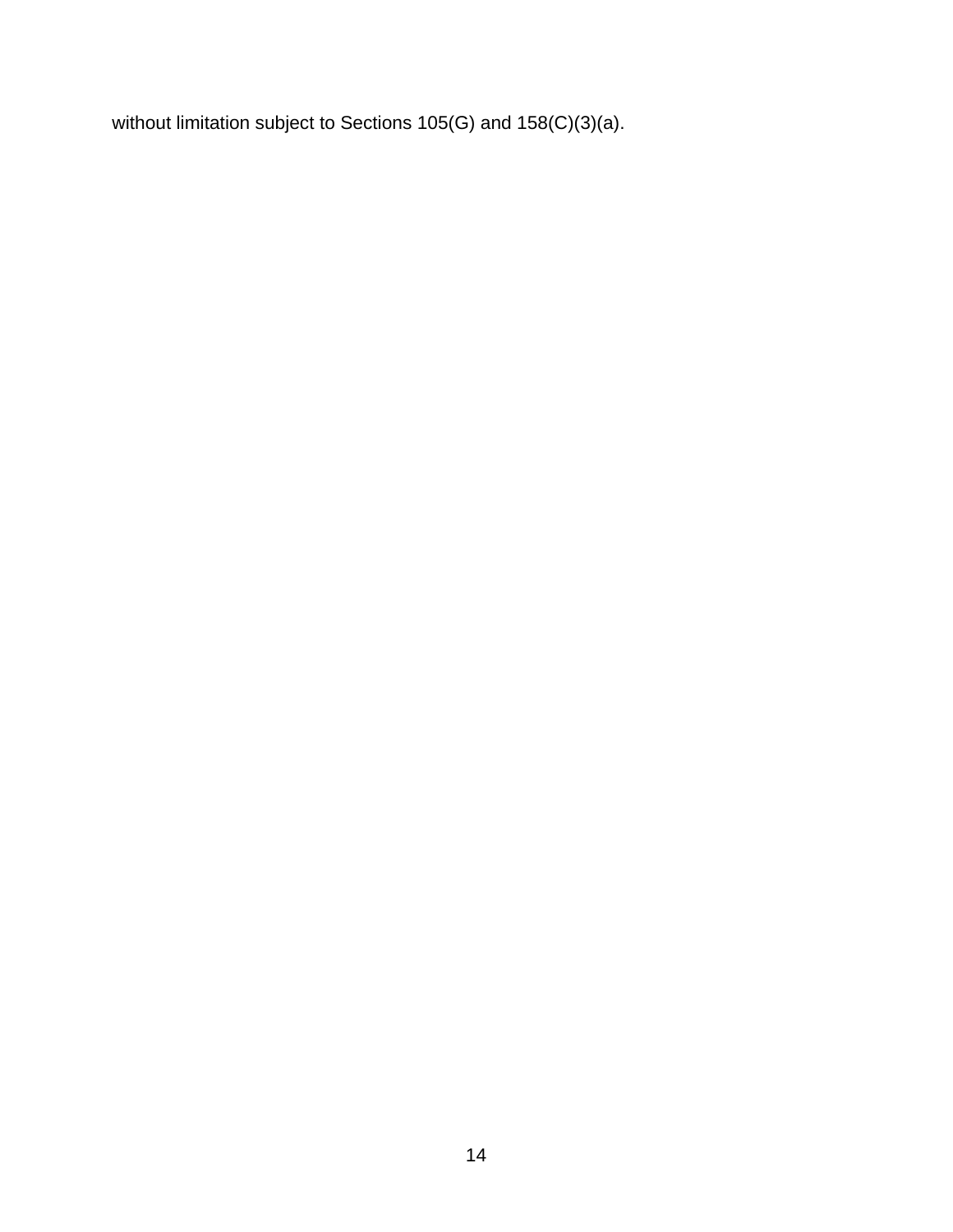without limitation subject to Sections 105(G) and 158(C)(3)(a).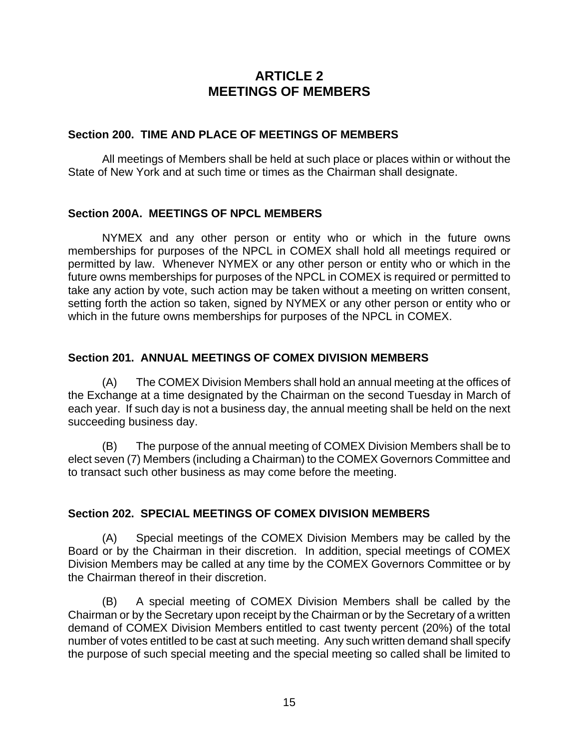# ARTICLE 2
# MEETINGS OF MEMBERS

### Section 200. TIME AND PLACE OF MEETINGS OF MEMBERS

All meetings of Members shall be held at such place or places within or without the State of New York and at such time or times as the Chairman shall designate.

### Section 200A. MEETINGS OF NPCL MEMBERS

NYMEX and any other person or entity who or which in the future owns memberships for purposes of the NPCL in COMEX shall hold all meetings required or permitted by law. Whenever NYMEX or any other person or entity who or which in the future owns memberships for purposes of the NPCL in COMEX is required or permitted to take any action by vote, such action may be taken without a meeting on written consent, setting forth the action so taken, signed by NYMEX or any other person or entity who or which in the future owns memberships for purposes of the NPCL in COMEX.

### Section 201. ANNUAL MEETINGS OF COMEX DIVISION MEMBERS

(A) The COMEX Division Members shall hold an annual meeting at the offices of the Exchange at a time designated by the Chairman on the second Tuesday in March of each year. If such day is not a business day, the annual meeting shall be held on the next succeeding business day.

(B) The purpose of the annual meeting of COMEX Division Members shall be to elect seven (7) Members (including a Chairman) to the COMEX Governors Committee and to transact such other business as may come before the meeting.

### Section 202. SPECIAL MEETINGS OF COMEX DIVISION MEMBERS

(A) Special meetings of the COMEX Division Members may be called by the Board or by the Chairman in their discretion. In addition, special meetings of COMEX Division Members may be called at any time by the COMEX Governors Committee or by the Chairman thereof in their discretion.

(B) A special meeting of COMEX Division Members shall be called by the Chairman or by the Secretary upon receipt by the Chairman or by the Secretary of a written demand of COMEX Division Members entitled to cast twenty percent (20%) of the total number of votes entitled to be cast at such meeting. Any such written demand shall specify the purpose of such special meeting and the special meeting so called shall be limited to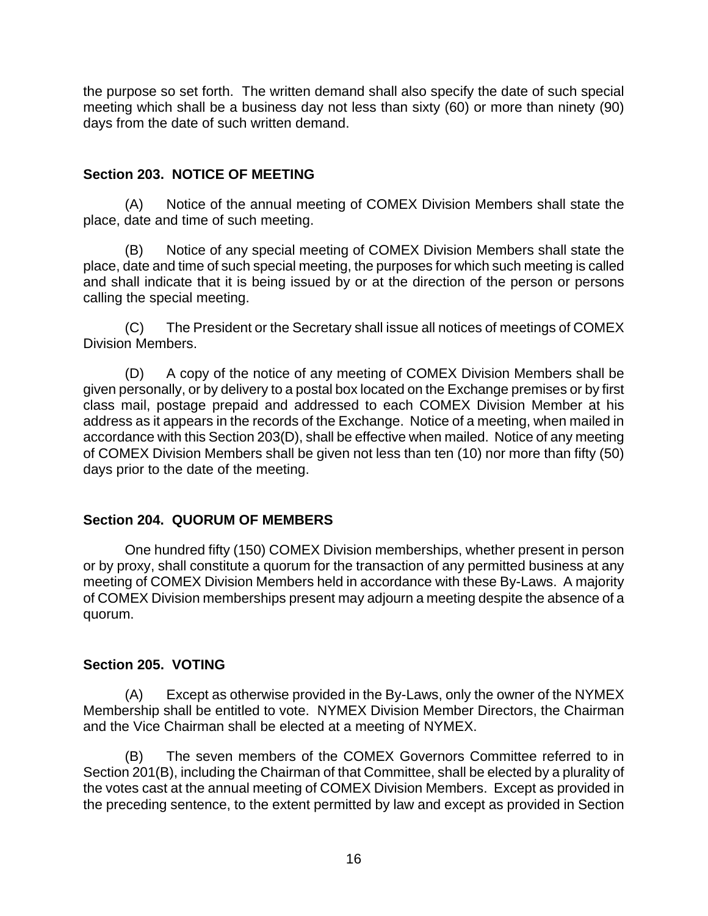the purpose so set forth. The written demand shall also specify the date of such special meeting which shall be a business day not less than sixty (60) or more than ninety (90) days from the date of such written demand.

**Section 203. NOTICE OF MEETING**

(A) Notice of the annual meeting of COMEX Division Members shall state the place, date and time of such meeting.

(B) Notice of any special meeting of COMEX Division Members shall state the place, date and time of such special meeting, the purposes for which such meeting is called and shall indicate that it is being issued by or at the direction of the person or persons calling the special meeting.

(C) The President or the Secretary shall issue all notices of meetings of COMEX Division Members.

(D) A copy of the notice of any meeting of COMEX Division Members shall be given personally, or by delivery to a postal box located on the Exchange premises or by first class mail, postage prepaid and addressed to each COMEX Division Member at his address as it appears in the records of the Exchange. Notice of a meeting, when mailed in accordance with this Section 203(D), shall be effective when mailed. Notice of any meeting of COMEX Division Members shall be given not less than ten (10) nor more than fifty (50) days prior to the date of the meeting.

**Section 204. QUORUM OF MEMBERS**

One hundred fifty (150) COMEX Division memberships, whether present in person or by proxy, shall constitute a quorum for the transaction of any permitted business at any meeting of COMEX Division Members held in accordance with these By-Laws. A majority of COMEX Division memberships present may adjourn a meeting despite the absence of a quorum.

**Section 205. VOTING**

(A) Except as otherwise provided in the By-Laws, only the owner of the NYMEX Membership shall be entitled to vote. NYMEX Division Member Directors, the Chairman and the Vice Chairman shall be elected at a meeting of NYMEX.

(B) The seven members of the COMEX Governors Committee referred to in Section 201(B), including the Chairman of that Committee, shall be elected by a plurality of the votes cast at the annual meeting of COMEX Division Members. Except as provided in the preceding sentence, to the extent permitted by law and except as provided in Section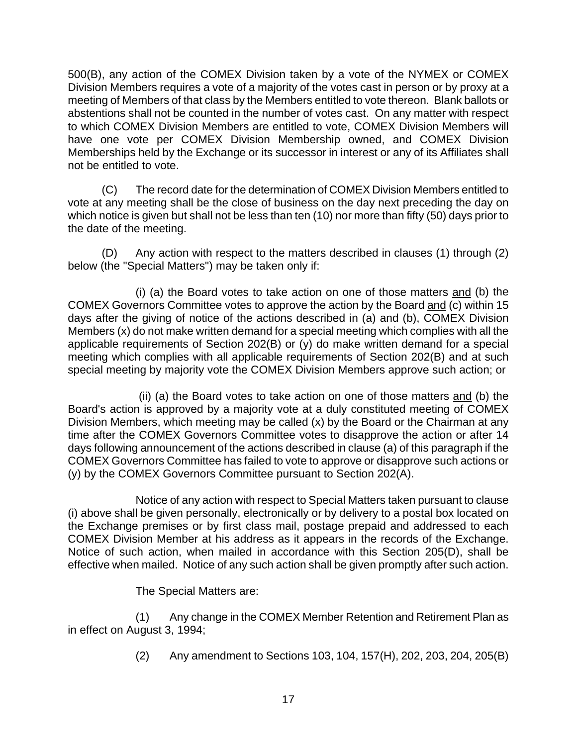500(B), any action of the COMEX Division taken by a vote of the NYMEX or COMEX Division Members requires a vote of a majority of the votes cast in person or by proxy at a meeting of Members of that class by the Members entitled to vote thereon. Blank ballots or abstentions shall not be counted in the number of votes cast. On any matter with respect to which COMEX Division Members are entitled to vote, COMEX Division Members will have one vote per COMEX Division Membership owned, and COMEX Division Memberships held by the Exchange or its successor in interest or any of its Affiliates shall not be entitled to vote.

(C) The record date for the determination of COMEX Division Members entitled to vote at any meeting shall be the close of business on the day next preceding the day on which notice is given but shall not be less than ten (10) nor more than fifty (50) days prior to the date of the meeting.

(D) Any action with respect to the matters described in clauses (1) through (2) below (the "Special Matters") may be taken only if:

(i) (a) the Board votes to take action on one of those matters <u>and</u> (b) the COMEX Governors Committee votes to approve the action by the Board <u>and</u> (c) within 15 days after the giving of notice of the actions described in (a) and (b), COMEX Division Members (x) do not make written demand for a special meeting which complies with all the applicable requirements of Section 202(B) or (y) do make written demand for a special meeting which complies with all applicable requirements of Section 202(B) and at such special meeting by majority vote the COMEX Division Members approve such action; or

(ii) (a) the Board votes to take action on one of those matters <u>and</u> (b) the Board's action is approved by a majority vote at a duly constituted meeting of COMEX Division Members, which meeting may be called (x) by the Board or the Chairman at any time after the COMEX Governors Committee votes to disapprove the action or after 14 days following announcement of the actions described in clause (a) of this paragraph if the COMEX Governors Committee has failed to vote to approve or disapprove such actions or (y) by the COMEX Governors Committee pursuant to Section 202(A).

Notice of any action with respect to Special Matters taken pursuant to clause (i) above shall be given personally, electronically or by delivery to a postal box located on the Exchange premises or by first class mail, postage prepaid and addressed to each COMEX Division Member at his address as it appears in the records of the Exchange. Notice of such action, when mailed in accordance with this Section 205(D), shall be effective when mailed. Notice of any such action shall be given promptly after such action.

The Special Matters are:

(1) Any change in the COMEX Member Retention and Retirement Plan as in effect on August 3, 1994;

(2) Any amendment to Sections 103, 104, 157(H), 202, 203, 204, 205(B)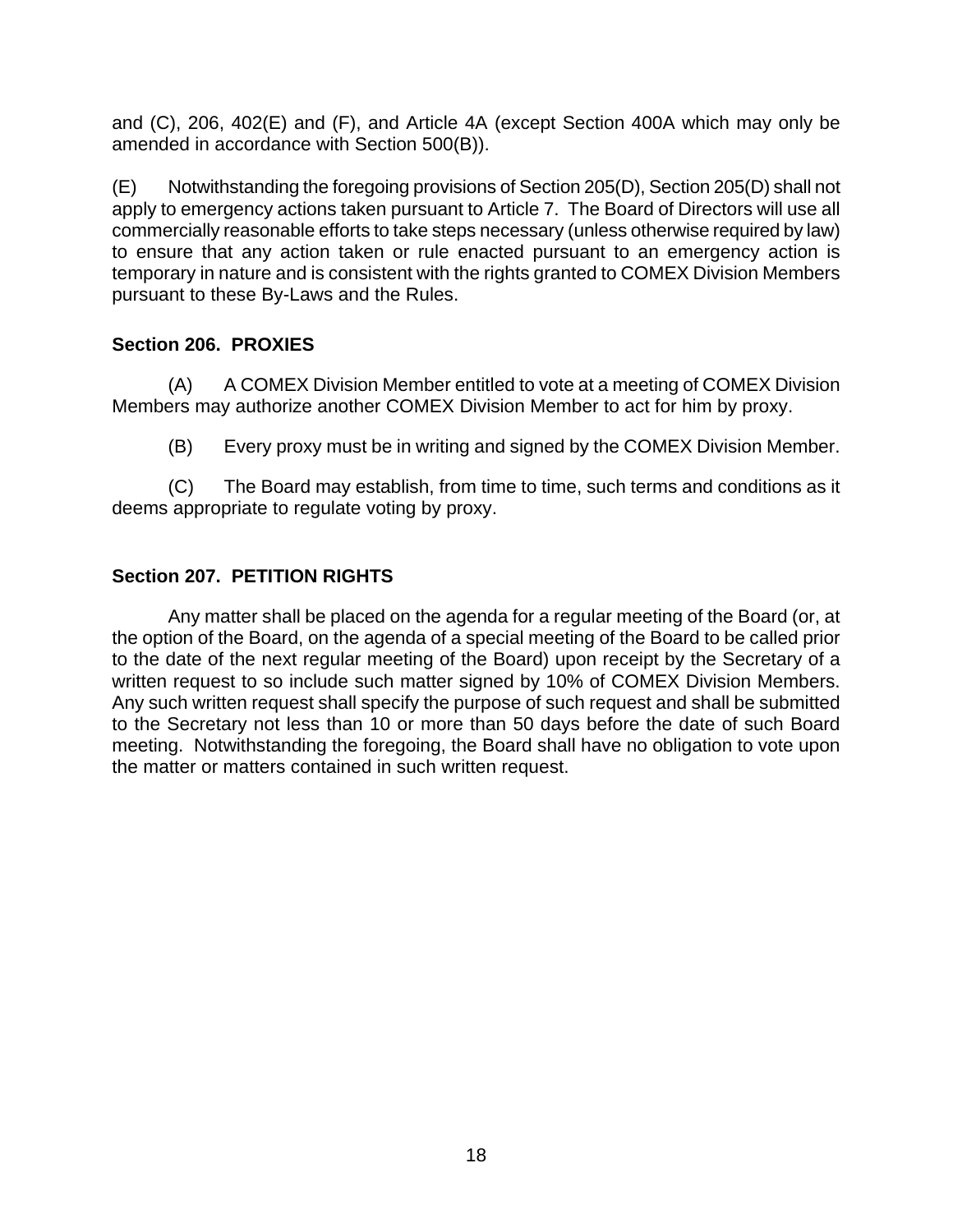and (C), 206, 402(E) and (F), and Article 4A (except Section 400A which may only be amended in accordance with Section 500(B)).

(E) Notwithstanding the foregoing provisions of Section 205(D), Section 205(D) shall not apply to emergency actions taken pursuant to Article 7. The Board of Directors will use all commercially reasonable efforts to take steps necessary (unless otherwise required by law) to ensure that any action taken or rule enacted pursuant to an emergency action is temporary in nature and is consistent with the rights granted to COMEX Division Members pursuant to these By-Laws and the Rules.

### Section 206. PROXIES

(A) A COMEX Division Member entitled to vote at a meeting of COMEX Division Members may authorize another COMEX Division Member to act for him by proxy.

(B) Every proxy must be in writing and signed by the COMEX Division Member.

(C) The Board may establish, from time to time, such terms and conditions as it deems appropriate to regulate voting by proxy.

### Section 207. PETITION RIGHTS

Any matter shall be placed on the agenda for a regular meeting of the Board (or, at the option of the Board, on the agenda of a special meeting of the Board to be called prior to the date of the next regular meeting of the Board) upon receipt by the Secretary of a written request to so include such matter signed by 10% of COMEX Division Members. Any such written request shall specify the purpose of such request and shall be submitted to the Secretary not less than 10 or more than 50 days before the date of such Board meeting. Notwithstanding the foregoing, the Board shall have no obligation to vote upon the matter or matters contained in such written request.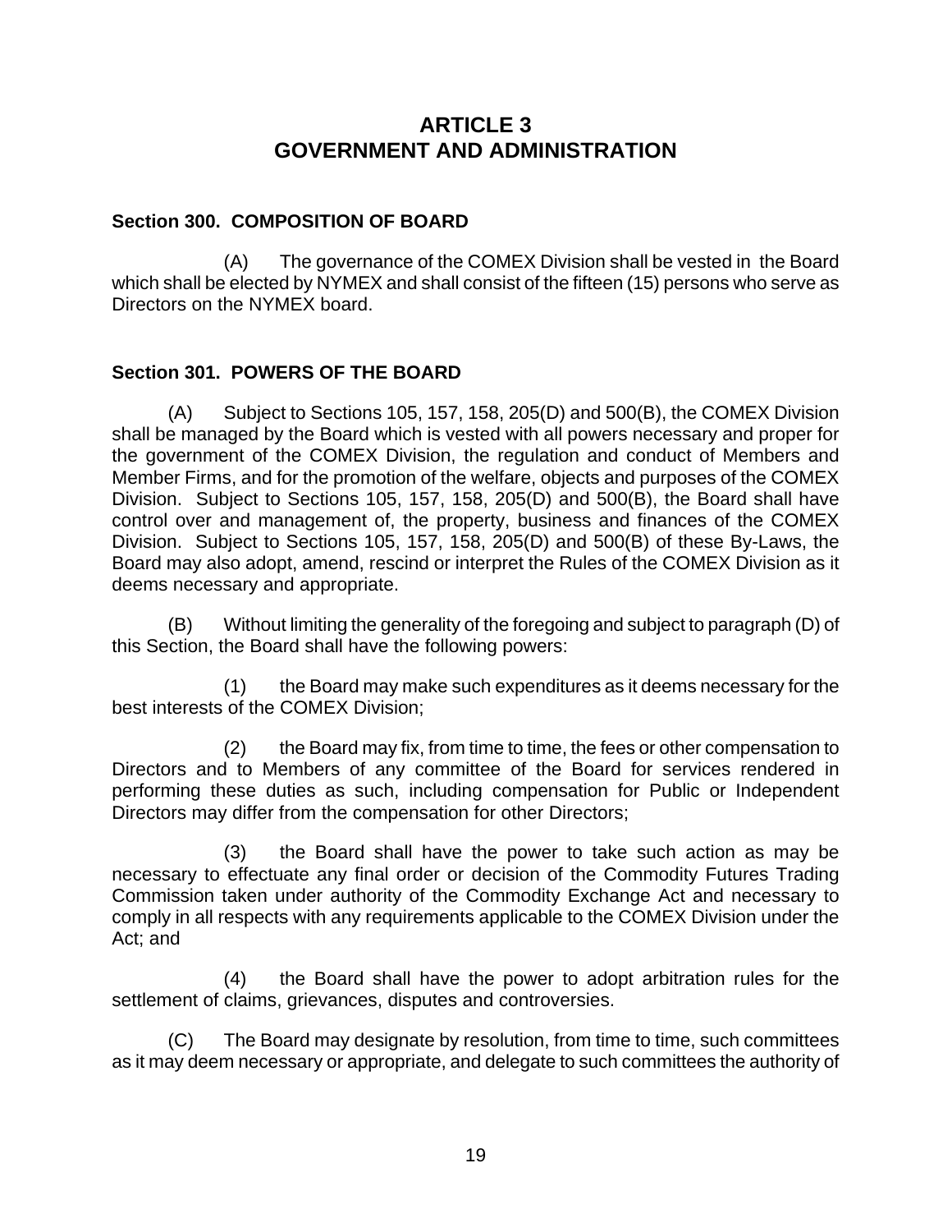# ARTICLE 3
# GOVERNMENT AND ADMINISTRATION

### Section 300. COMPOSITION OF BOARD

(A) The governance of the COMEX Division shall be vested in the Board which shall be elected by NYMEX and shall consist of the fifteen (15) persons who serve as Directors on the NYMEX board.

### Section 301. POWERS OF THE BOARD

(A) Subject to Sections 105, 157, 158, 205(D) and 500(B), the COMEX Division shall be managed by the Board which is vested with all powers necessary and proper for the government of the COMEX Division, the regulation and conduct of Members and Member Firms, and for the promotion of the welfare, objects and purposes of the COMEX Division. Subject to Sections 105, 157, 158, 205(D) and 500(B), the Board shall have control over and management of, the property, business and finances of the COMEX Division. Subject to Sections 105, 157, 158, 205(D) and 500(B) of these By-Laws, the Board may also adopt, amend, rescind or interpret the Rules of the COMEX Division as it deems necessary and appropriate.

(B) Without limiting the generality of the foregoing and subject to paragraph (D) of this Section, the Board shall have the following powers:

(1) the Board may make such expenditures as it deems necessary for the best interests of the COMEX Division;

(2) the Board may fix, from time to time, the fees or other compensation to Directors and to Members of any committee of the Board for services rendered in performing these duties as such, including compensation for Public or Independent Directors may differ from the compensation for other Directors;

(3) the Board shall have the power to take such action as may be necessary to effectuate any final order or decision of the Commodity Futures Trading Commission taken under authority of the Commodity Exchange Act and necessary to comply in all respects with any requirements applicable to the COMEX Division under the Act; and

(4) the Board shall have the power to adopt arbitration rules for the settlement of claims, grievances, disputes and controversies.

(C) The Board may designate by resolution, from time to time, such committees as it may deem necessary or appropriate, and delegate to such committees the authority of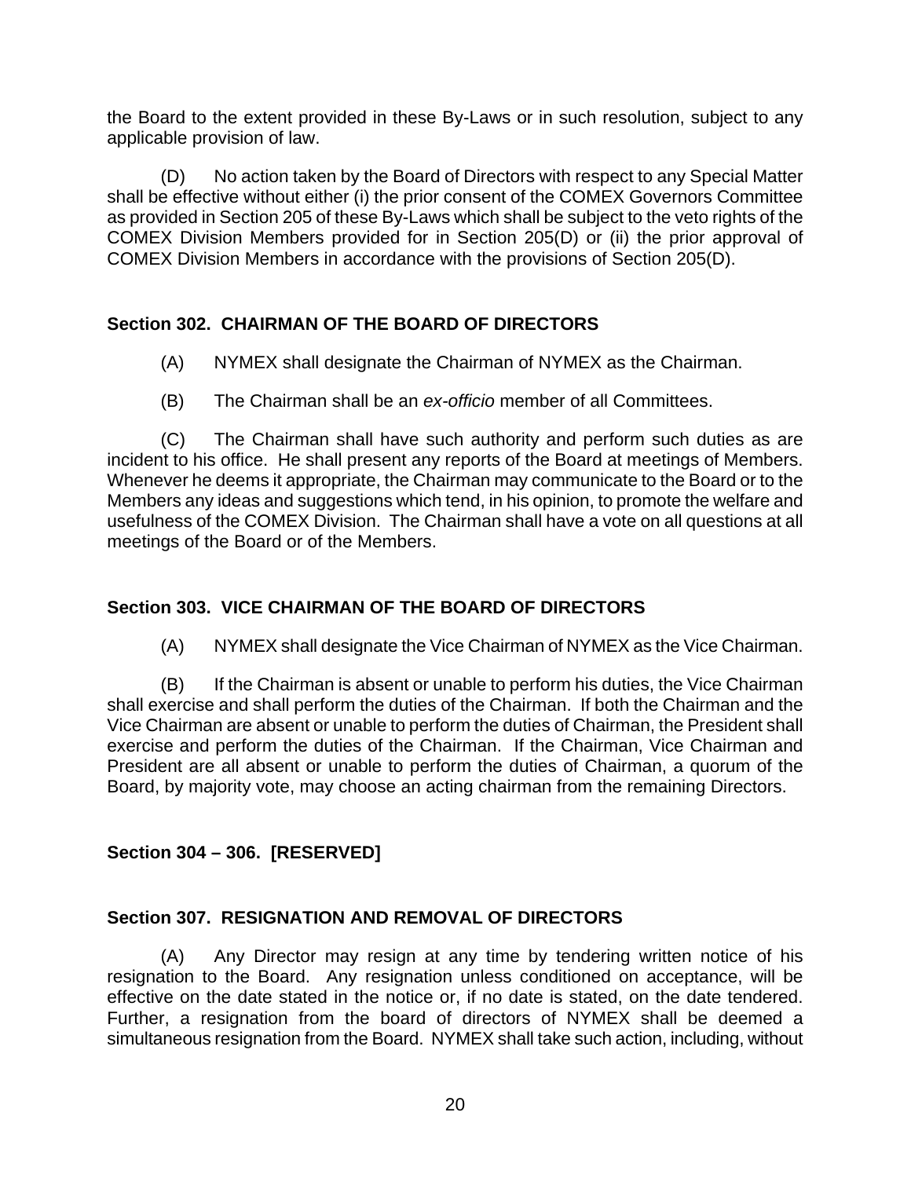the Board to the extent provided in these By-Laws or in such resolution, subject to any applicable provision of law.

(D) No action taken by the Board of Directors with respect to any Special Matter shall be effective without either (i) the prior consent of the COMEX Governors Committee as provided in Section 205 of these By-Laws which shall be subject to the veto rights of the COMEX Division Members provided for in Section 205(D) or (ii) the prior approval of COMEX Division Members in accordance with the provisions of Section 205(D).

## Section 302. CHAIRMAN OF THE BOARD OF DIRECTORS

(A) NYMEX shall designate the Chairman of NYMEX as the Chairman.

(B) The Chairman shall be an *ex-officio* member of all Committees.

(C) The Chairman shall have such authority and perform such duties as are incident to his office. He shall present any reports of the Board at meetings of Members. Whenever he deems it appropriate, the Chairman may communicate to the Board or to the Members any ideas and suggestions which tend, in his opinion, to promote the welfare and usefulness of the COMEX Division. The Chairman shall have a vote on all questions at all meetings of the Board or of the Members.

## Section 303. VICE CHAIRMAN OF THE BOARD OF DIRECTORS

(A) NYMEX shall designate the Vice Chairman of NYMEX as the Vice Chairman.

(B) If the Chairman is absent or unable to perform his duties, the Vice Chairman shall exercise and shall perform the duties of the Chairman. If both the Chairman and the Vice Chairman are absent or unable to perform the duties of Chairman, the President shall exercise and perform the duties of the Chairman. If the Chairman, Vice Chairman and President are all absent or unable to perform the duties of Chairman, a quorum of the Board, by majority vote, may choose an acting chairman from the remaining Directors.

## Section 304 – 306. [RESERVED]

## Section 307. RESIGNATION AND REMOVAL OF DIRECTORS

(A) Any Director may resign at any time by tendering written notice of his resignation to the Board. Any resignation unless conditioned on acceptance, will be effective on the date stated in the notice or, if no date is stated, on the date tendered. Further, a resignation from the board of directors of NYMEX shall be deemed a simultaneous resignation from the Board. NYMEX shall take such action, including, without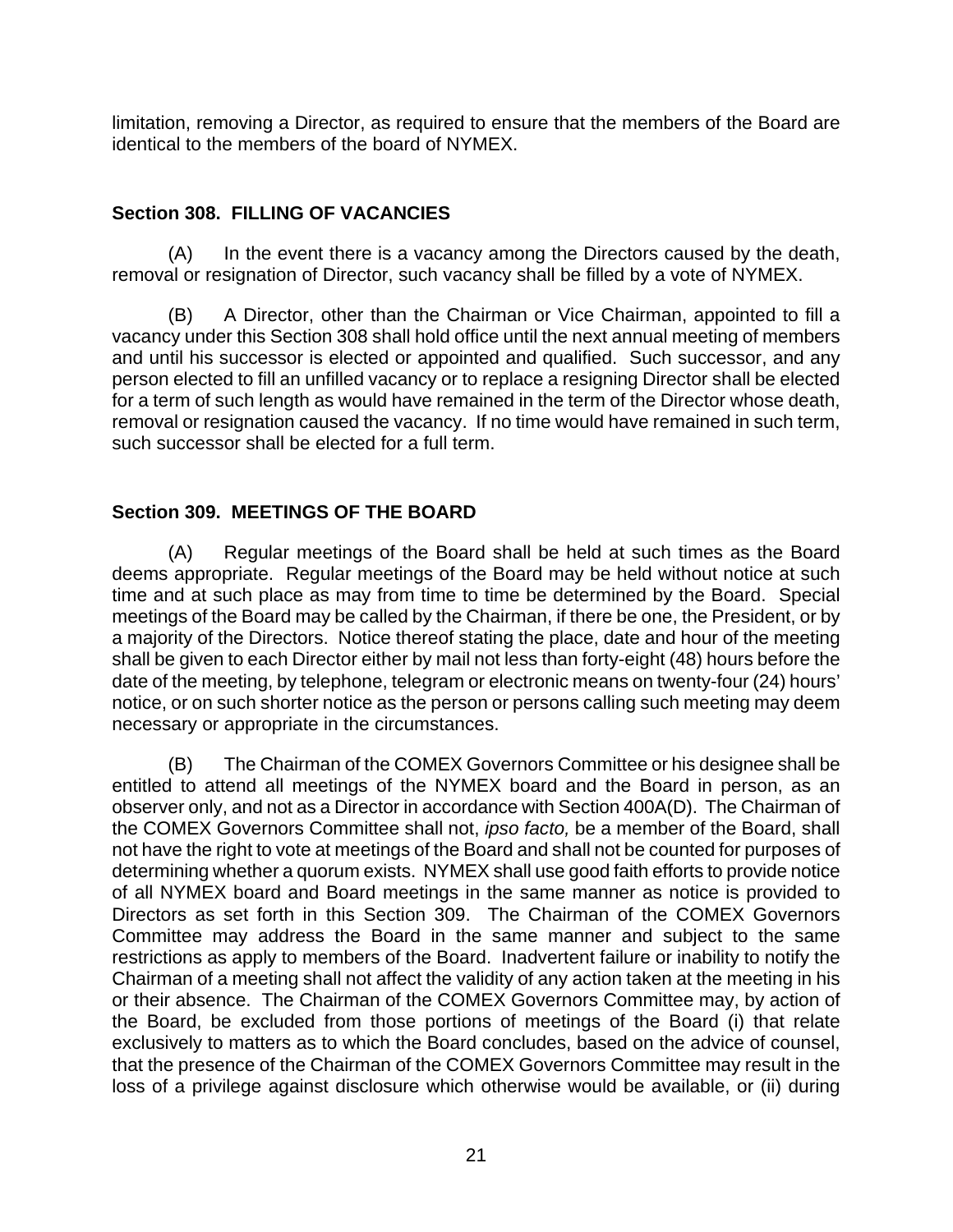limitation, removing a Director, as required to ensure that the members of the Board are identical to the members of the board of NYMEX.

### Section 308. FILLING OF VACANCIES

(A) In the event there is a vacancy among the Directors caused by the death, removal or resignation of Director, such vacancy shall be filled by a vote of NYMEX.

(B) A Director, other than the Chairman or Vice Chairman, appointed to fill a vacancy under this Section 308 shall hold office until the next annual meeting of members and until his successor is elected or appointed and qualified. Such successor, and any person elected to fill an unfilled vacancy or to replace a resigning Director shall be elected for a term of such length as would have remained in the term of the Director whose death, removal or resignation caused the vacancy. If no time would have remained in such term, such successor shall be elected for a full term.

### Section 309. MEETINGS OF THE BOARD

(A) Regular meetings of the Board shall be held at such times as the Board deems appropriate. Regular meetings of the Board may be held without notice at such time and at such place as may from time to time be determined by the Board. Special meetings of the Board may be called by the Chairman, if there be one, the President, or by a majority of the Directors. Notice thereof stating the place, date and hour of the meeting shall be given to each Director either by mail not less than forty-eight (48) hours before the date of the meeting, by telephone, telegram or electronic means on twenty-four (24) hours' notice, or on such shorter notice as the person or persons calling such meeting may deem necessary or appropriate in the circumstances.

(B) The Chairman of the COMEX Governors Committee or his designee shall be entitled to attend all meetings of the NYMEX board and the Board in person, as an observer only, and not as a Director in accordance with Section 400A(D). The Chairman of the COMEX Governors Committee shall not, *ipso facto,* be a member of the Board, shall not have the right to vote at meetings of the Board and shall not be counted for purposes of determining whether a quorum exists. NYMEX shall use good faith efforts to provide notice of all NYMEX board and Board meetings in the same manner as notice is provided to Directors as set forth in this Section 309. The Chairman of the COMEX Governors Committee may address the Board in the same manner and subject to the same restrictions as apply to members of the Board. Inadvertent failure or inability to notify the Chairman of a meeting shall not affect the validity of any action taken at the meeting in his or their absence. The Chairman of the COMEX Governors Committee may, by action of the Board, be excluded from those portions of meetings of the Board (i) that relate exclusively to matters as to which the Board concludes, based on the advice of counsel, that the presence of the Chairman of the COMEX Governors Committee may result in the loss of a privilege against disclosure which otherwise would be available, or (ii) during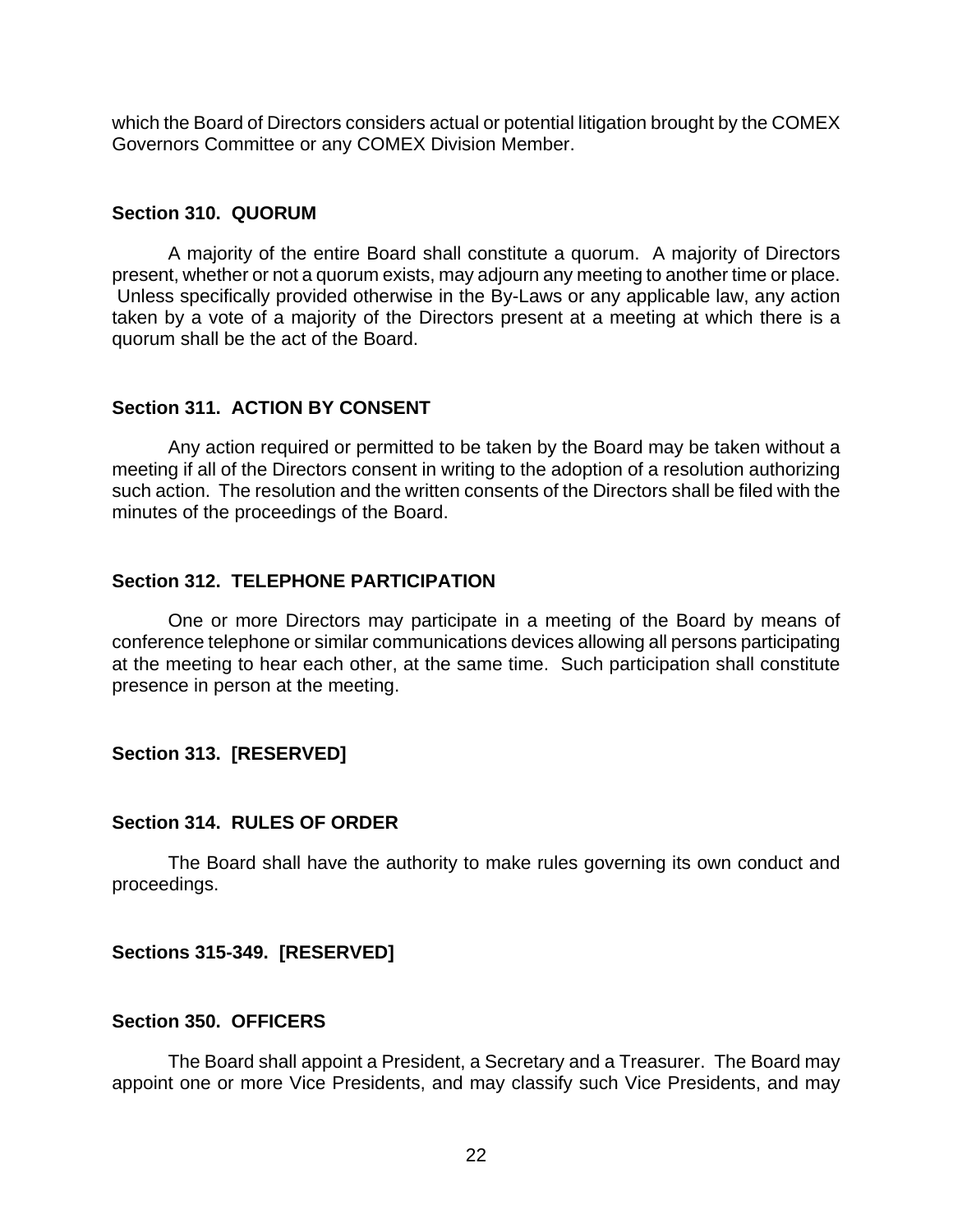which the Board of Directors considers actual or potential litigation brought by the COMEX Governors Committee or any COMEX Division Member.

### Section 310. QUORUM

A majority of the entire Board shall constitute a quorum. A majority of Directors present, whether or not a quorum exists, may adjourn any meeting to another time or place. Unless specifically provided otherwise in the By-Laws or any applicable law, any action taken by a vote of a majority of the Directors present at a meeting at which there is a quorum shall be the act of the Board.

### Section 311. ACTION BY CONSENT

Any action required or permitted to be taken by the Board may be taken without a meeting if all of the Directors consent in writing to the adoption of a resolution authorizing such action. The resolution and the written consents of the Directors shall be filed with the minutes of the proceedings of the Board.

### Section 312. TELEPHONE PARTICIPATION

One or more Directors may participate in a meeting of the Board by means of conference telephone or similar communications devices allowing all persons participating at the meeting to hear each other, at the same time. Such participation shall constitute presence in person at the meeting.

### Section 313. [RESERVED]

### Section 314. RULES OF ORDER

The Board shall have the authority to make rules governing its own conduct and proceedings.

### Sections 315-349. [RESERVED]

### Section 350. OFFICERS

The Board shall appoint a President, a Secretary and a Treasurer. The Board may appoint one or more Vice Presidents, and may classify such Vice Presidents, and may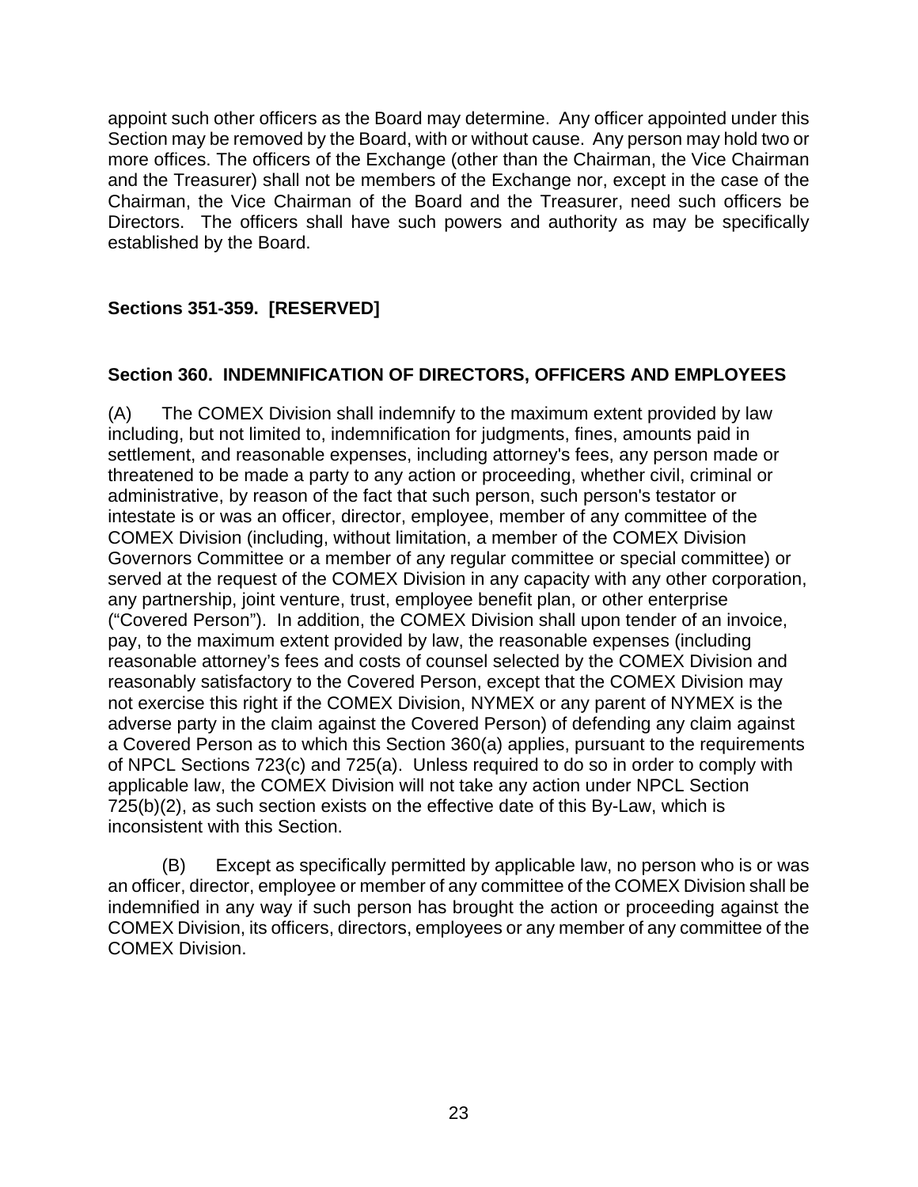appoint such other officers as the Board may determine. Any officer appointed under this Section may be removed by the Board, with or without cause. Any person may hold two or more offices. The officers of the Exchange (other than the Chairman, the Vice Chairman and the Treasurer) shall not be members of the Exchange nor, except in the case of the Chairman, the Vice Chairman of the Board and the Treasurer, need such officers be Directors. The officers shall have such powers and authority as may be specifically established by the Board.

**Sections 351-359. [RESERVED]**

**Section 360. INDEMNIFICATION OF DIRECTORS, OFFICERS AND EMPLOYEES**

(A) The COMEX Division shall indemnify to the maximum extent provided by law including, but not limited to, indemnification for judgments, fines, amounts paid in settlement, and reasonable expenses, including attorney's fees, any person made or threatened to be made a party to any action or proceeding, whether civil, criminal or administrative, by reason of the fact that such person, such person's testator or intestate is or was an officer, director, employee, member of any committee of the COMEX Division (including, without limitation, a member of the COMEX Division Governors Committee or a member of any regular committee or special committee) or served at the request of the COMEX Division in any capacity with any other corporation, any partnership, joint venture, trust, employee benefit plan, or other enterprise ("Covered Person"). In addition, the COMEX Division shall upon tender of an invoice, pay, to the maximum extent provided by law, the reasonable expenses (including reasonable attorney's fees and costs of counsel selected by the COMEX Division and reasonably satisfactory to the Covered Person, except that the COMEX Division may not exercise this right if the COMEX Division, NYMEX or any parent of NYMEX is the adverse party in the claim against the Covered Person) of defending any claim against a Covered Person as to which this Section 360(a) applies, pursuant to the requirements of NPCL Sections 723(c) and 725(a). Unless required to do so in order to comply with applicable law, the COMEX Division will not take any action under NPCL Section 725(b)(2), as such section exists on the effective date of this By-Law, which is inconsistent with this Section.

(B) Except as specifically permitted by applicable law, no person who is or was an officer, director, employee or member of any committee of the COMEX Division shall be indemnified in any way if such person has brought the action or proceeding against the COMEX Division, its officers, directors, employees or any member of any committee of the COMEX Division.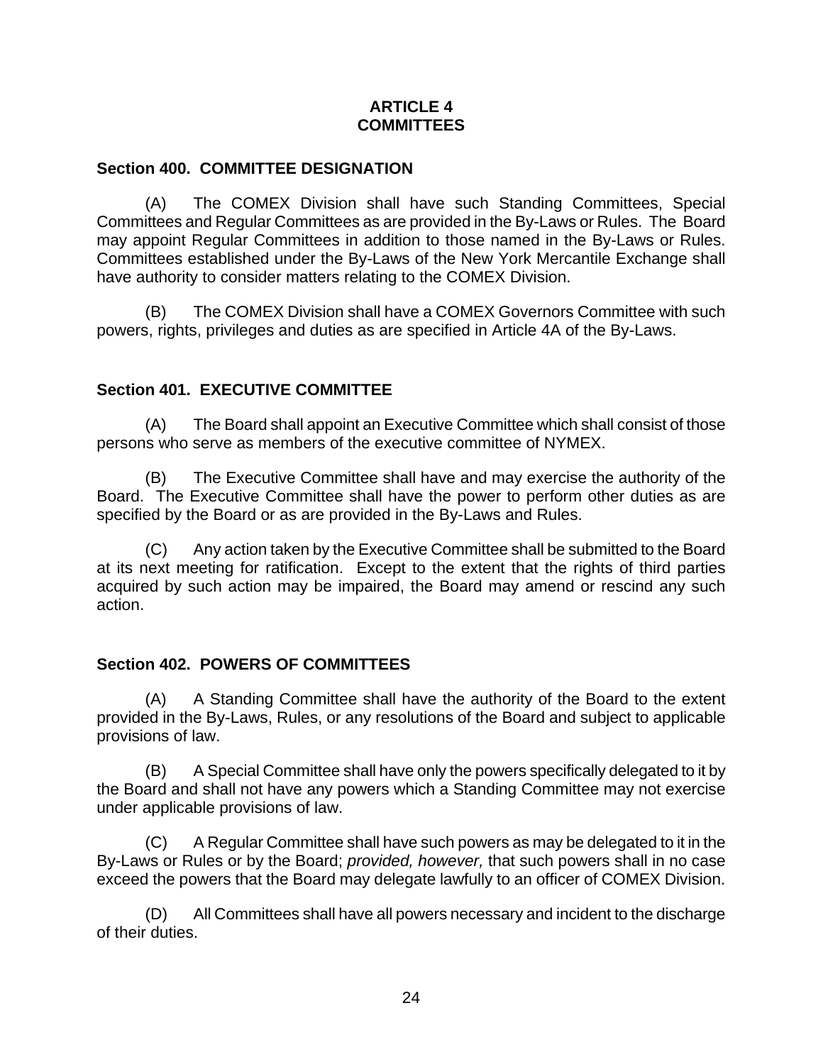# ARTICLE 4
# COMMITTEES

## Section 400. COMMITTEE DESIGNATION

(A) The COMEX Division shall have such Standing Committees, Special Committees and Regular Committees as are provided in the By-Laws or Rules. The Board may appoint Regular Committees in addition to those named in the By-Laws or Rules. Committees established under the By-Laws of the New York Mercantile Exchange shall have authority to consider matters relating to the COMEX Division.

(B) The COMEX Division shall have a COMEX Governors Committee with such powers, rights, privileges and duties as are specified in Article 4A of the By-Laws.

## Section 401. EXECUTIVE COMMITTEE

(A) The Board shall appoint an Executive Committee which shall consist of those persons who serve as members of the executive committee of NYMEX.

(B) The Executive Committee shall have and may exercise the authority of the Board. The Executive Committee shall have the power to perform other duties as are specified by the Board or as are provided in the By-Laws and Rules.

(C) Any action taken by the Executive Committee shall be submitted to the Board at its next meeting for ratification. Except to the extent that the rights of third parties acquired by such action may be impaired, the Board may amend or rescind any such action.

## Section 402. POWERS OF COMMITTEES

(A) A Standing Committee shall have the authority of the Board to the extent provided in the By-Laws, Rules, or any resolutions of the Board and subject to applicable provisions of law.

(B) A Special Committee shall have only the powers specifically delegated to it by the Board and shall not have any powers which a Standing Committee may not exercise under applicable provisions of law.

(C) A Regular Committee shall have such powers as may be delegated to it in the By-Laws or Rules or by the Board; *provided, however,* that such powers shall in no case exceed the powers that the Board may delegate lawfully to an officer of COMEX Division.

(D) All Committees shall have all powers necessary and incident to the discharge of their duties.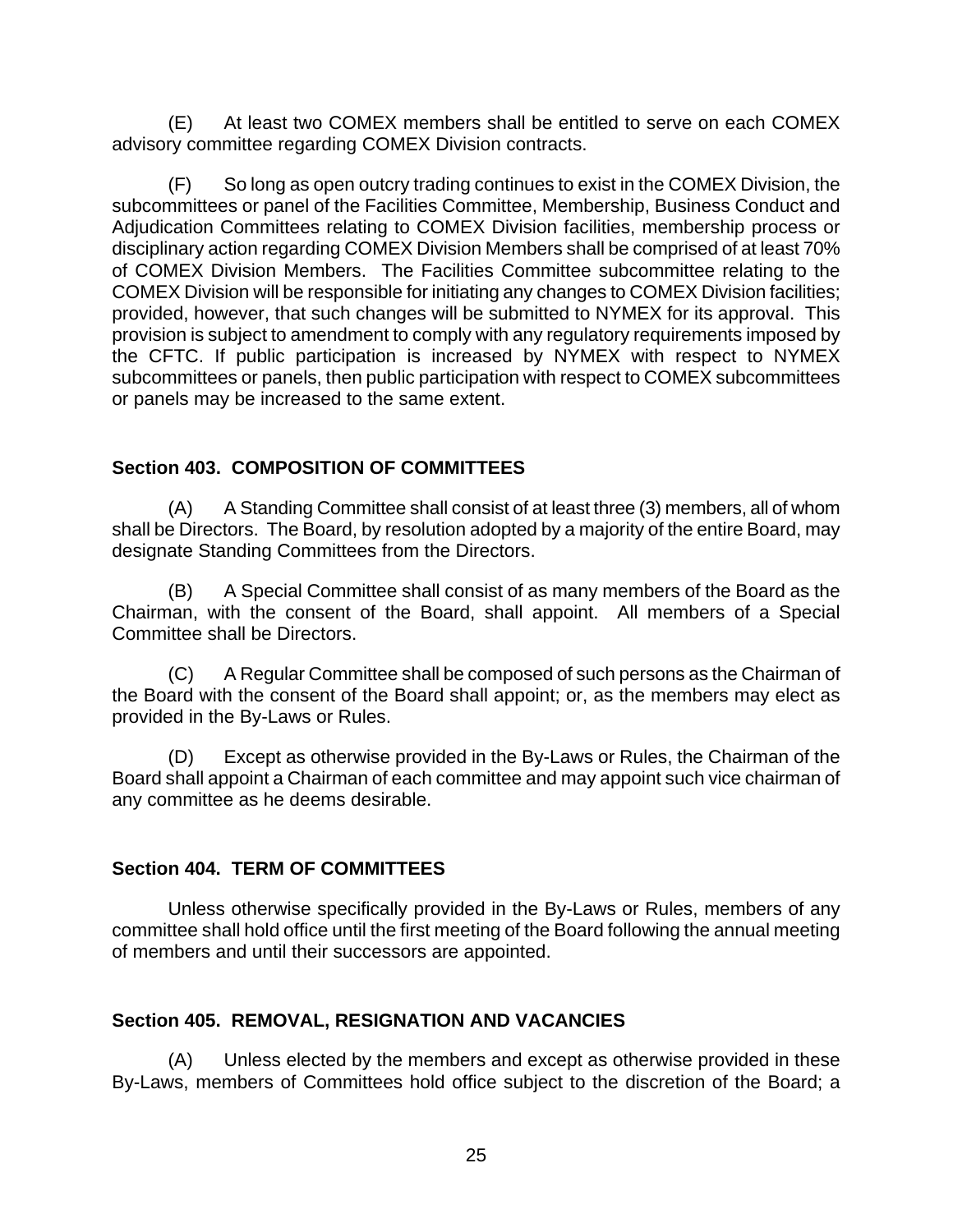(E) At least two COMEX members shall be entitled to serve on each COMEX advisory committee regarding COMEX Division contracts.

(F) So long as open outcry trading continues to exist in the COMEX Division, the subcommittees or panel of the Facilities Committee, Membership, Business Conduct and Adjudication Committees relating to COMEX Division facilities, membership process or disciplinary action regarding COMEX Division Members shall be comprised of at least 70% of COMEX Division Members. The Facilities Committee subcommittee relating to the COMEX Division will be responsible for initiating any changes to COMEX Division facilities; provided, however, that such changes will be submitted to NYMEX for its approval. This provision is subject to amendment to comply with any regulatory requirements imposed by the CFTC. If public participation is increased by NYMEX with respect to NYMEX subcommittees or panels, then public participation with respect to COMEX subcommittees or panels may be increased to the same extent.

### Section 403. COMPOSITION OF COMMITTEES

(A) A Standing Committee shall consist of at least three (3) members, all of whom shall be Directors. The Board, by resolution adopted by a majority of the entire Board, may designate Standing Committees from the Directors.

(B) A Special Committee shall consist of as many members of the Board as the Chairman, with the consent of the Board, shall appoint. All members of a Special Committee shall be Directors.

(C) A Regular Committee shall be composed of such persons as the Chairman of the Board with the consent of the Board shall appoint; or, as the members may elect as provided in the By-Laws or Rules.

(D) Except as otherwise provided in the By-Laws or Rules, the Chairman of the Board shall appoint a Chairman of each committee and may appoint such vice chairman of any committee as he deems desirable.

### Section 404. TERM OF COMMITTEES

Unless otherwise specifically provided in the By-Laws or Rules, members of any committee shall hold office until the first meeting of the Board following the annual meeting of members and until their successors are appointed.

### Section 405. REMOVAL, RESIGNATION AND VACANCIES

(A) Unless elected by the members and except as otherwise provided in these By-Laws, members of Committees hold office subject to the discretion of the Board; a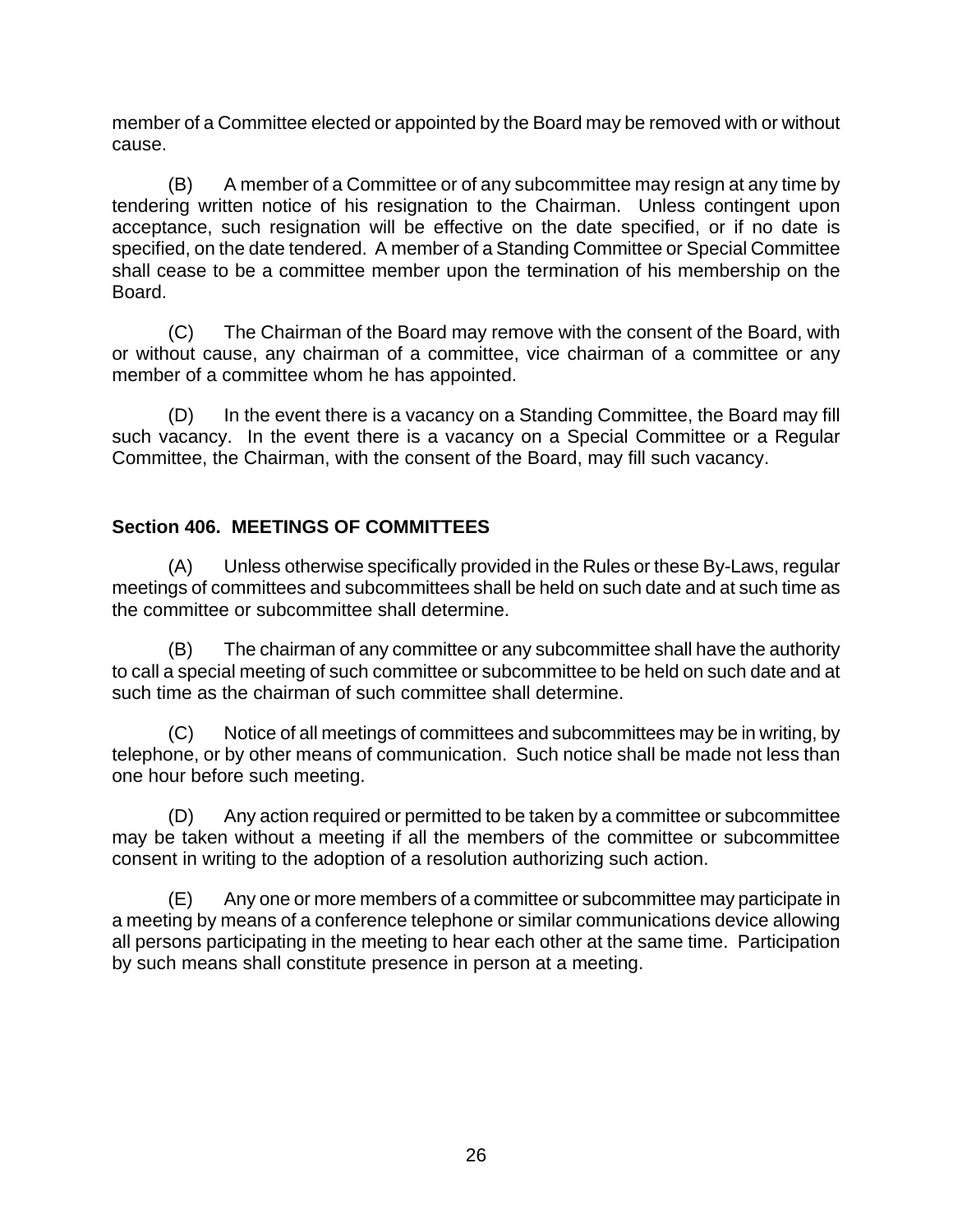member of a Committee elected or appointed by the Board may be removed with or without cause.

(B) A member of a Committee or of any subcommittee may resign at any time by tendering written notice of his resignation to the Chairman. Unless contingent upon acceptance, such resignation will be effective on the date specified, or if no date is specified, on the date tendered. A member of a Standing Committee or Special Committee shall cease to be a committee member upon the termination of his membership on the Board.

(C) The Chairman of the Board may remove with the consent of the Board, with or without cause, any chairman of a committee, vice chairman of a committee or any member of a committee whom he has appointed.

(D) In the event there is a vacancy on a Standing Committee, the Board may fill such vacancy. In the event there is a vacancy on a Special Committee or a Regular Committee, the Chairman, with the consent of the Board, may fill such vacancy.

### Section 406. MEETINGS OF COMMITTEES

(A) Unless otherwise specifically provided in the Rules or these By-Laws, regular meetings of committees and subcommittees shall be held on such date and at such time as the committee or subcommittee shall determine.

(B) The chairman of any committee or any subcommittee shall have the authority to call a special meeting of such committee or subcommittee to be held on such date and at such time as the chairman of such committee shall determine.

(C) Notice of all meetings of committees and subcommittees may be in writing, by telephone, or by other means of communication. Such notice shall be made not less than one hour before such meeting.

(D) Any action required or permitted to be taken by a committee or subcommittee may be taken without a meeting if all the members of the committee or subcommittee consent in writing to the adoption of a resolution authorizing such action.

(E) Any one or more members of a committee or subcommittee may participate in a meeting by means of a conference telephone or similar communications device allowing all persons participating in the meeting to hear each other at the same time. Participation by such means shall constitute presence in person at a meeting.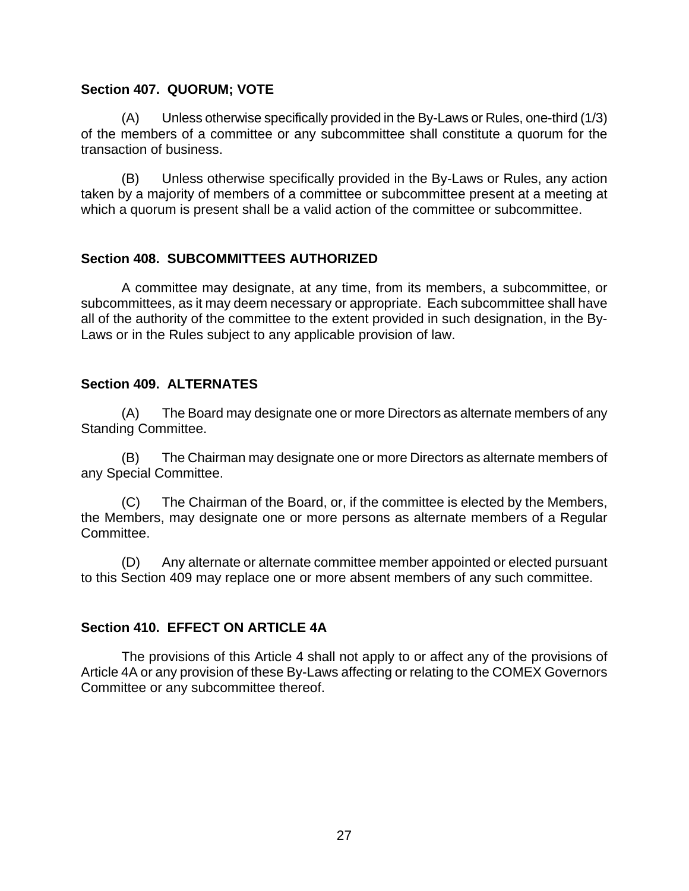### Section 407. QUORUM; VOTE

(A) Unless otherwise specifically provided in the By-Laws or Rules, one-third (1/3) of the members of a committee or any subcommittee shall constitute a quorum for the transaction of business.

(B) Unless otherwise specifically provided in the By-Laws or Rules, any action taken by a majority of members of a committee or subcommittee present at a meeting at which a quorum is present shall be a valid action of the committee or subcommittee.

### Section 408. SUBCOMMITTEES AUTHORIZED

A committee may designate, at any time, from its members, a subcommittee, or subcommittees, as it may deem necessary or appropriate. Each subcommittee shall have all of the authority of the committee to the extent provided in such designation, in the By-Laws or in the Rules subject to any applicable provision of law.

### Section 409. ALTERNATES

(A) The Board may designate one or more Directors as alternate members of any Standing Committee.

(B) The Chairman may designate one or more Directors as alternate members of any Special Committee.

(C) The Chairman of the Board, or, if the committee is elected by the Members, the Members, may designate one or more persons as alternate members of a Regular Committee.

(D) Any alternate or alternate committee member appointed or elected pursuant to this Section 409 may replace one or more absent members of any such committee.

### Section 410. EFFECT ON ARTICLE 4A

The provisions of this Article 4 shall not apply to or affect any of the provisions of Article 4A or any provision of these By-Laws affecting or relating to the COMEX Governors Committee or any subcommittee thereof.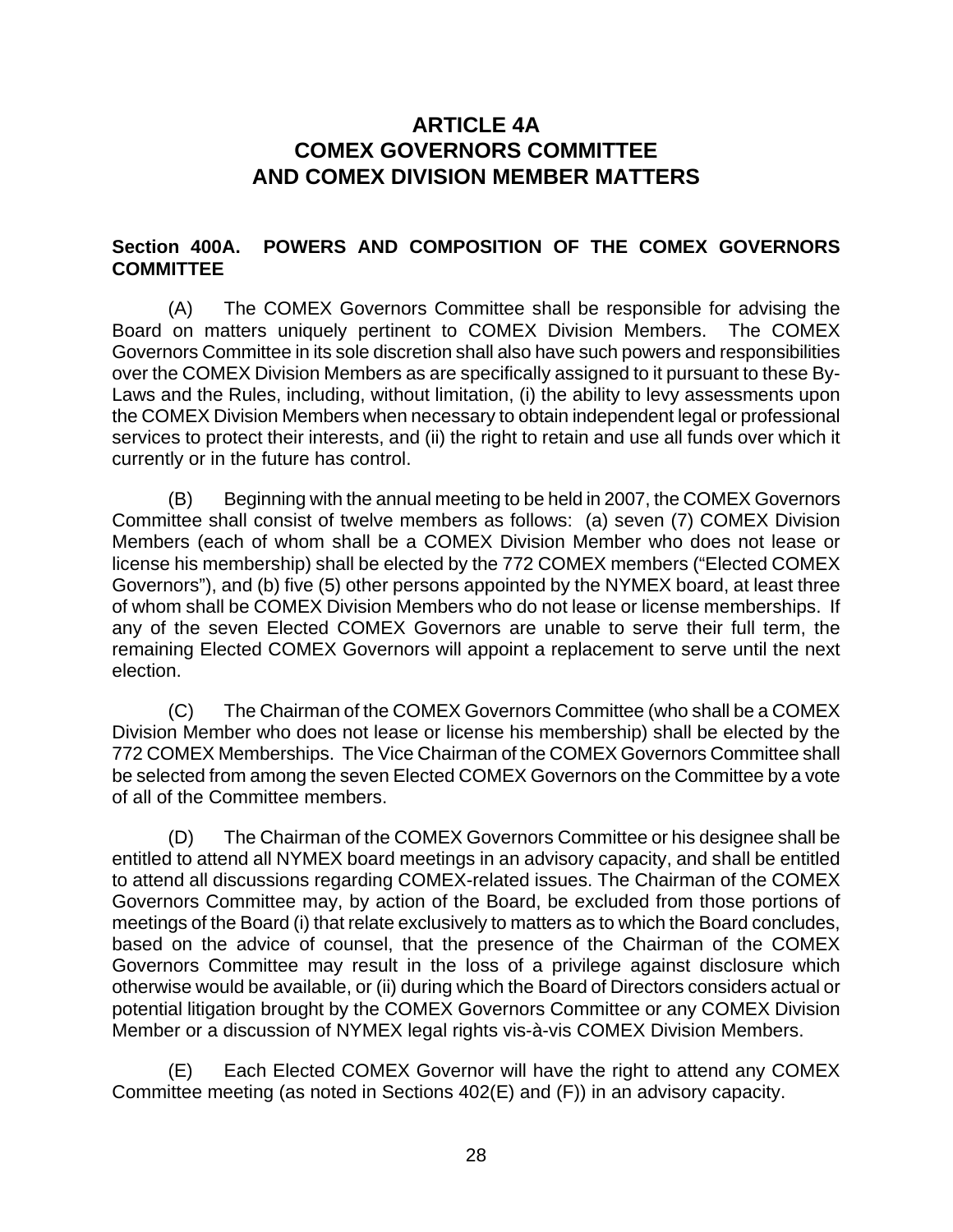# ARTICLE 4A
# COMEX GOVERNORS COMMITTEE
# AND COMEX DIVISION MEMBER MATTERS

## Section 400A. POWERS AND COMPOSITION OF THE COMEX GOVERNORS COMMITTEE

(A) The COMEX Governors Committee shall be responsible for advising the Board on matters uniquely pertinent to COMEX Division Members. The COMEX Governors Committee in its sole discretion shall also have such powers and responsibilities over the COMEX Division Members as are specifically assigned to it pursuant to these By-Laws and the Rules, including, without limitation, (i) the ability to levy assessments upon the COMEX Division Members when necessary to obtain independent legal or professional services to protect their interests, and (ii) the right to retain and use all funds over which it currently or in the future has control.

(B) Beginning with the annual meeting to be held in 2007, the COMEX Governors Committee shall consist of twelve members as follows: (a) seven (7) COMEX Division Members (each of whom shall be a COMEX Division Member who does not lease or license his membership) shall be elected by the 772 COMEX members ("Elected COMEX Governors"), and (b) five (5) other persons appointed by the NYMEX board, at least three of whom shall be COMEX Division Members who do not lease or license memberships. If any of the seven Elected COMEX Governors are unable to serve their full term, the remaining Elected COMEX Governors will appoint a replacement to serve until the next election.

(C) The Chairman of the COMEX Governors Committee (who shall be a COMEX Division Member who does not lease or license his membership) shall be elected by the 772 COMEX Memberships. The Vice Chairman of the COMEX Governors Committee shall be selected from among the seven Elected COMEX Governors on the Committee by a vote of all of the Committee members.

(D) The Chairman of the COMEX Governors Committee or his designee shall be entitled to attend all NYMEX board meetings in an advisory capacity, and shall be entitled to attend all discussions regarding COMEX-related issues. The Chairman of the COMEX Governors Committee may, by action of the Board, be excluded from those portions of meetings of the Board (i) that relate exclusively to matters as to which the Board concludes, based on the advice of counsel, that the presence of the Chairman of the COMEX Governors Committee may result in the loss of a privilege against disclosure which otherwise would be available, or (ii) during which the Board of Directors considers actual or potential litigation brought by the COMEX Governors Committee or any COMEX Division Member or a discussion of NYMEX legal rights vis-à-vis COMEX Division Members.

(E) Each Elected COMEX Governor will have the right to attend any COMEX Committee meeting (as noted in Sections 402(E) and (F)) in an advisory capacity.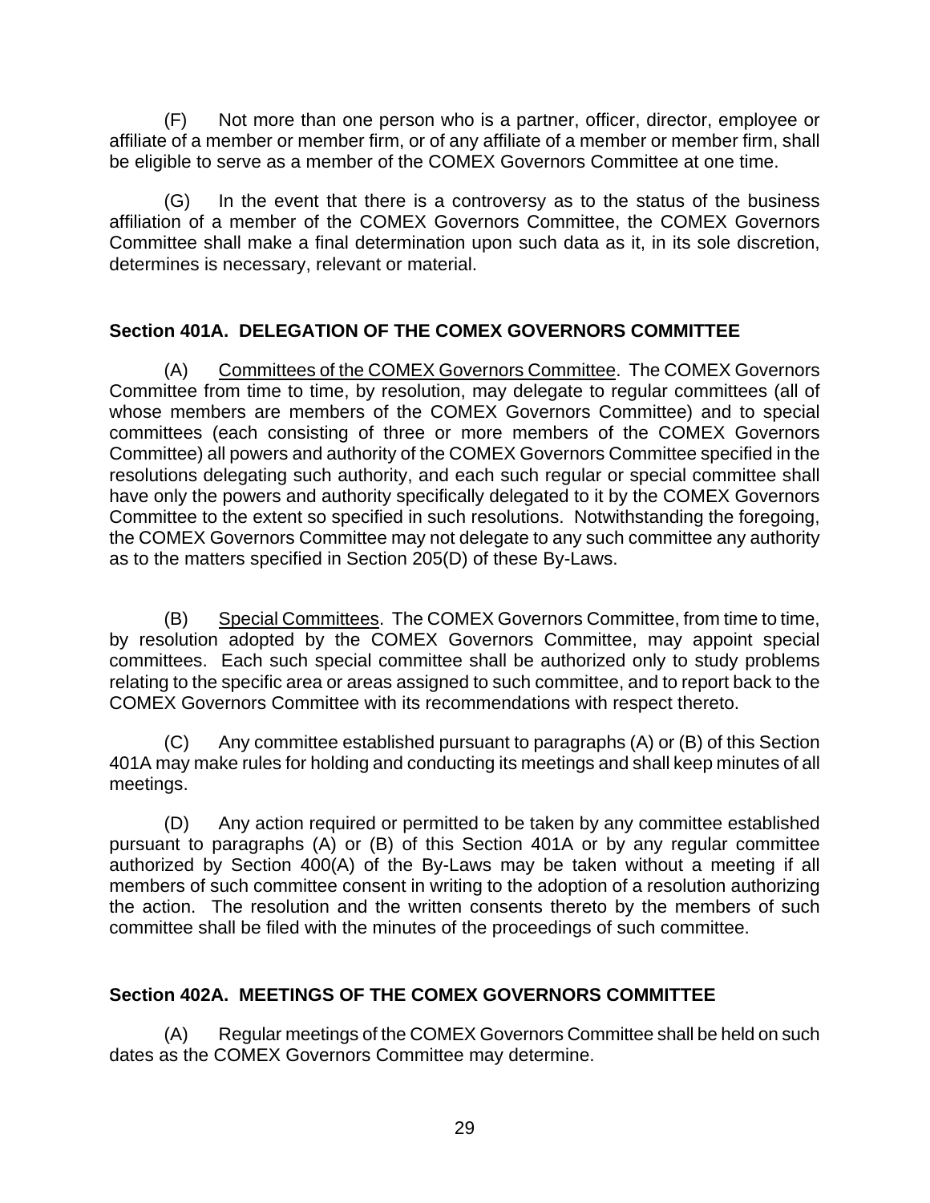(F) Not more than one person who is a partner, officer, director, employee or affiliate of a member or member firm, or of any affiliate of a member or member firm, shall be eligible to serve as a member of the COMEX Governors Committee at one time.

(G) In the event that there is a controversy as to the status of the business affiliation of a member of the COMEX Governors Committee, the COMEX Governors Committee shall make a final determination upon such data as it, in its sole discretion, determines is necessary, relevant or material.

### Section 401A. DELEGATION OF THE COMEX GOVERNORS COMMITTEE

(A) Committees of the COMEX Governors Committee. The COMEX Governors Committee from time to time, by resolution, may delegate to regular committees (all of whose members are members of the COMEX Governors Committee) and to special committees (each consisting of three or more members of the COMEX Governors Committee) all powers and authority of the COMEX Governors Committee specified in the resolutions delegating such authority, and each such regular or special committee shall have only the powers and authority specifically delegated to it by the COMEX Governors Committee to the extent so specified in such resolutions. Notwithstanding the foregoing, the COMEX Governors Committee may not delegate to any such committee any authority as to the matters specified in Section 205(D) of these By-Laws.

(B) Special Committees. The COMEX Governors Committee, from time to time, by resolution adopted by the COMEX Governors Committee, may appoint special committees. Each such special committee shall be authorized only to study problems relating to the specific area or areas assigned to such committee, and to report back to the COMEX Governors Committee with its recommendations with respect thereto.

(C) Any committee established pursuant to paragraphs (A) or (B) of this Section 401A may make rules for holding and conducting its meetings and shall keep minutes of all meetings.

(D) Any action required or permitted to be taken by any committee established pursuant to paragraphs (A) or (B) of this Section 401A or by any regular committee authorized by Section 400(A) of the By-Laws may be taken without a meeting if all members of such committee consent in writing to the adoption of a resolution authorizing the action. The resolution and the written consents thereto by the members of such committee shall be filed with the minutes of the proceedings of such committee.

### Section 402A. MEETINGS OF THE COMEX GOVERNORS COMMITTEE

(A) Regular meetings of the COMEX Governors Committee shall be held on such dates as the COMEX Governors Committee may determine.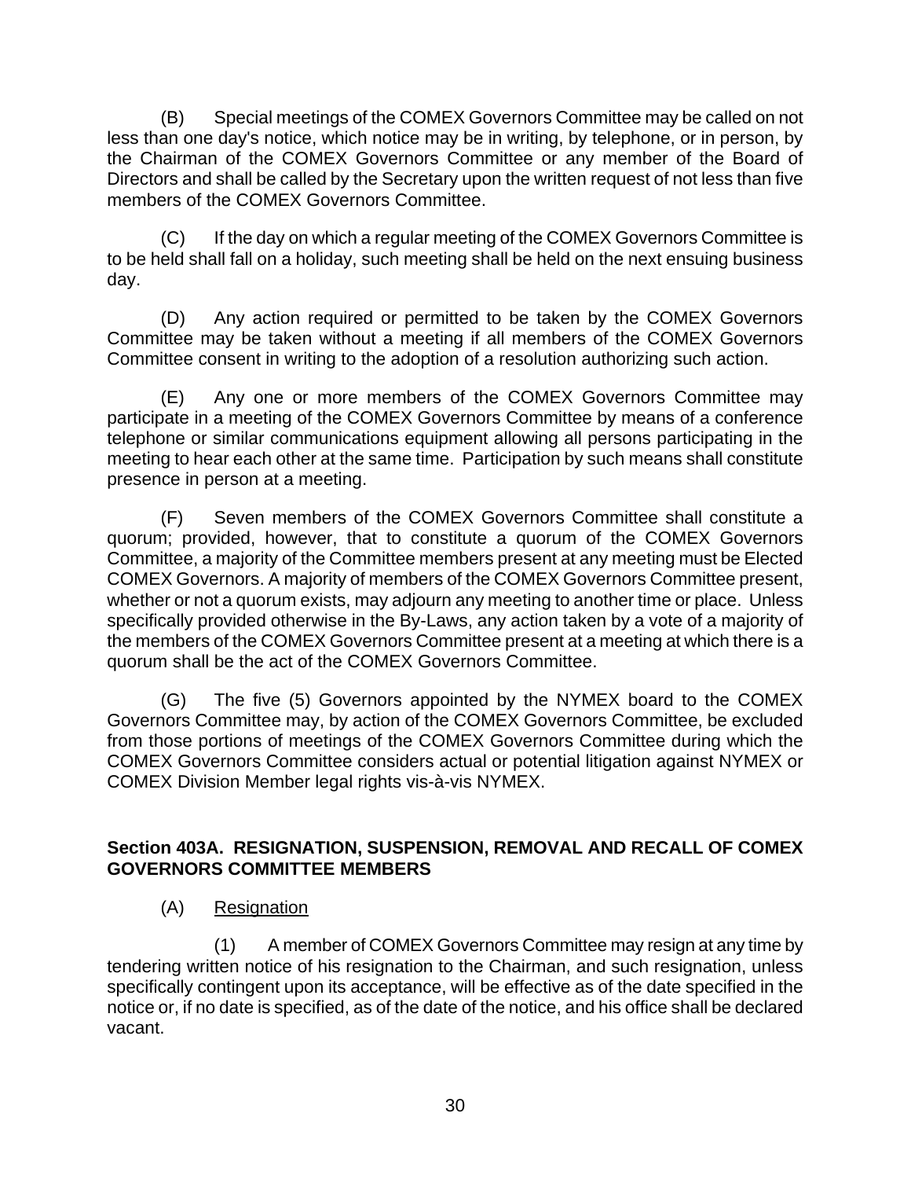(B) Special meetings of the COMEX Governors Committee may be called on not less than one day's notice, which notice may be in writing, by telephone, or in person, by the Chairman of the COMEX Governors Committee or any member of the Board of Directors and shall be called by the Secretary upon the written request of not less than five members of the COMEX Governors Committee.

(C) If the day on which a regular meeting of the COMEX Governors Committee is to be held shall fall on a holiday, such meeting shall be held on the next ensuing business day.

(D) Any action required or permitted to be taken by the COMEX Governors Committee may be taken without a meeting if all members of the COMEX Governors Committee consent in writing to the adoption of a resolution authorizing such action.

(E) Any one or more members of the COMEX Governors Committee may participate in a meeting of the COMEX Governors Committee by means of a conference telephone or similar communications equipment allowing all persons participating in the meeting to hear each other at the same time. Participation by such means shall constitute presence in person at a meeting.

(F) Seven members of the COMEX Governors Committee shall constitute a quorum; provided, however, that to constitute a quorum of the COMEX Governors Committee, a majority of the Committee members present at any meeting must be Elected COMEX Governors. A majority of members of the COMEX Governors Committee present, whether or not a quorum exists, may adjourn any meeting to another time or place. Unless specifically provided otherwise in the By-Laws, any action taken by a vote of a majority of the members of the COMEX Governors Committee present at a meeting at which there is a quorum shall be the act of the COMEX Governors Committee.

(G) The five (5) Governors appointed by the NYMEX board to the COMEX Governors Committee may, by action of the COMEX Governors Committee, be excluded from those portions of meetings of the COMEX Governors Committee during which the COMEX Governors Committee considers actual or potential litigation against NYMEX or COMEX Division Member legal rights vis-à-vis NYMEX.

## Section 403A. RESIGNATION, SUSPENSION, REMOVAL AND RECALL OF COMEX GOVERNORS COMMITTEE MEMBERS

(A) Resignation

(1) A member of COMEX Governors Committee may resign at any time by tendering written notice of his resignation to the Chairman, and such resignation, unless specifically contingent upon its acceptance, will be effective as of the date specified in the notice or, if no date is specified, as of the date of the notice, and his office shall be declared vacant.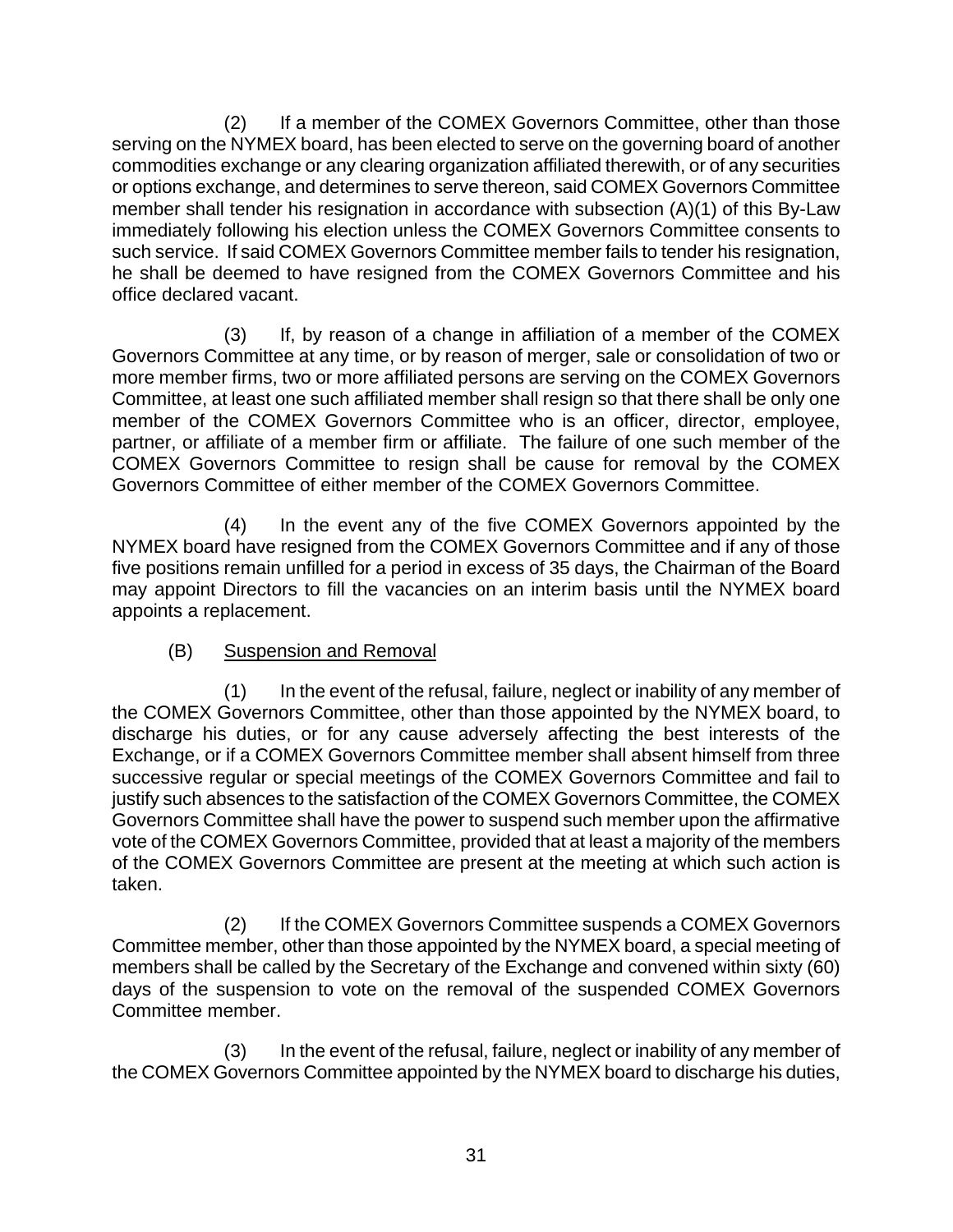(2) If a member of the COMEX Governors Committee, other than those serving on the NYMEX board, has been elected to serve on the governing board of another commodities exchange or any clearing organization affiliated therewith, or of any securities or options exchange, and determines to serve thereon, said COMEX Governors Committee member shall tender his resignation in accordance with subsection (A)(1) of this By-Law immediately following his election unless the COMEX Governors Committee consents to such service. If said COMEX Governors Committee member fails to tender his resignation, he shall be deemed to have resigned from the COMEX Governors Committee and his office declared vacant.

(3) If, by reason of a change in affiliation of a member of the COMEX Governors Committee at any time, or by reason of merger, sale or consolidation of two or more member firms, two or more affiliated persons are serving on the COMEX Governors Committee, at least one such affiliated member shall resign so that there shall be only one member of the COMEX Governors Committee who is an officer, director, employee, partner, or affiliate of a member firm or affiliate. The failure of one such member of the COMEX Governors Committee to resign shall be cause for removal by the COMEX Governors Committee of either member of the COMEX Governors Committee.

(4) In the event any of the five COMEX Governors appointed by the NYMEX board have resigned from the COMEX Governors Committee and if any of those five positions remain unfilled for a period in excess of 35 days, the Chairman of the Board may appoint Directors to fill the vacancies on an interim basis until the NYMEX board appoints a replacement.

(B) Suspension and Removal

(1) In the event of the refusal, failure, neglect or inability of any member of the COMEX Governors Committee, other than those appointed by the NYMEX board, to discharge his duties, or for any cause adversely affecting the best interests of the Exchange, or if a COMEX Governors Committee member shall absent himself from three successive regular or special meetings of the COMEX Governors Committee and fail to justify such absences to the satisfaction of the COMEX Governors Committee, the COMEX Governors Committee shall have the power to suspend such member upon the affirmative vote of the COMEX Governors Committee, provided that at least a majority of the members of the COMEX Governors Committee are present at the meeting at which such action is taken.

(2) If the COMEX Governors Committee suspends a COMEX Governors Committee member, other than those appointed by the NYMEX board, a special meeting of members shall be called by the Secretary of the Exchange and convened within sixty (60) days of the suspension to vote on the removal of the suspended COMEX Governors Committee member.

(3) In the event of the refusal, failure, neglect or inability of any member of the COMEX Governors Committee appointed by the NYMEX board to discharge his duties,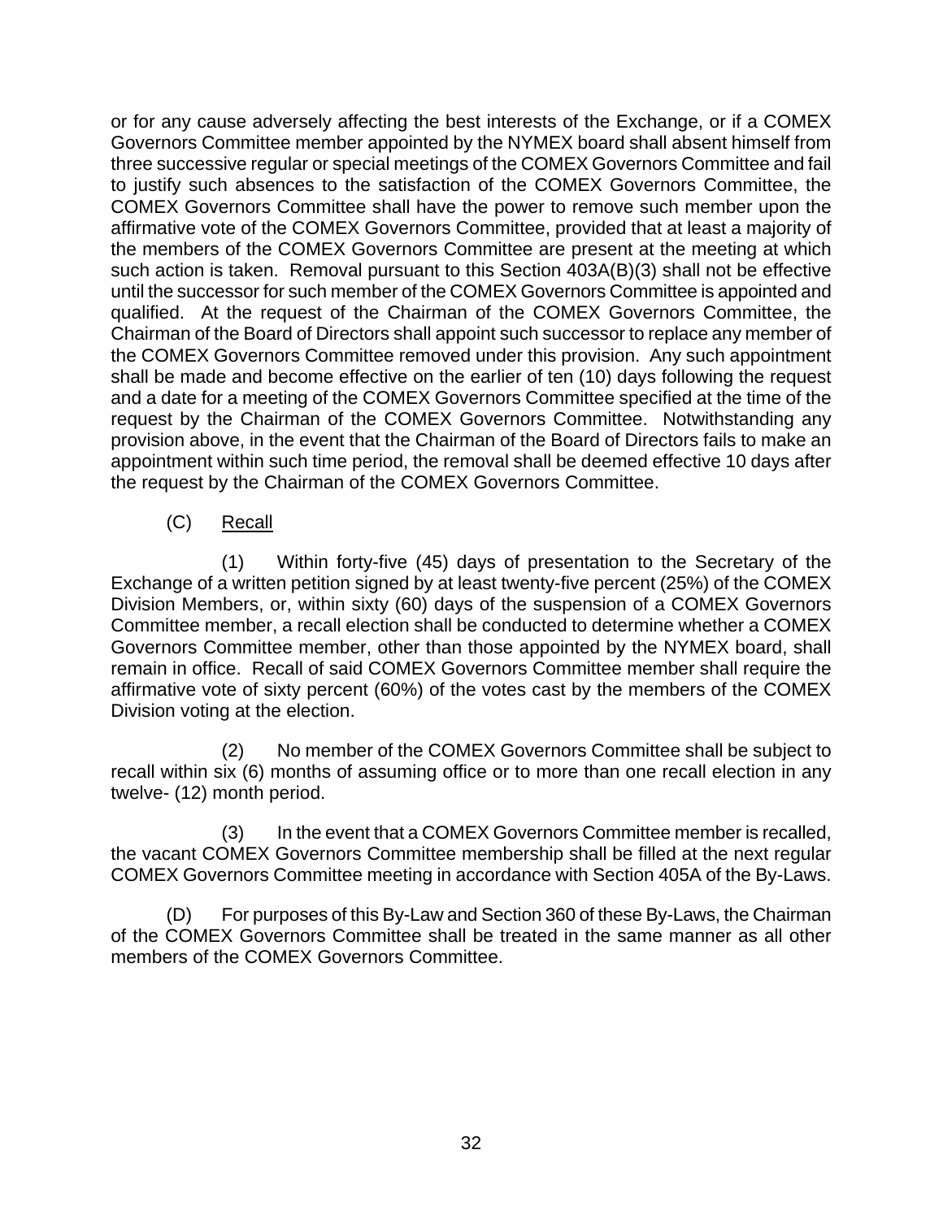or for any cause adversely affecting the best interests of the Exchange, or if a COMEX Governors Committee member appointed by the NYMEX board shall absent himself from three successive regular or special meetings of the COMEX Governors Committee and fail to justify such absences to the satisfaction of the COMEX Governors Committee, the COMEX Governors Committee shall have the power to remove such member upon the affirmative vote of the COMEX Governors Committee, provided that at least a majority of the members of the COMEX Governors Committee are present at the meeting at which such action is taken. Removal pursuant to this Section 403A(B)(3) shall not be effective until the successor for such member of the COMEX Governors Committee is appointed and qualified. At the request of the Chairman of the COMEX Governors Committee, the Chairman of the Board of Directors shall appoint such successor to replace any member of the COMEX Governors Committee removed under this provision. Any such appointment shall be made and become effective on the earlier of ten (10) days following the request and a date for a meeting of the COMEX Governors Committee specified at the time of the request by the Chairman of the COMEX Governors Committee. Notwithstanding any provision above, in the event that the Chairman of the Board of Directors fails to make an appointment within such time period, the removal shall be deemed effective 10 days after the request by the Chairman of the COMEX Governors Committee.

(C) Recall

(1) Within forty-five (45) days of presentation to the Secretary of the Exchange of a written petition signed by at least twenty-five percent (25%) of the COMEX Division Members, or, within sixty (60) days of the suspension of a COMEX Governors Committee member, a recall election shall be conducted to determine whether a COMEX Governors Committee member, other than those appointed by the NYMEX board, shall remain in office. Recall of said COMEX Governors Committee member shall require the affirmative vote of sixty percent (60%) of the votes cast by the members of the COMEX Division voting at the election.

(2) No member of the COMEX Governors Committee shall be subject to recall within six (6) months of assuming office or to more than one recall election in any twelve- (12) month period.

(3) In the event that a COMEX Governors Committee member is recalled, the vacant COMEX Governors Committee membership shall be filled at the next regular COMEX Governors Committee meeting in accordance with Section 405A of the By-Laws.

(D) For purposes of this By-Law and Section 360 of these By-Laws, the Chairman of the COMEX Governors Committee shall be treated in the same manner as all other members of the COMEX Governors Committee.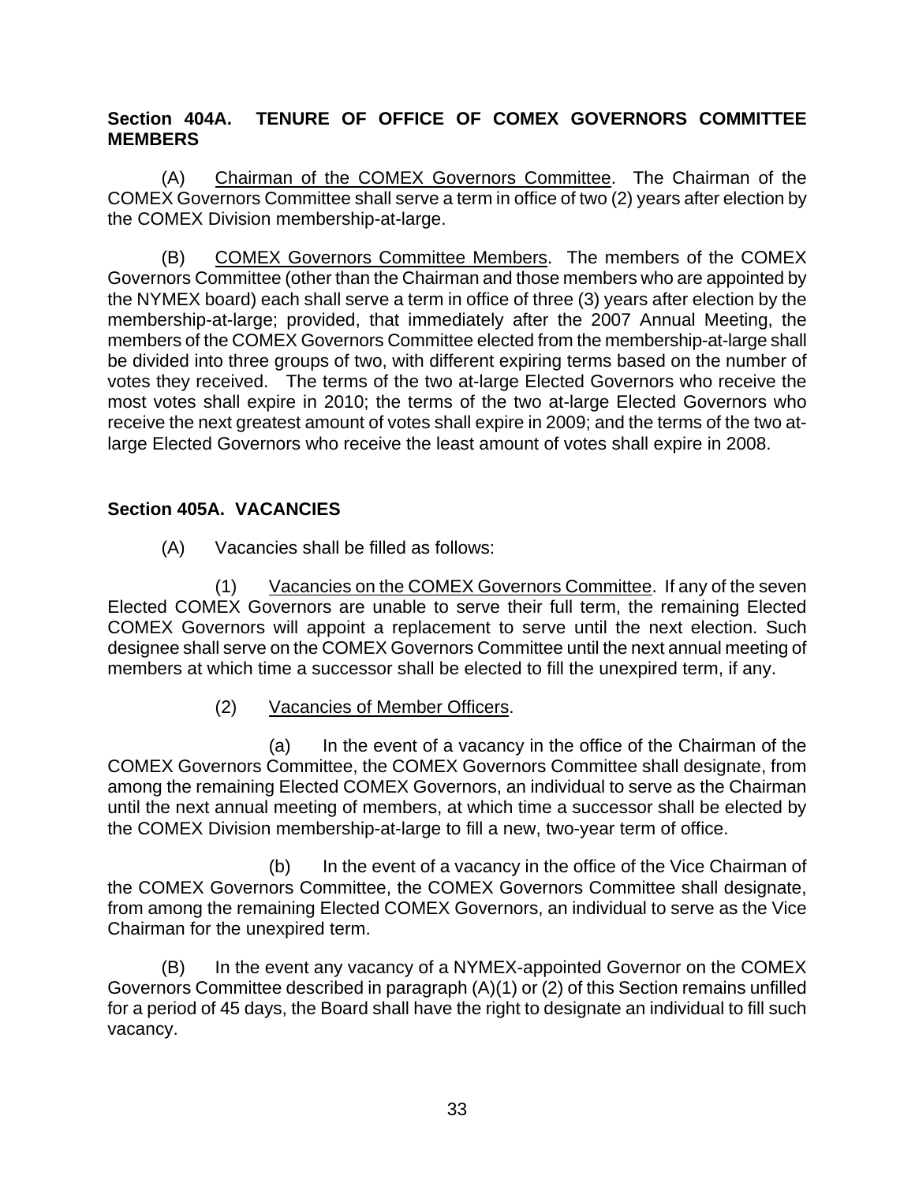**Section 404A. TENURE OF OFFICE OF COMEX GOVERNORS COMMITTEE MEMBERS**

(A) Chairman of the COMEX Governors Committee. The Chairman of the COMEX Governors Committee shall serve a term in office of two (2) years after election by the COMEX Division membership-at-large.

(B) COMEX Governors Committee Members. The members of the COMEX Governors Committee (other than the Chairman and those members who are appointed by the NYMEX board) each shall serve a term in office of three (3) years after election by the membership-at-large; provided, that immediately after the 2007 Annual Meeting, the members of the COMEX Governors Committee elected from the membership-at-large shall be divided into three groups of two, with different expiring terms based on the number of votes they received. The terms of the two at-large Elected Governors who receive the most votes shall expire in 2010; the terms of the two at-large Elected Governors who receive the next greatest amount of votes shall expire in 2009; and the terms of the two at-large Elected Governors who receive the least amount of votes shall expire in 2008.

**Section 405A. VACANCIES**

(A) Vacancies shall be filled as follows:

(1) Vacancies on the COMEX Governors Committee. If any of the seven Elected COMEX Governors are unable to serve their full term, the remaining Elected COMEX Governors will appoint a replacement to serve until the next election. Such designee shall serve on the COMEX Governors Committee until the next annual meeting of members at which time a successor shall be elected to fill the unexpired term, if any.

(2) Vacancies of Member Officers.

(a) In the event of a vacancy in the office of the Chairman of the COMEX Governors Committee, the COMEX Governors Committee shall designate, from among the remaining Elected COMEX Governors, an individual to serve as the Chairman until the next annual meeting of members, at which time a successor shall be elected by the COMEX Division membership-at-large to fill a new, two-year term of office.

(b) In the event of a vacancy in the office of the Vice Chairman of the COMEX Governors Committee, the COMEX Governors Committee shall designate, from among the remaining Elected COMEX Governors, an individual to serve as the Vice Chairman for the unexpired term.

(B) In the event any vacancy of a NYMEX-appointed Governor on the COMEX Governors Committee described in paragraph (A)(1) or (2) of this Section remains unfilled for a period of 45 days, the Board shall have the right to designate an individual to fill such vacancy.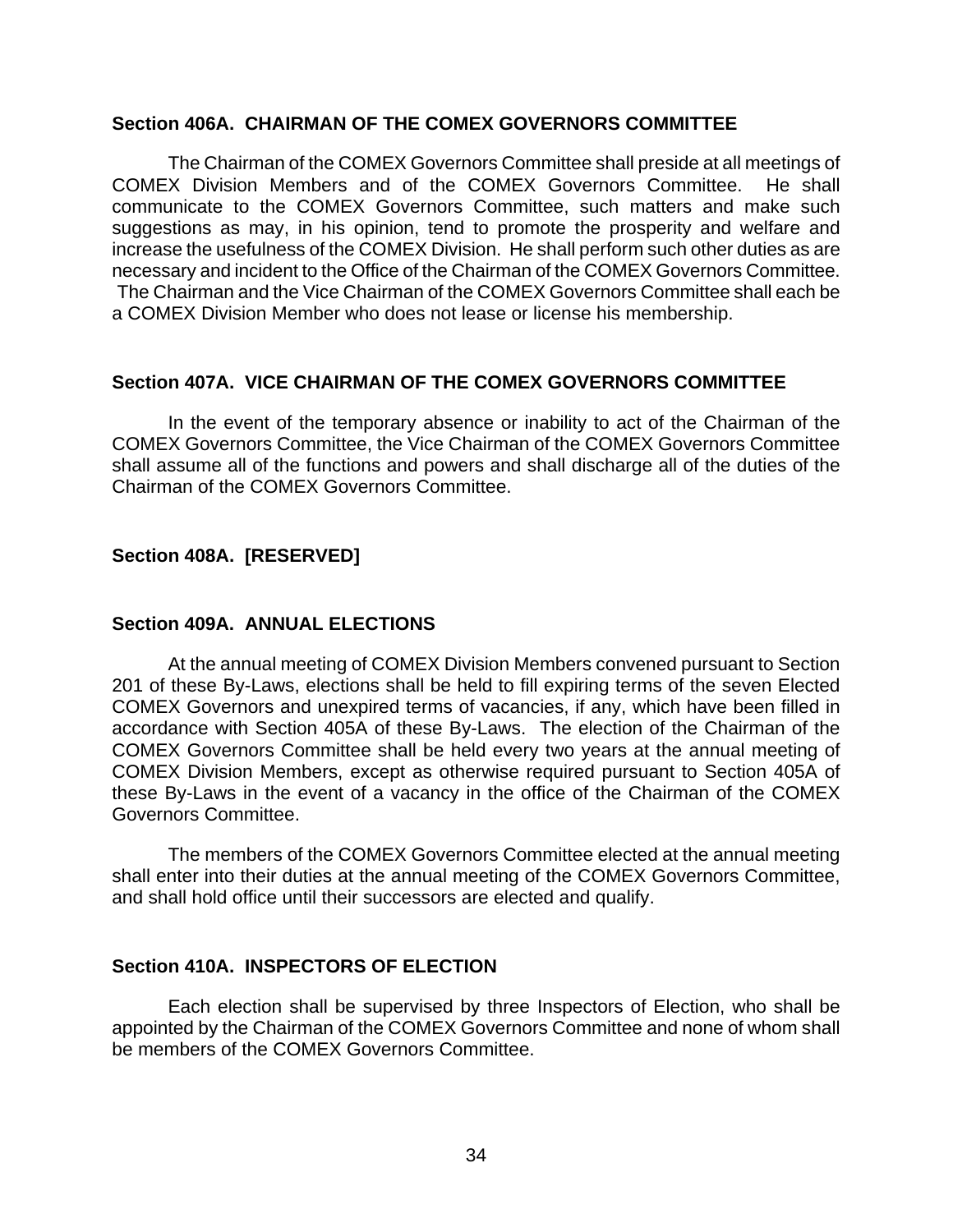### Section 406A. CHAIRMAN OF THE COMEX GOVERNORS COMMITTEE

The Chairman of the COMEX Governors Committee shall preside at all meetings of COMEX Division Members and of the COMEX Governors Committee. He shall communicate to the COMEX Governors Committee, such matters and make such suggestions as may, in his opinion, tend to promote the prosperity and welfare and increase the usefulness of the COMEX Division. He shall perform such other duties as are necessary and incident to the Office of the Chairman of the COMEX Governors Committee. The Chairman and the Vice Chairman of the COMEX Governors Committee shall each be a COMEX Division Member who does not lease or license his membership.

### Section 407A. VICE CHAIRMAN OF THE COMEX GOVERNORS COMMITTEE

In the event of the temporary absence or inability to act of the Chairman of the COMEX Governors Committee, the Vice Chairman of the COMEX Governors Committee shall assume all of the functions and powers and shall discharge all of the duties of the Chairman of the COMEX Governors Committee.

### Section 408A. [RESERVED]

### Section 409A. ANNUAL ELECTIONS

At the annual meeting of COMEX Division Members convened pursuant to Section 201 of these By-Laws, elections shall be held to fill expiring terms of the seven Elected COMEX Governors and unexpired terms of vacancies, if any, which have been filled in accordance with Section 405A of these By-Laws. The election of the Chairman of the COMEX Governors Committee shall be held every two years at the annual meeting of COMEX Division Members, except as otherwise required pursuant to Section 405A of these By-Laws in the event of a vacancy in the office of the Chairman of the COMEX Governors Committee.

The members of the COMEX Governors Committee elected at the annual meeting shall enter into their duties at the annual meeting of the COMEX Governors Committee, and shall hold office until their successors are elected and qualify.

### Section 410A. INSPECTORS OF ELECTION

Each election shall be supervised by three Inspectors of Election, who shall be appointed by the Chairman of the COMEX Governors Committee and none of whom shall be members of the COMEX Governors Committee.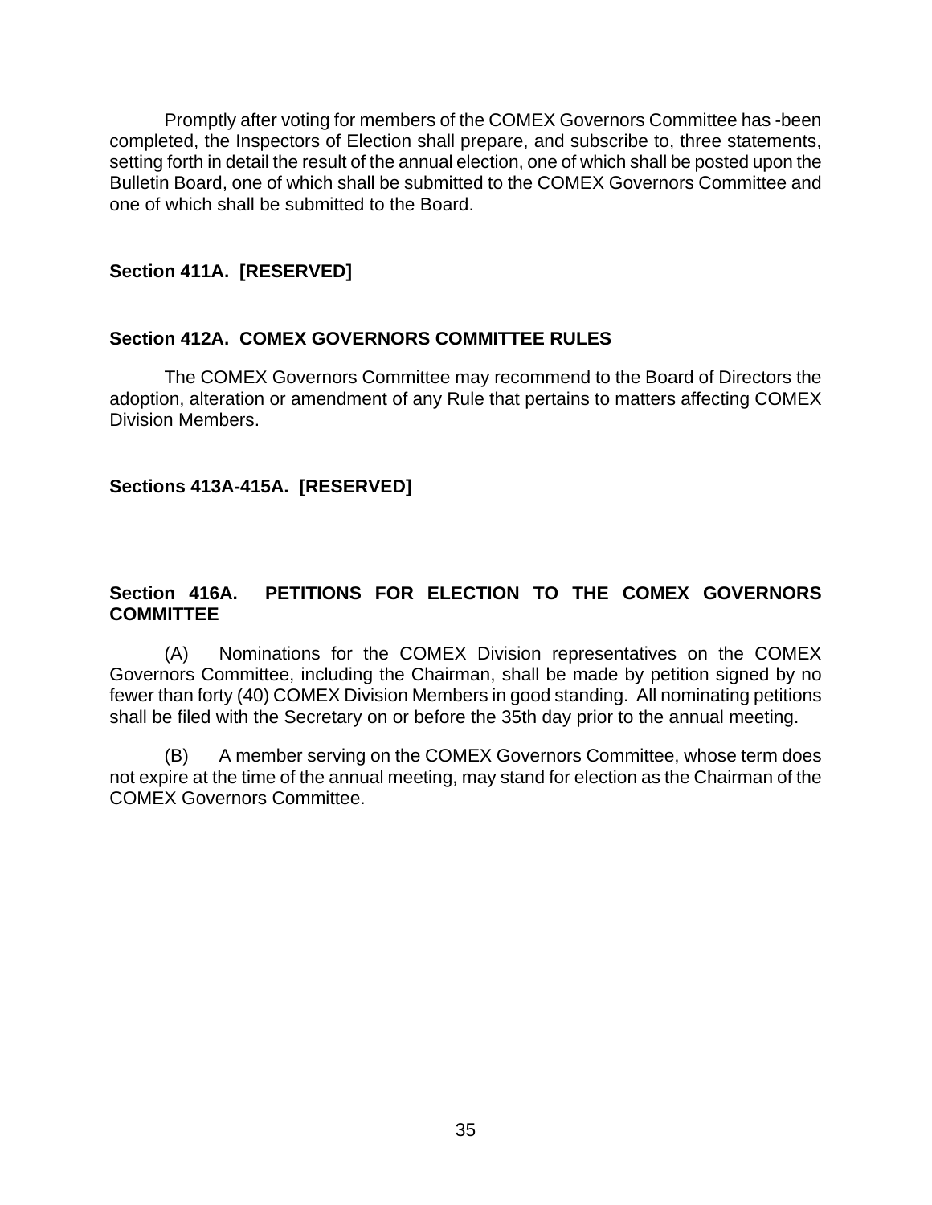Promptly after voting for members of the COMEX Governors Committee has -been completed, the Inspectors of Election shall prepare, and subscribe to, three statements, setting forth in detail the result of the annual election, one of which shall be posted upon the Bulletin Board, one of which shall be submitted to the COMEX Governors Committee and one of which shall be submitted to the Board.

**Section 411A. [RESERVED]**

**Section 412A. COMEX GOVERNORS COMMITTEE RULES**

The COMEX Governors Committee may recommend to the Board of Directors the adoption, alteration or amendment of any Rule that pertains to matters affecting COMEX Division Members.

**Sections 413A-415A. [RESERVED]**

**Section 416A. PETITIONS FOR ELECTION TO THE COMEX GOVERNORS COMMITTEE**

(A) Nominations for the COMEX Division representatives on the COMEX Governors Committee, including the Chairman, shall be made by petition signed by no fewer than forty (40) COMEX Division Members in good standing. All nominating petitions shall be filed with the Secretary on or before the 35th day prior to the annual meeting.

(B) A member serving on the COMEX Governors Committee, whose term does not expire at the time of the annual meeting, may stand for election as the Chairman of the COMEX Governors Committee.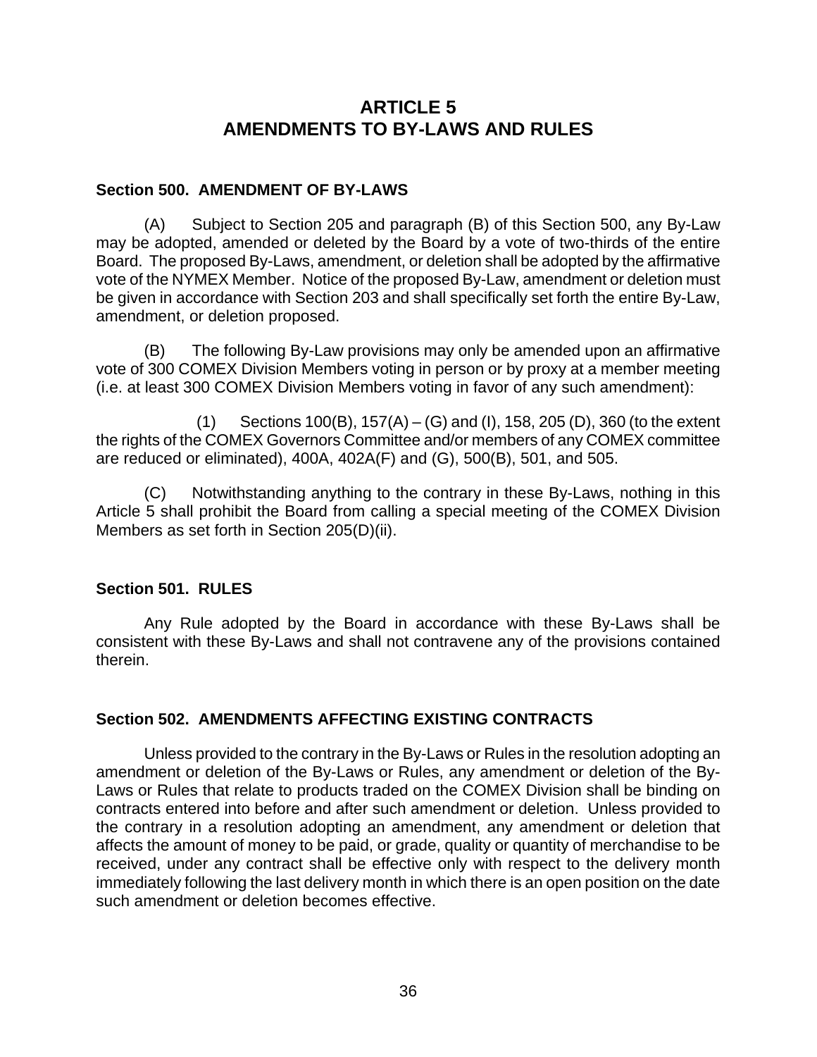# ARTICLE 5
# AMENDMENTS TO BY-LAWS AND RULES

### Section 500. AMENDMENT OF BY-LAWS

(A) Subject to Section 205 and paragraph (B) of this Section 500, any By-Law may be adopted, amended or deleted by the Board by a vote of two-thirds of the entire Board. The proposed By-Laws, amendment, or deletion shall be adopted by the affirmative vote of the NYMEX Member. Notice of the proposed By-Law, amendment or deletion must be given in accordance with Section 203 and shall specifically set forth the entire By-Law, amendment, or deletion proposed.

(B) The following By-Law provisions may only be amended upon an affirmative vote of 300 COMEX Division Members voting in person or by proxy at a member meeting (i.e. at least 300 COMEX Division Members voting in favor of any such amendment):

(1) Sections 100(B), 157(A) – (G) and (I), 158, 205 (D), 360 (to the extent the rights of the COMEX Governors Committee and/or members of any COMEX committee are reduced or eliminated), 400A, 402A(F) and (G), 500(B), 501, and 505.

(C) Notwithstanding anything to the contrary in these By-Laws, nothing in this Article 5 shall prohibit the Board from calling a special meeting of the COMEX Division Members as set forth in Section 205(D)(ii).

### Section 501. RULES

Any Rule adopted by the Board in accordance with these By-Laws shall be consistent with these By-Laws and shall not contravene any of the provisions contained therein.

### Section 502. AMENDMENTS AFFECTING EXISTING CONTRACTS

Unless provided to the contrary in the By-Laws or Rules in the resolution adopting an amendment or deletion of the By-Laws or Rules, any amendment or deletion of the By-Laws or Rules that relate to products traded on the COMEX Division shall be binding on contracts entered into before and after such amendment or deletion. Unless provided to the contrary in a resolution adopting an amendment, any amendment or deletion that affects the amount of money to be paid, or grade, quality or quantity of merchandise to be received, under any contract shall be effective only with respect to the delivery month immediately following the last delivery month in which there is an open position on the date such amendment or deletion becomes effective.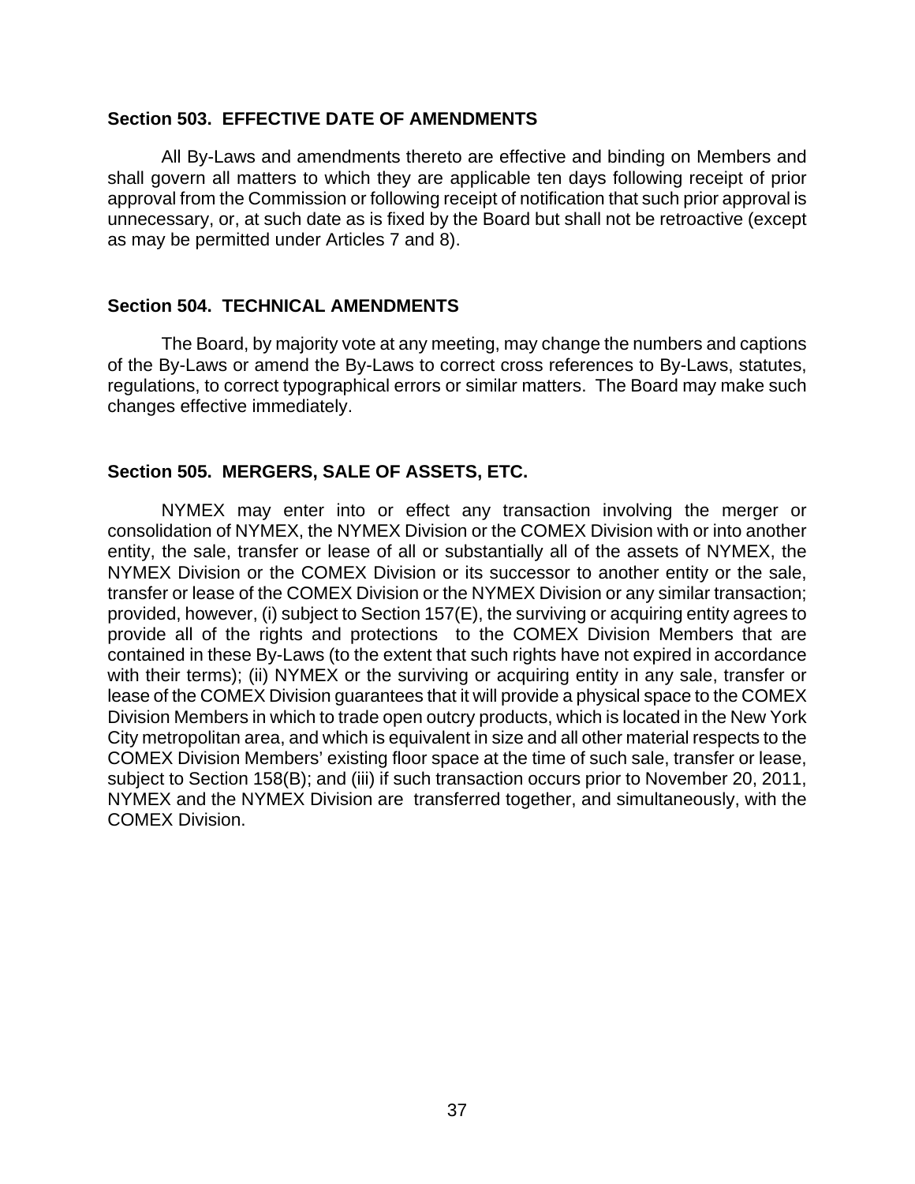## Section 503. EFFECTIVE DATE OF AMENDMENTS

All By-Laws and amendments thereto are effective and binding on Members and shall govern all matters to which they are applicable ten days following receipt of prior approval from the Commission or following receipt of notification that such prior approval is unnecessary, or, at such date as is fixed by the Board but shall not be retroactive (except as may be permitted under Articles 7 and 8).

## Section 504. TECHNICAL AMENDMENTS

The Board, by majority vote at any meeting, may change the numbers and captions of the By-Laws or amend the By-Laws to correct cross references to By-Laws, statutes, regulations, to correct typographical errors or similar matters. The Board may make such changes effective immediately.

## Section 505. MERGERS, SALE OF ASSETS, ETC.

NYMEX may enter into or effect any transaction involving the merger or consolidation of NYMEX, the NYMEX Division or the COMEX Division with or into another entity, the sale, transfer or lease of all or substantially all of the assets of NYMEX, the NYMEX Division or the COMEX Division or its successor to another entity or the sale, transfer or lease of the COMEX Division or the NYMEX Division or any similar transaction; provided, however, (i) subject to Section 157(E), the surviving or acquiring entity agrees to provide all of the rights and protections to the COMEX Division Members that are contained in these By-Laws (to the extent that such rights have not expired in accordance with their terms); (ii) NYMEX or the surviving or acquiring entity in any sale, transfer or lease of the COMEX Division guarantees that it will provide a physical space to the COMEX Division Members in which to trade open outcry products, which is located in the New York City metropolitan area, and which is equivalent in size and all other material respects to the COMEX Division Members' existing floor space at the time of such sale, transfer or lease, subject to Section 158(B); and (iii) if such transaction occurs prior to November 20, 2011, NYMEX and the NYMEX Division are transferred together, and simultaneously, with the COMEX Division.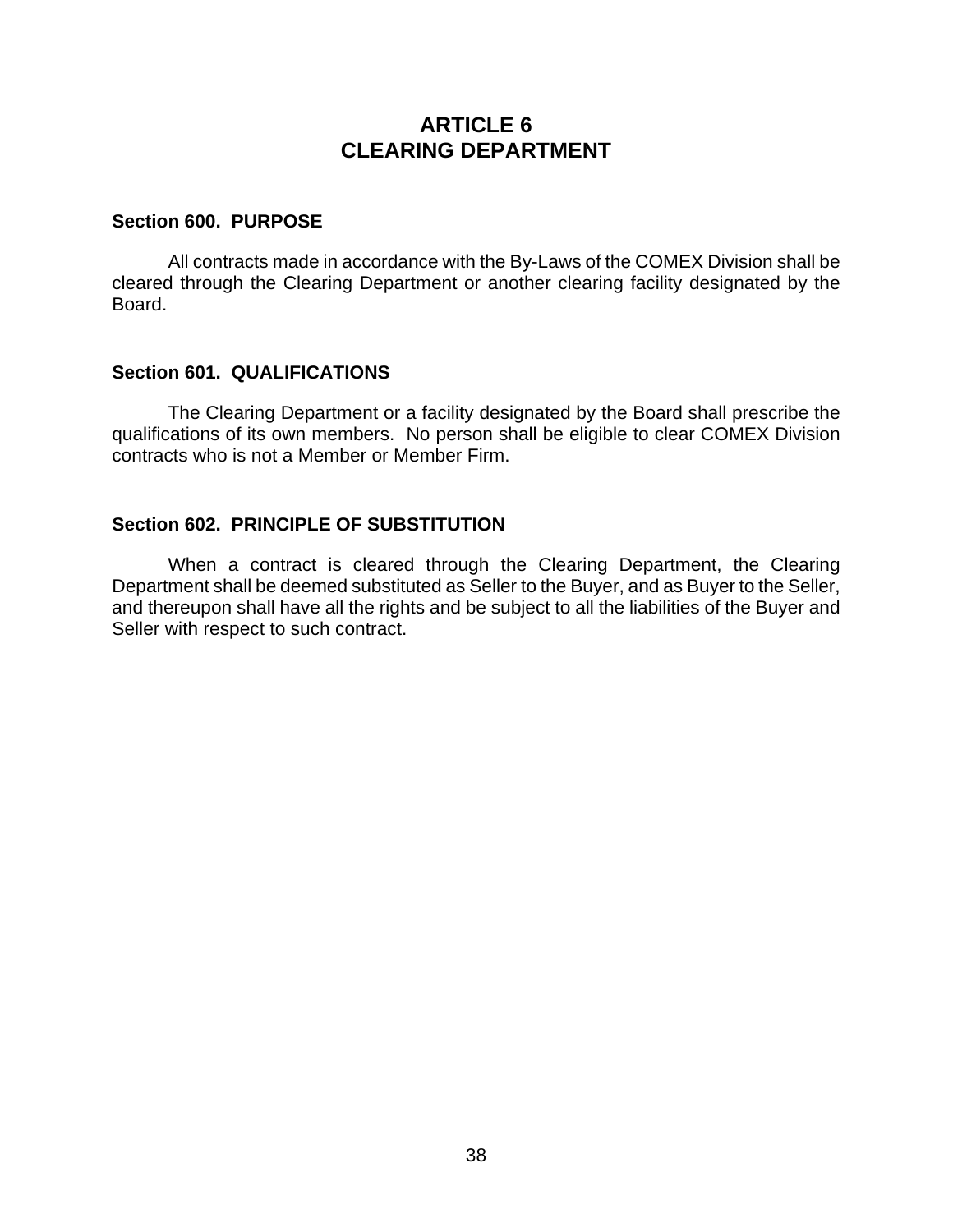# ARTICLE 6
# CLEARING DEPARTMENT

### Section 600. PURPOSE

All contracts made in accordance with the By-Laws of the COMEX Division shall be cleared through the Clearing Department or another clearing facility designated by the Board.

### Section 601. QUALIFICATIONS

The Clearing Department or a facility designated by the Board shall prescribe the qualifications of its own members. No person shall be eligible to clear COMEX Division contracts who is not a Member or Member Firm.

### Section 602. PRINCIPLE OF SUBSTITUTION

When a contract is cleared through the Clearing Department, the Clearing Department shall be deemed substituted as Seller to the Buyer, and as Buyer to the Seller, and thereupon shall have all the rights and be subject to all the liabilities of the Buyer and Seller with respect to such contract.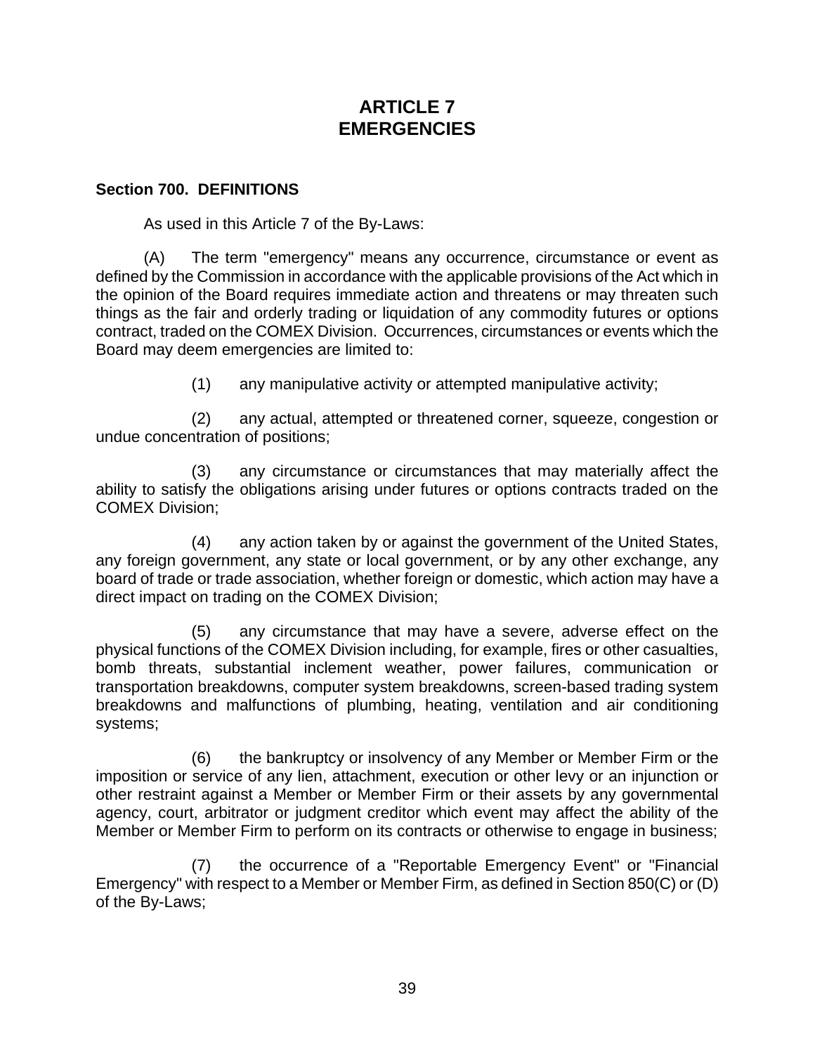# ARTICLE 7
# EMERGENCIES

### Section 700. DEFINITIONS

As used in this Article 7 of the By-Laws:

(A) The term "emergency" means any occurrence, circumstance or event as defined by the Commission in accordance with the applicable provisions of the Act which in the opinion of the Board requires immediate action and threatens or may threaten such things as the fair and orderly trading or liquidation of any commodity futures or options contract, traded on the COMEX Division. Occurrences, circumstances or events which the Board may deem emergencies are limited to:

(1) any manipulative activity or attempted manipulative activity;

(2) any actual, attempted or threatened corner, squeeze, congestion or undue concentration of positions;

(3) any circumstance or circumstances that may materially affect the ability to satisfy the obligations arising under futures or options contracts traded on the COMEX Division;

(4) any action taken by or against the government of the United States, any foreign government, any state or local government, or by any other exchange, any board of trade or trade association, whether foreign or domestic, which action may have a direct impact on trading on the COMEX Division;

(5) any circumstance that may have a severe, adverse effect on the physical functions of the COMEX Division including, for example, fires or other casualties, bomb threats, substantial inclement weather, power failures, communication or transportation breakdowns, computer system breakdowns, screen-based trading system breakdowns and malfunctions of plumbing, heating, ventilation and air conditioning systems;

(6) the bankruptcy or insolvency of any Member or Member Firm or the imposition or service of any lien, attachment, execution or other levy or an injunction or other restraint against a Member or Member Firm or their assets by any governmental agency, court, arbitrator or judgment creditor which event may affect the ability of the Member or Member Firm to perform on its contracts or otherwise to engage in business;

(7) the occurrence of a "Reportable Emergency Event" or "Financial Emergency" with respect to a Member or Member Firm, as defined in Section 850(C) or (D) of the By-Laws;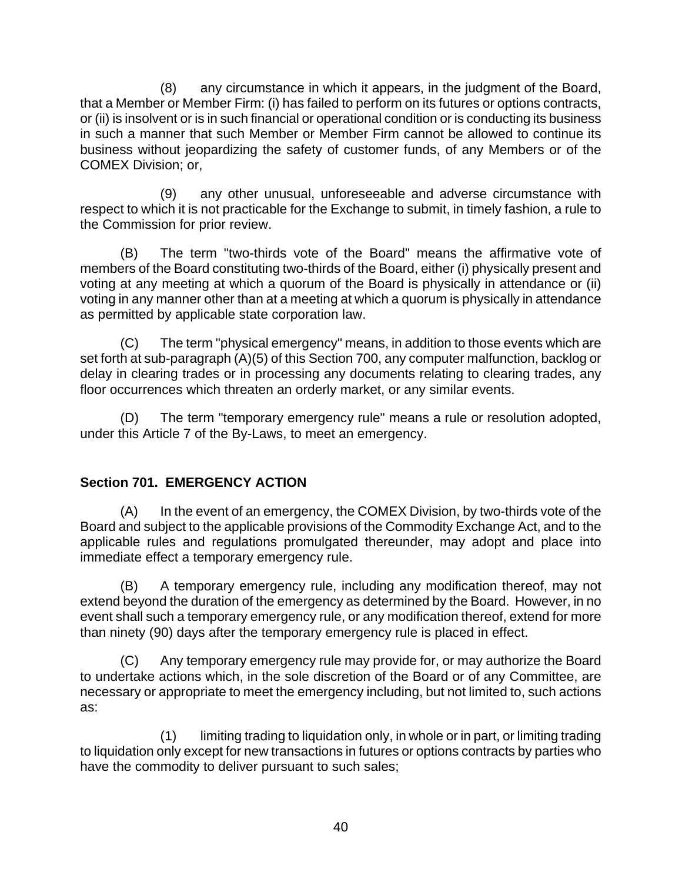(8) any circumstance in which it appears, in the judgment of the Board, that a Member or Member Firm: (i) has failed to perform on its futures or options contracts, or (ii) is insolvent or is in such financial or operational condition or is conducting its business in such a manner that such Member or Member Firm cannot be allowed to continue its business without jeopardizing the safety of customer funds, of any Members or of the COMEX Division; or,

(9) any other unusual, unforeseeable and adverse circumstance with respect to which it is not practicable for the Exchange to submit, in timely fashion, a rule to the Commission for prior review.

(B) The term "two-thirds vote of the Board" means the affirmative vote of members of the Board constituting two-thirds of the Board, either (i) physically present and voting at any meeting at which a quorum of the Board is physically in attendance or (ii) voting in any manner other than at a meeting at which a quorum is physically in attendance as permitted by applicable state corporation law.

(C) The term "physical emergency" means, in addition to those events which are set forth at sub-paragraph (A)(5) of this Section 700, any computer malfunction, backlog or delay in clearing trades or in processing any documents relating to clearing trades, any floor occurrences which threaten an orderly market, or any similar events.

(D) The term "temporary emergency rule" means a rule or resolution adopted, under this Article 7 of the By-Laws, to meet an emergency.

### Section 701. EMERGENCY ACTION

(A) In the event of an emergency, the COMEX Division, by two-thirds vote of the Board and subject to the applicable provisions of the Commodity Exchange Act, and to the applicable rules and regulations promulgated thereunder, may adopt and place into immediate effect a temporary emergency rule.

(B) A temporary emergency rule, including any modification thereof, may not extend beyond the duration of the emergency as determined by the Board. However, in no event shall such a temporary emergency rule, or any modification thereof, extend for more than ninety (90) days after the temporary emergency rule is placed in effect.

(C) Any temporary emergency rule may provide for, or may authorize the Board to undertake actions which, in the sole discretion of the Board or of any Committee, are necessary or appropriate to meet the emergency including, but not limited to, such actions as:

(1) limiting trading to liquidation only, in whole or in part, or limiting trading to liquidation only except for new transactions in futures or options contracts by parties who have the commodity to deliver pursuant to such sales;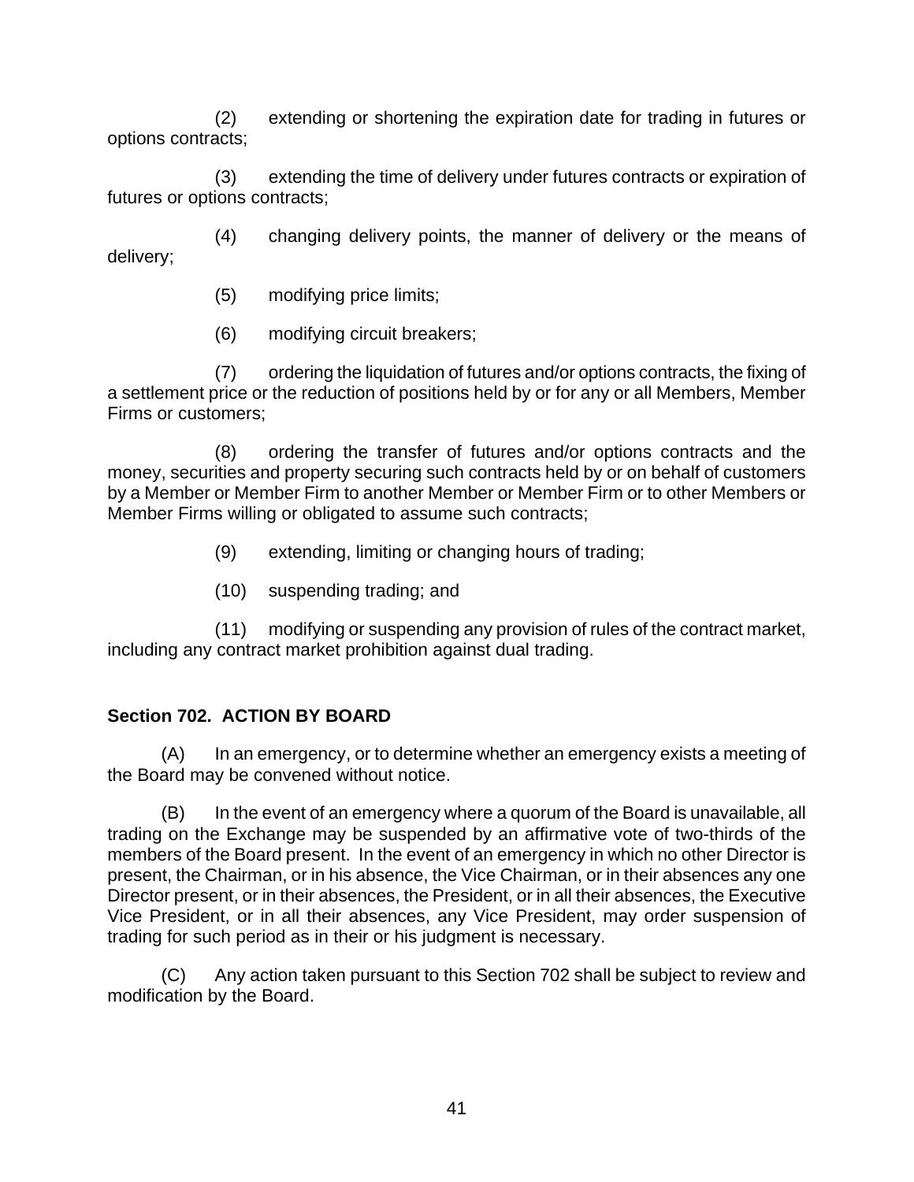(2) extending or shortening the expiration date for trading in futures or options contracts;

(3) extending the time of delivery under futures contracts or expiration of futures or options contracts;

(4) changing delivery points, the manner of delivery or the means of delivery;

(5) modifying price limits;

(6) modifying circuit breakers;

(7) ordering the liquidation of futures and/or options contracts, the fixing of a settlement price or the reduction of positions held by or for any or all Members, Member Firms or customers;

(8) ordering the transfer of futures and/or options contracts and the money, securities and property securing such contracts held by or on behalf of customers by a Member or Member Firm to another Member or Member Firm or to other Members or Member Firms willing or obligated to assume such contracts;

(9) extending, limiting or changing hours of trading;

(10) suspending trading; and

(11) modifying or suspending any provision of rules of the contract market, including any contract market prohibition against dual trading.

### Section 702. ACTION BY BOARD

(A) In an emergency, or to determine whether an emergency exists a meeting of the Board may be convened without notice.

(B) In the event of an emergency where a quorum of the Board is unavailable, all trading on the Exchange may be suspended by an affirmative vote of two-thirds of the members of the Board present. In the event of an emergency in which no other Director is present, the Chairman, or in his absence, the Vice Chairman, or in their absences any one Director present, or in their absences, the President, or in all their absences, the Executive Vice President, or in all their absences, any Vice President, may order suspension of trading for such period as in their or his judgment is necessary.

(C) Any action taken pursuant to this Section 702 shall be subject to review and modification by the Board.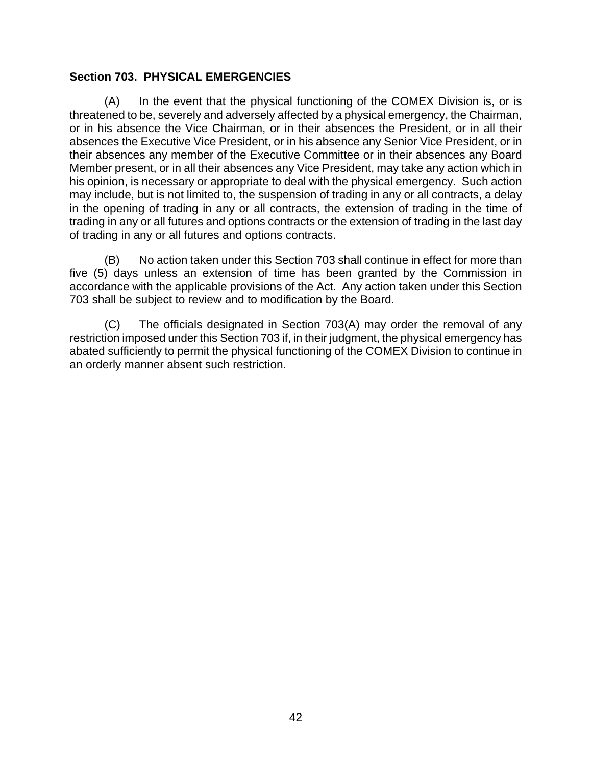**Section 703. PHYSICAL EMERGENCIES**

(A) In the event that the physical functioning of the COMEX Division is, or is threatened to be, severely and adversely affected by a physical emergency, the Chairman, or in his absence the Vice Chairman, or in their absences the President, or in all their absences the Executive Vice President, or in his absence any Senior Vice President, or in their absences any member of the Executive Committee or in their absences any Board Member present, or in all their absences any Vice President, may take any action which in his opinion, is necessary or appropriate to deal with the physical emergency. Such action may include, but is not limited to, the suspension of trading in any or all contracts, a delay in the opening of trading in any or all contracts, the extension of trading in the time of trading in any or all futures and options contracts or the extension of trading in the last day of trading in any or all futures and options contracts.

(B) No action taken under this Section 703 shall continue in effect for more than five (5) days unless an extension of time has been granted by the Commission in accordance with the applicable provisions of the Act. Any action taken under this Section 703 shall be subject to review and to modification by the Board.

(C) The officials designated in Section 703(A) may order the removal of any restriction imposed under this Section 703 if, in their judgment, the physical emergency has abated sufficiently to permit the physical functioning of the COMEX Division to continue in an orderly manner absent such restriction.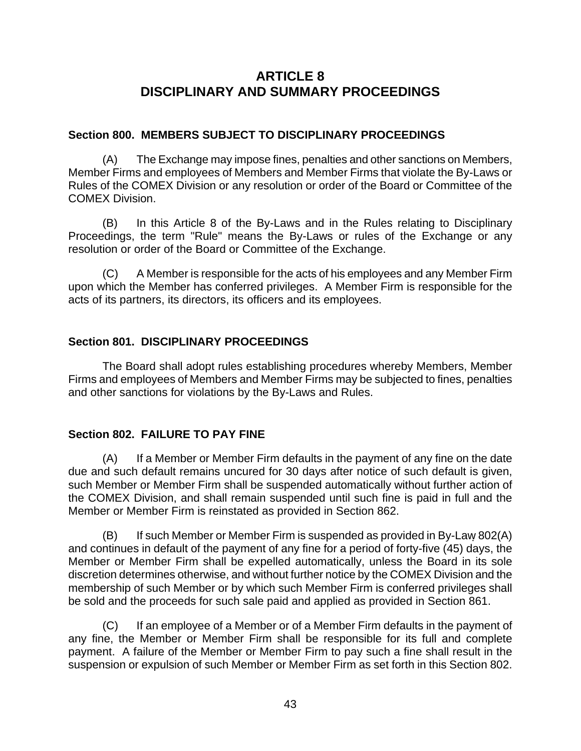# ARTICLE 8
# DISCIPLINARY AND SUMMARY PROCEEDINGS

## Section 800. MEMBERS SUBJECT TO DISCIPLINARY PROCEEDINGS

(A) The Exchange may impose fines, penalties and other sanctions on Members, Member Firms and employees of Members and Member Firms that violate the By-Laws or Rules of the COMEX Division or any resolution or order of the Board or Committee of the COMEX Division.

(B) In this Article 8 of the By-Laws and in the Rules relating to Disciplinary Proceedings, the term "Rule" means the By-Laws or rules of the Exchange or any resolution or order of the Board or Committee of the Exchange.

(C) A Member is responsible for the acts of his employees and any Member Firm upon which the Member has conferred privileges. A Member Firm is responsible for the acts of its partners, its directors, its officers and its employees.

## Section 801. DISCIPLINARY PROCEEDINGS

The Board shall adopt rules establishing procedures whereby Members, Member Firms and employees of Members and Member Firms may be subjected to fines, penalties and other sanctions for violations by the By-Laws and Rules.

## Section 802. FAILURE TO PAY FINE

(A) If a Member or Member Firm defaults in the payment of any fine on the date due and such default remains uncured for 30 days after notice of such default is given, such Member or Member Firm shall be suspended automatically without further action of the COMEX Division, and shall remain suspended until such fine is paid in full and the Member or Member Firm is reinstated as provided in Section 862.

(B) If such Member or Member Firm is suspended as provided in By-Law 802(A) and continues in default of the payment of any fine for a period of forty-five (45) days, the Member or Member Firm shall be expelled automatically, unless the Board in its sole discretion determines otherwise, and without further notice by the COMEX Division and the membership of such Member or by which such Member Firm is conferred privileges shall be sold and the proceeds for such sale paid and applied as provided in Section 861.

(C) If an employee of a Member or of a Member Firm defaults in the payment of any fine, the Member or Member Firm shall be responsible for its full and complete payment. A failure of the Member or Member Firm to pay such a fine shall result in the suspension or expulsion of such Member or Member Firm as set forth in this Section 802.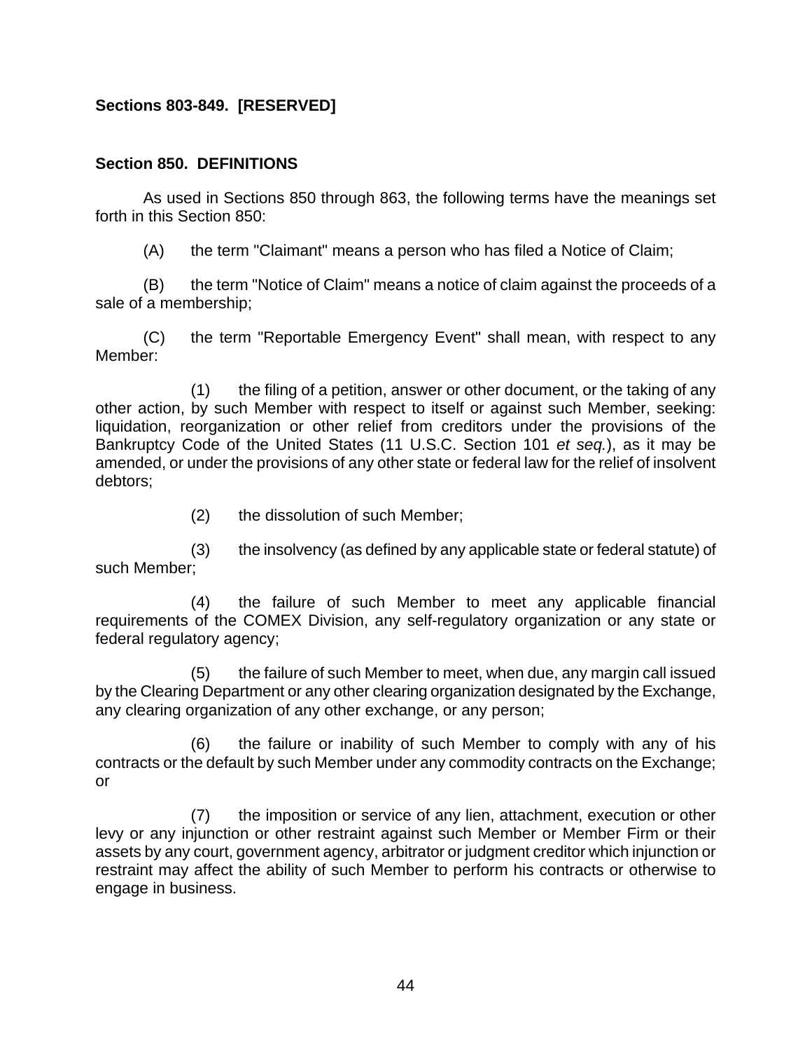**Sections 803-849. [RESERVED]**

**Section 850. DEFINITIONS**

As used in Sections 850 through 863, the following terms have the meanings set forth in this Section 850:

(A) the term "Claimant" means a person who has filed a Notice of Claim;

(B) the term "Notice of Claim" means a notice of claim against the proceeds of a sale of a membership;

(C) the term "Reportable Emergency Event" shall mean, with respect to any Member:

(1) the filing of a petition, answer or other document, or the taking of any other action, by such Member with respect to itself or against such Member, seeking: liquidation, reorganization or other relief from creditors under the provisions of the Bankruptcy Code of the United States (11 U.S.C. Section 101 *et seq.*), as it may be amended, or under the provisions of any other state or federal law for the relief of insolvent debtors;

(2) the dissolution of such Member;

(3) the insolvency (as defined by any applicable state or federal statute) of such Member;

(4) the failure of such Member to meet any applicable financial requirements of the COMEX Division, any self-regulatory organization or any state or federal regulatory agency;

(5) the failure of such Member to meet, when due, any margin call issued by the Clearing Department or any other clearing organization designated by the Exchange, any clearing organization of any other exchange, or any person;

(6) the failure or inability of such Member to comply with any of his contracts or the default by such Member under any commodity contracts on the Exchange; or

(7) the imposition or service of any lien, attachment, execution or other levy or any injunction or other restraint against such Member or Member Firm or their assets by any court, government agency, arbitrator or judgment creditor which injunction or restraint may affect the ability of such Member to perform his contracts or otherwise to engage in business.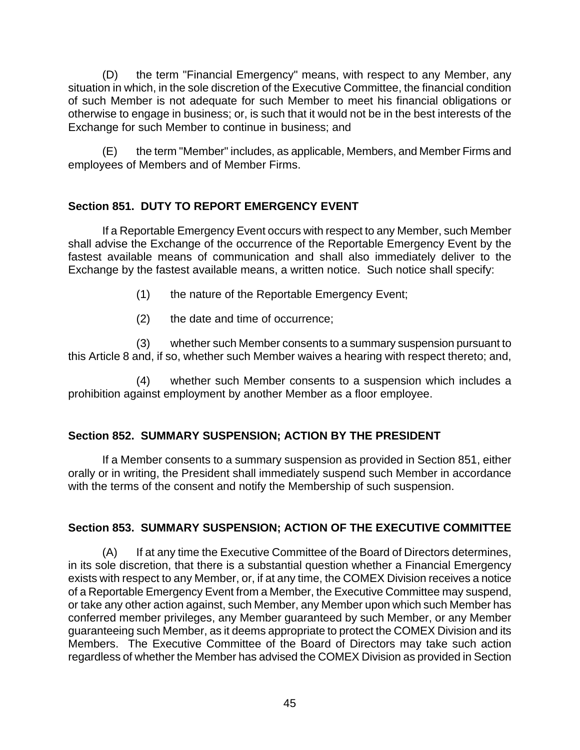(D) the term "Financial Emergency" means, with respect to any Member, any situation in which, in the sole discretion of the Executive Committee, the financial condition of such Member is not adequate for such Member to meet his financial obligations or otherwise to engage in business; or, is such that it would not be in the best interests of the Exchange for such Member to continue in business; and

(E) the term "Member" includes, as applicable, Members, and Member Firms and employees of Members and of Member Firms.

### Section 851. DUTY TO REPORT EMERGENCY EVENT

If a Reportable Emergency Event occurs with respect to any Member, such Member shall advise the Exchange of the occurrence of the Reportable Emergency Event by the fastest available means of communication and shall also immediately deliver to the Exchange by the fastest available means, a written notice. Such notice shall specify:

(1) the nature of the Reportable Emergency Event;

(2) the date and time of occurrence;

(3) whether such Member consents to a summary suspension pursuant to this Article 8 and, if so, whether such Member waives a hearing with respect thereto; and,

(4) whether such Member consents to a suspension which includes a prohibition against employment by another Member as a floor employee.

### Section 852. SUMMARY SUSPENSION; ACTION BY THE PRESIDENT

If a Member consents to a summary suspension as provided in Section 851, either orally or in writing, the President shall immediately suspend such Member in accordance with the terms of the consent and notify the Membership of such suspension.

### Section 853. SUMMARY SUSPENSION; ACTION OF THE EXECUTIVE COMMITTEE

(A) If at any time the Executive Committee of the Board of Directors determines, in its sole discretion, that there is a substantial question whether a Financial Emergency exists with respect to any Member, or, if at any time, the COMEX Division receives a notice of a Reportable Emergency Event from a Member, the Executive Committee may suspend, or take any other action against, such Member, any Member upon which such Member has conferred member privileges, any Member guaranteed by such Member, or any Member guaranteeing such Member, as it deems appropriate to protect the COMEX Division and its Members. The Executive Committee of the Board of Directors may take such action regardless of whether the Member has advised the COMEX Division as provided in Section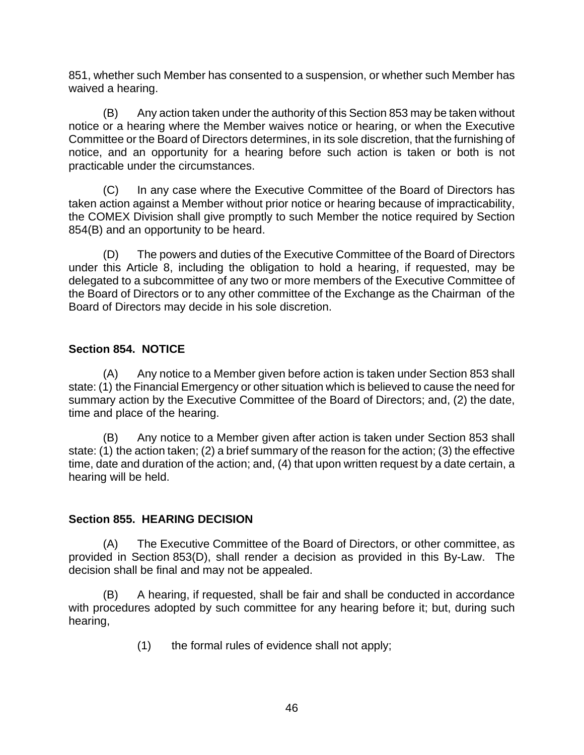851, whether such Member has consented to a suspension, or whether such Member has waived a hearing.

(B) Any action taken under the authority of this Section 853 may be taken without notice or a hearing where the Member waives notice or hearing, or when the Executive Committee or the Board of Directors determines, in its sole discretion, that the furnishing of notice, and an opportunity for a hearing before such action is taken or both is not practicable under the circumstances.

(C) In any case where the Executive Committee of the Board of Directors has taken action against a Member without prior notice or hearing because of impracticability, the COMEX Division shall give promptly to such Member the notice required by Section 854(B) and an opportunity to be heard.

(D) The powers and duties of the Executive Committee of the Board of Directors under this Article 8, including the obligation to hold a hearing, if requested, may be delegated to a subcommittee of any two or more members of the Executive Committee of the Board of Directors or to any other committee of the Exchange as the Chairman of the Board of Directors may decide in his sole discretion.

**Section 854. NOTICE**

(A) Any notice to a Member given before action is taken under Section 853 shall state: (1) the Financial Emergency or other situation which is believed to cause the need for summary action by the Executive Committee of the Board of Directors; and, (2) the date, time and place of the hearing.

(B) Any notice to a Member given after action is taken under Section 853 shall state: (1) the action taken; (2) a brief summary of the reason for the action; (3) the effective time, date and duration of the action; and, (4) that upon written request by a date certain, a hearing will be held.

**Section 855. HEARING DECISION**

(A) The Executive Committee of the Board of Directors, or other committee, as provided in Section 853(D), shall render a decision as provided in this By-Law. The decision shall be final and may not be appealed.

(B) A hearing, if requested, shall be fair and shall be conducted in accordance with procedures adopted by such committee for any hearing before it; but, during such hearing,

(1) the formal rules of evidence shall not apply;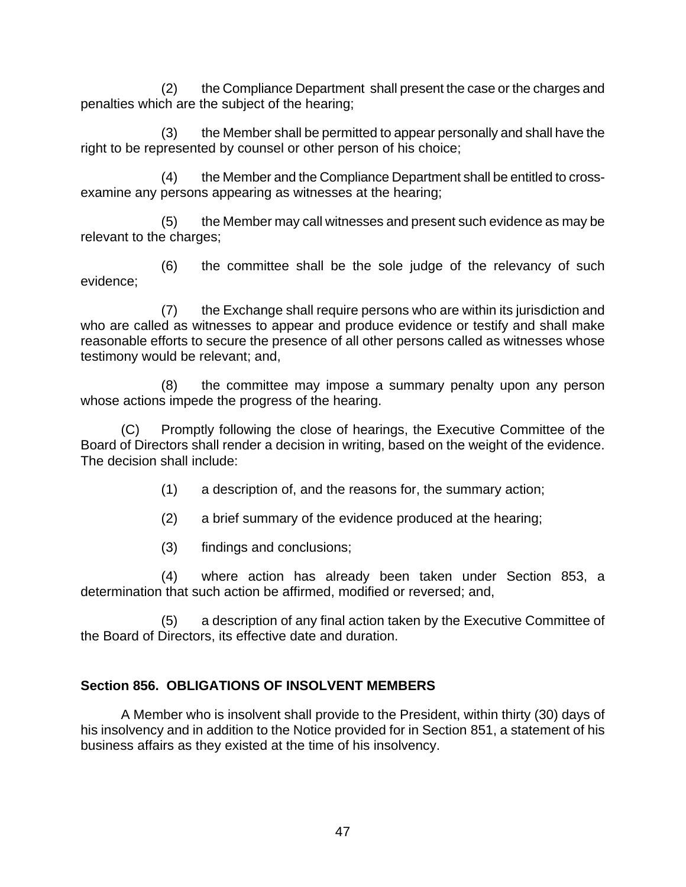(2) the Compliance Department shall present the case or the charges and penalties which are the subject of the hearing;

(3) the Member shall be permitted to appear personally and shall have the right to be represented by counsel or other person of his choice;

(4) the Member and the Compliance Department shall be entitled to cross-examine any persons appearing as witnesses at the hearing;

(5) the Member may call witnesses and present such evidence as may be relevant to the charges;

(6) the committee shall be the sole judge of the relevancy of such evidence;

(7) the Exchange shall require persons who are within its jurisdiction and who are called as witnesses to appear and produce evidence or testify and shall make reasonable efforts to secure the presence of all other persons called as witnesses whose testimony would be relevant; and,

(8) the committee may impose a summary penalty upon any person whose actions impede the progress of the hearing.

(C) Promptly following the close of hearings, the Executive Committee of the Board of Directors shall render a decision in writing, based on the weight of the evidence. The decision shall include:

(1) a description of, and the reasons for, the summary action;

(2) a brief summary of the evidence produced at the hearing;

(3) findings and conclusions;

(4) where action has already been taken under Section 853, a determination that such action be affirmed, modified or reversed; and,

(5) a description of any final action taken by the Executive Committee of the Board of Directors, its effective date and duration.

### Section 856. OBLIGATIONS OF INSOLVENT MEMBERS

A Member who is insolvent shall provide to the President, within thirty (30) days of his insolvency and in addition to the Notice provided for in Section 851, a statement of his business affairs as they existed at the time of his insolvency.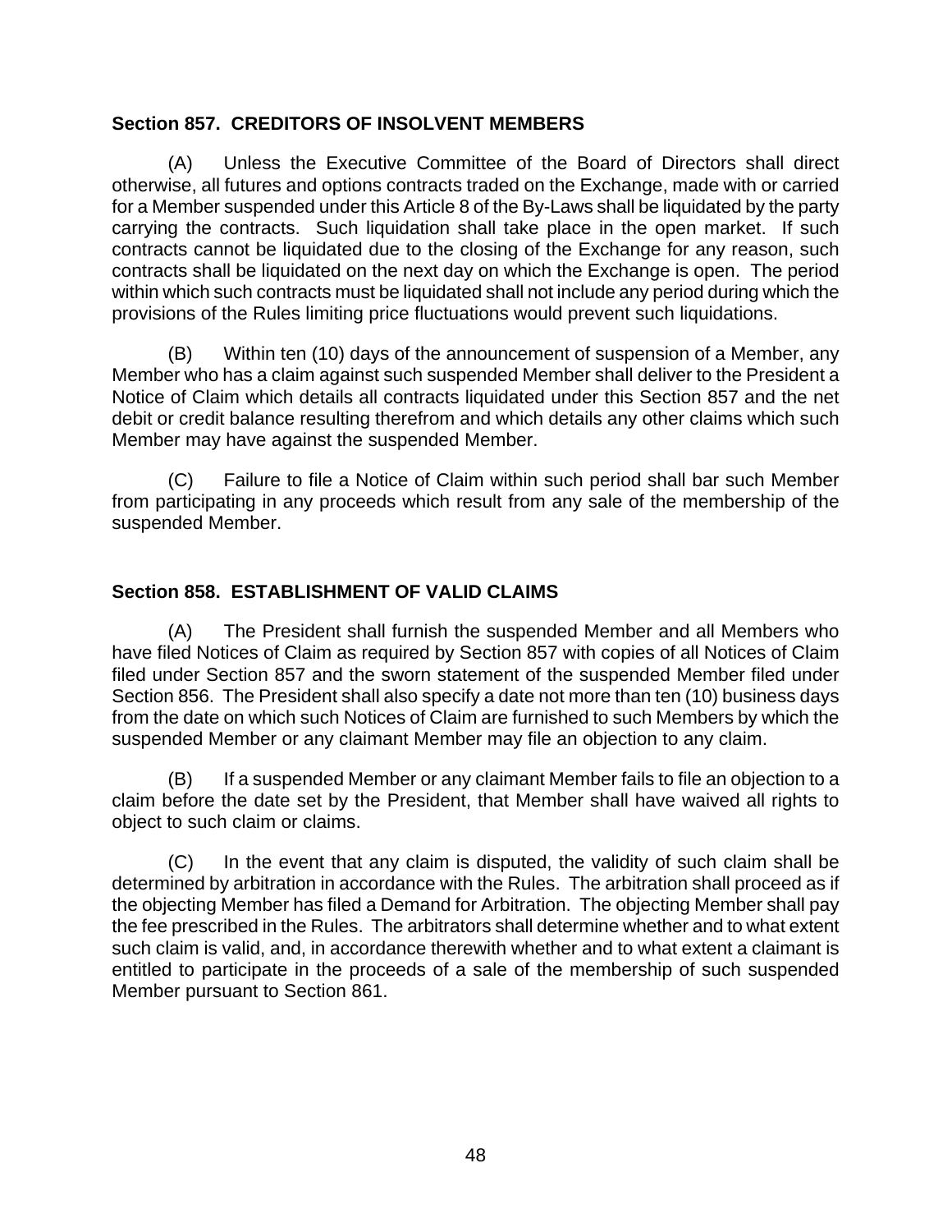### Section 857. CREDITORS OF INSOLVENT MEMBERS

(A) Unless the Executive Committee of the Board of Directors shall direct otherwise, all futures and options contracts traded on the Exchange, made with or carried for a Member suspended under this Article 8 of the By-Laws shall be liquidated by the party carrying the contracts. Such liquidation shall take place in the open market. If such contracts cannot be liquidated due to the closing of the Exchange for any reason, such contracts shall be liquidated on the next day on which the Exchange is open. The period within which such contracts must be liquidated shall not include any period during which the provisions of the Rules limiting price fluctuations would prevent such liquidations.

(B) Within ten (10) days of the announcement of suspension of a Member, any Member who has a claim against such suspended Member shall deliver to the President a Notice of Claim which details all contracts liquidated under this Section 857 and the net debit or credit balance resulting therefrom and which details any other claims which such Member may have against the suspended Member.

(C) Failure to file a Notice of Claim within such period shall bar such Member from participating in any proceeds which result from any sale of the membership of the suspended Member.

### Section 858. ESTABLISHMENT OF VALID CLAIMS

(A) The President shall furnish the suspended Member and all Members who have filed Notices of Claim as required by Section 857 with copies of all Notices of Claim filed under Section 857 and the sworn statement of the suspended Member filed under Section 856. The President shall also specify a date not more than ten (10) business days from the date on which such Notices of Claim are furnished to such Members by which the suspended Member or any claimant Member may file an objection to any claim.

(B) If a suspended Member or any claimant Member fails to file an objection to a claim before the date set by the President, that Member shall have waived all rights to object to such claim or claims.

(C) In the event that any claim is disputed, the validity of such claim shall be determined by arbitration in accordance with the Rules. The arbitration shall proceed as if the objecting Member has filed a Demand for Arbitration. The objecting Member shall pay the fee prescribed in the Rules. The arbitrators shall determine whether and to what extent such claim is valid, and, in accordance therewith whether and to what extent a claimant is entitled to participate in the proceeds of a sale of the membership of such suspended Member pursuant to Section 861.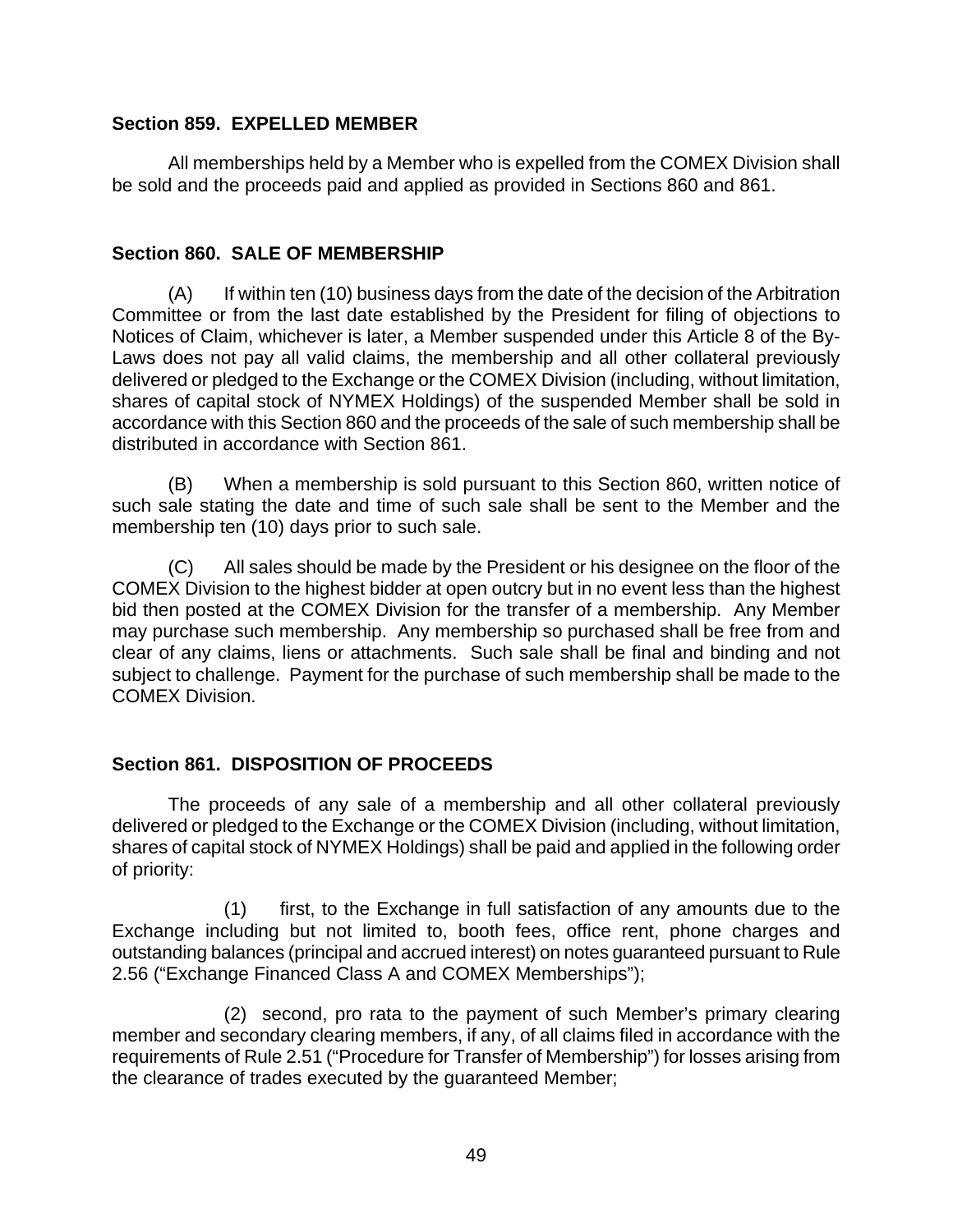## Section 859. EXPELLED MEMBER

All memberships held by a Member who is expelled from the COMEX Division shall be sold and the proceeds paid and applied as provided in Sections 860 and 861.

## Section 860. SALE OF MEMBERSHIP

(A) If within ten (10) business days from the date of the decision of the Arbitration Committee or from the last date established by the President for filing of objections to Notices of Claim, whichever is later, a Member suspended under this Article 8 of the By-Laws does not pay all valid claims, the membership and all other collateral previously delivered or pledged to the Exchange or the COMEX Division (including, without limitation, shares of capital stock of NYMEX Holdings) of the suspended Member shall be sold in accordance with this Section 860 and the proceeds of the sale of such membership shall be distributed in accordance with Section 861.

(B) When a membership is sold pursuant to this Section 860, written notice of such sale stating the date and time of such sale shall be sent to the Member and the membership ten (10) days prior to such sale.

(C) All sales should be made by the President or his designee on the floor of the COMEX Division to the highest bidder at open outcry but in no event less than the highest bid then posted at the COMEX Division for the transfer of a membership. Any Member may purchase such membership. Any membership so purchased shall be free from and clear of any claims, liens or attachments. Such sale shall be final and binding and not subject to challenge. Payment for the purchase of such membership shall be made to the COMEX Division.

## Section 861. DISPOSITION OF PROCEEDS

The proceeds of any sale of a membership and all other collateral previously delivered or pledged to the Exchange or the COMEX Division (including, without limitation, shares of capital stock of NYMEX Holdings) shall be paid and applied in the following order of priority:

(1) first, to the Exchange in full satisfaction of any amounts due to the Exchange including but not limited to, booth fees, office rent, phone charges and outstanding balances (principal and accrued interest) on notes guaranteed pursuant to Rule 2.56 ("Exchange Financed Class A and COMEX Memberships");

(2) second, pro rata to the payment of such Member's primary clearing member and secondary clearing members, if any, of all claims filed in accordance with the requirements of Rule 2.51 ("Procedure for Transfer of Membership") for losses arising from the clearance of trades executed by the guaranteed Member;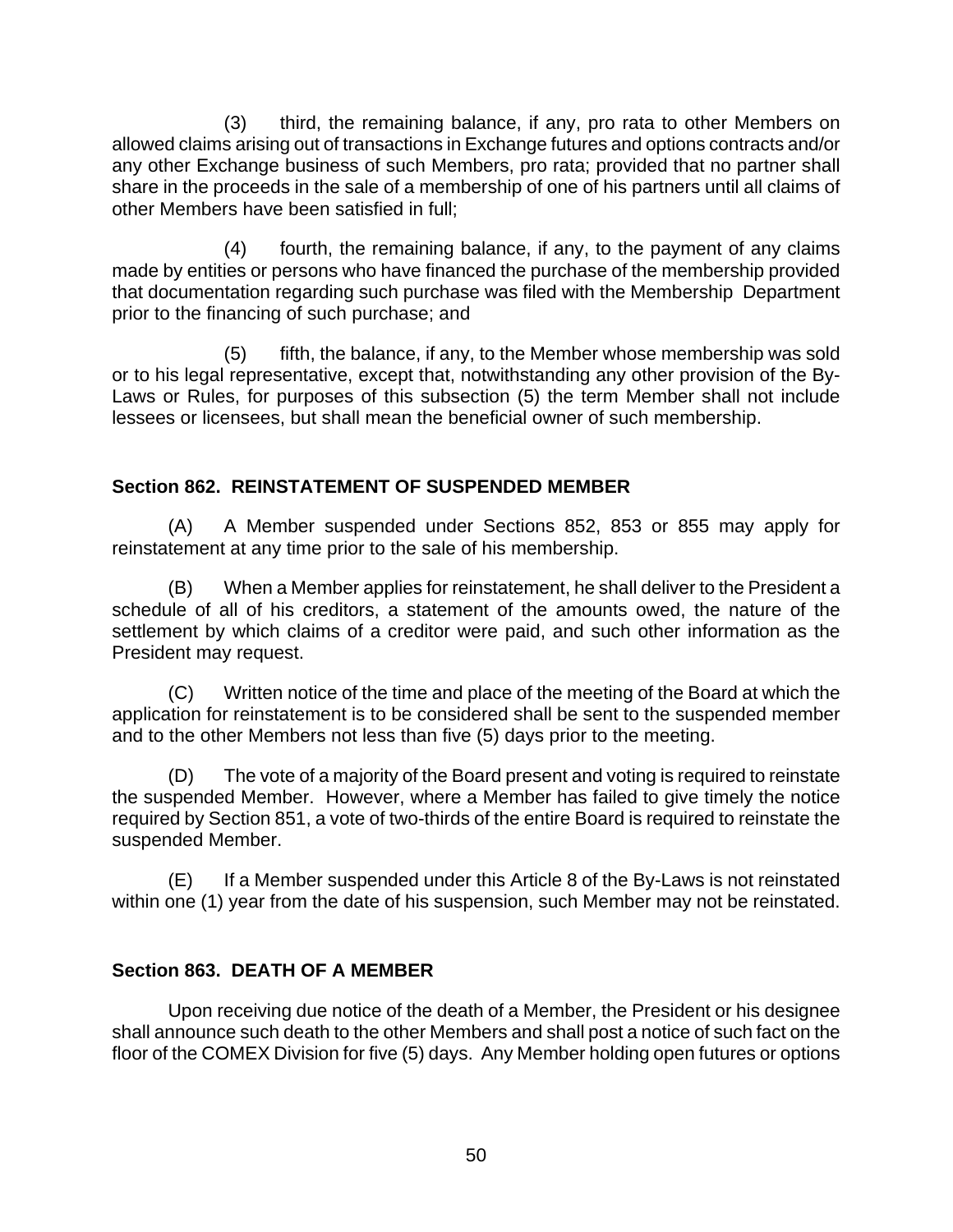(3) third, the remaining balance, if any, pro rata to other Members on allowed claims arising out of transactions in Exchange futures and options contracts and/or any other Exchange business of such Members, pro rata; provided that no partner shall share in the proceeds in the sale of a membership of one of his partners until all claims of other Members have been satisfied in full;

(4) fourth, the remaining balance, if any, to the payment of any claims made by entities or persons who have financed the purchase of the membership provided that documentation regarding such purchase was filed with the Membership Department prior to the financing of such purchase; and

(5) fifth, the balance, if any, to the Member whose membership was sold or to his legal representative, except that, notwithstanding any other provision of the By-Laws or Rules, for purposes of this subsection (5) the term Member shall not include lessees or licensees, but shall mean the beneficial owner of such membership.

### Section 862. REINSTATEMENT OF SUSPENDED MEMBER

(A) A Member suspended under Sections 852, 853 or 855 may apply for reinstatement at any time prior to the sale of his membership.

(B) When a Member applies for reinstatement, he shall deliver to the President a schedule of all of his creditors, a statement of the amounts owed, the nature of the settlement by which claims of a creditor were paid, and such other information as the President may request.

(C) Written notice of the time and place of the meeting of the Board at which the application for reinstatement is to be considered shall be sent to the suspended member and to the other Members not less than five (5) days prior to the meeting.

(D) The vote of a majority of the Board present and voting is required to reinstate the suspended Member. However, where a Member has failed to give timely the notice required by Section 851, a vote of two-thirds of the entire Board is required to reinstate the suspended Member.

(E) If a Member suspended under this Article 8 of the By-Laws is not reinstated within one (1) year from the date of his suspension, such Member may not be reinstated.

### Section 863. DEATH OF A MEMBER

Upon receiving due notice of the death of a Member, the President or his designee shall announce such death to the other Members and shall post a notice of such fact on the floor of the COMEX Division for five (5) days. Any Member holding open futures or options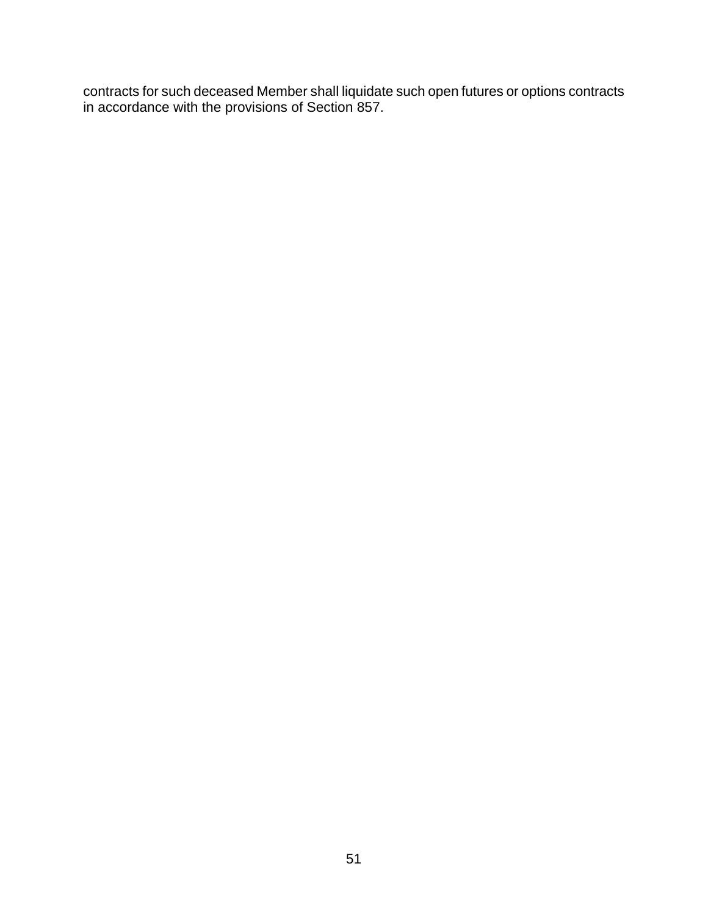contracts for such deceased Member shall liquidate such open futures or options contracts in accordance with the provisions of Section 857.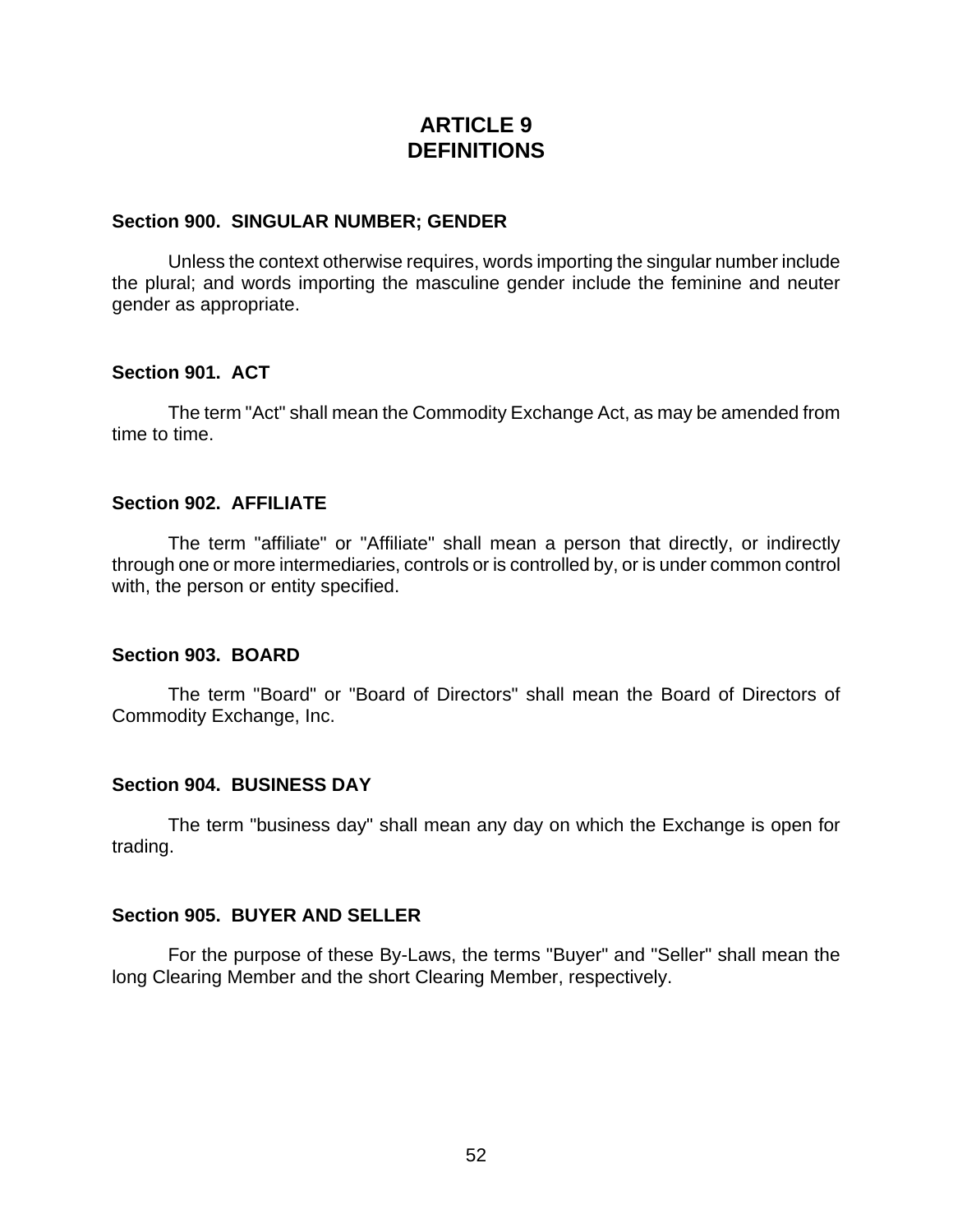# ARTICLE 9
# DEFINITIONS

### Section 900. SINGULAR NUMBER; GENDER

Unless the context otherwise requires, words importing the singular number include the plural; and words importing the masculine gender include the feminine and neuter gender as appropriate.

### Section 901. ACT

The term "Act" shall mean the Commodity Exchange Act, as may be amended from time to time.

### Section 902. AFFILIATE

The term "affiliate" or "Affiliate" shall mean a person that directly, or indirectly through one or more intermediaries, controls or is controlled by, or is under common control with, the person or entity specified.

### Section 903. BOARD

The term "Board" or "Board of Directors" shall mean the Board of Directors of Commodity Exchange, Inc.

### Section 904. BUSINESS DAY

The term "business day" shall mean any day on which the Exchange is open for trading.

### Section 905. BUYER AND SELLER

For the purpose of these By-Laws, the terms "Buyer" and "Seller" shall mean the long Clearing Member and the short Clearing Member, respectively.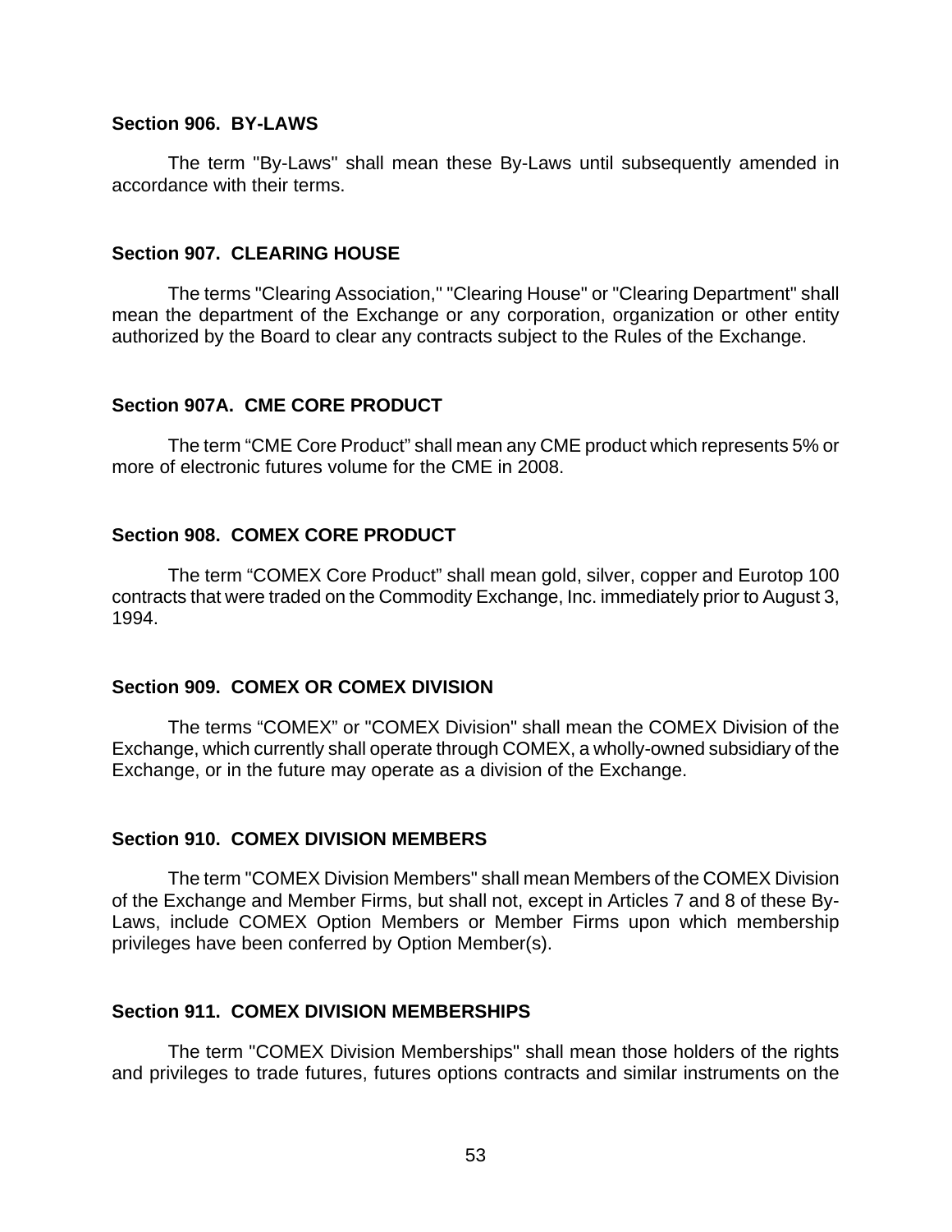### Section 906. BY-LAWS

The term "By-Laws" shall mean these By-Laws until subsequently amended in accordance with their terms.

### Section 907. CLEARING HOUSE

The terms "Clearing Association," "Clearing House" or "Clearing Department" shall mean the department of the Exchange or any corporation, organization or other entity authorized by the Board to clear any contracts subject to the Rules of the Exchange.

### Section 907A. CME CORE PRODUCT

The term "CME Core Product" shall mean any CME product which represents 5% or more of electronic futures volume for the CME in 2008.

### Section 908. COMEX CORE PRODUCT

The term "COMEX Core Product" shall mean gold, silver, copper and Eurotop 100 contracts that were traded on the Commodity Exchange, Inc. immediately prior to August 3, 1994.

### Section 909. COMEX OR COMEX DIVISION

The terms "COMEX" or "COMEX Division" shall mean the COMEX Division of the Exchange, which currently shall operate through COMEX, a wholly-owned subsidiary of the Exchange, or in the future may operate as a division of the Exchange.

### Section 910. COMEX DIVISION MEMBERS

The term "COMEX Division Members" shall mean Members of the COMEX Division of the Exchange and Member Firms, but shall not, except in Articles 7 and 8 of these By-Laws, include COMEX Option Members or Member Firms upon which membership privileges have been conferred by Option Member(s).

### Section 911. COMEX DIVISION MEMBERSHIPS

The term "COMEX Division Memberships" shall mean those holders of the rights and privileges to trade futures, futures options contracts and similar instruments on the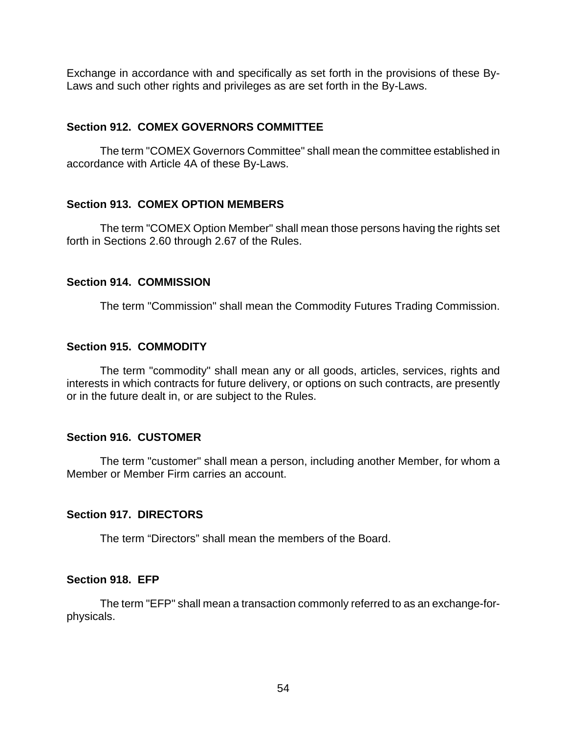Exchange in accordance with and specifically as set forth in the provisions of these By-Laws and such other rights and privileges as are set forth in the By-Laws.

### Section 912. COMEX GOVERNORS COMMITTEE

The term "COMEX Governors Committee" shall mean the committee established in accordance with Article 4A of these By-Laws.

### Section 913. COMEX OPTION MEMBERS

The term "COMEX Option Member" shall mean those persons having the rights set forth in Sections 2.60 through 2.67 of the Rules.

### Section 914. COMMISSION

The term "Commission" shall mean the Commodity Futures Trading Commission.

### Section 915. COMMODITY

The term "commodity" shall mean any or all goods, articles, services, rights and interests in which contracts for future delivery, or options on such contracts, are presently or in the future dealt in, or are subject to the Rules.

### Section 916. CUSTOMER

The term "customer" shall mean a person, including another Member, for whom a Member or Member Firm carries an account.

### Section 917. DIRECTORS

The term “Directors” shall mean the members of the Board.

### Section 918. EFP

The term "EFP" shall mean a transaction commonly referred to as an exchange-for-physicals.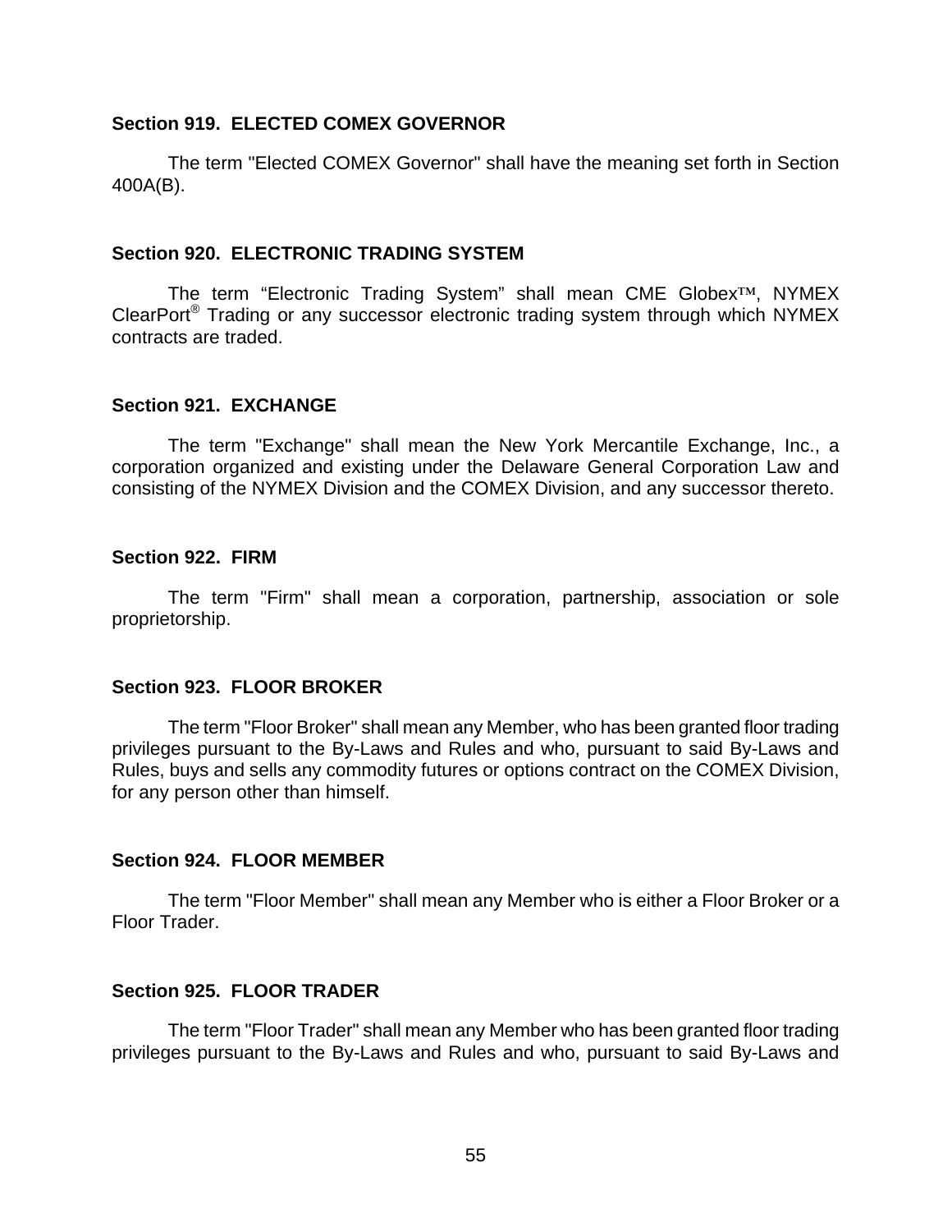### Section 919. ELECTED COMEX GOVERNOR

The term "Elected COMEX Governor" shall have the meaning set forth in Section 400A(B).

### Section 920. ELECTRONIC TRADING SYSTEM

The term "Electronic Trading System" shall mean CME Globex™, NYMEX ClearPort® Trading or any successor electronic trading system through which NYMEX contracts are traded.

### Section 921. EXCHANGE

The term "Exchange" shall mean the New York Mercantile Exchange, Inc., a corporation organized and existing under the Delaware General Corporation Law and consisting of the NYMEX Division and the COMEX Division, and any successor thereto.

### Section 922. FIRM

The term "Firm" shall mean a corporation, partnership, association or sole proprietorship.

### Section 923. FLOOR BROKER

The term "Floor Broker" shall mean any Member, who has been granted floor trading privileges pursuant to the By-Laws and Rules and who, pursuant to said By-Laws and Rules, buys and sells any commodity futures or options contract on the COMEX Division, for any person other than himself.

### Section 924. FLOOR MEMBER

The term "Floor Member" shall mean any Member who is either a Floor Broker or a Floor Trader.

### Section 925. FLOOR TRADER

The term "Floor Trader" shall mean any Member who has been granted floor trading privileges pursuant to the By-Laws and Rules and who, pursuant to said By-Laws and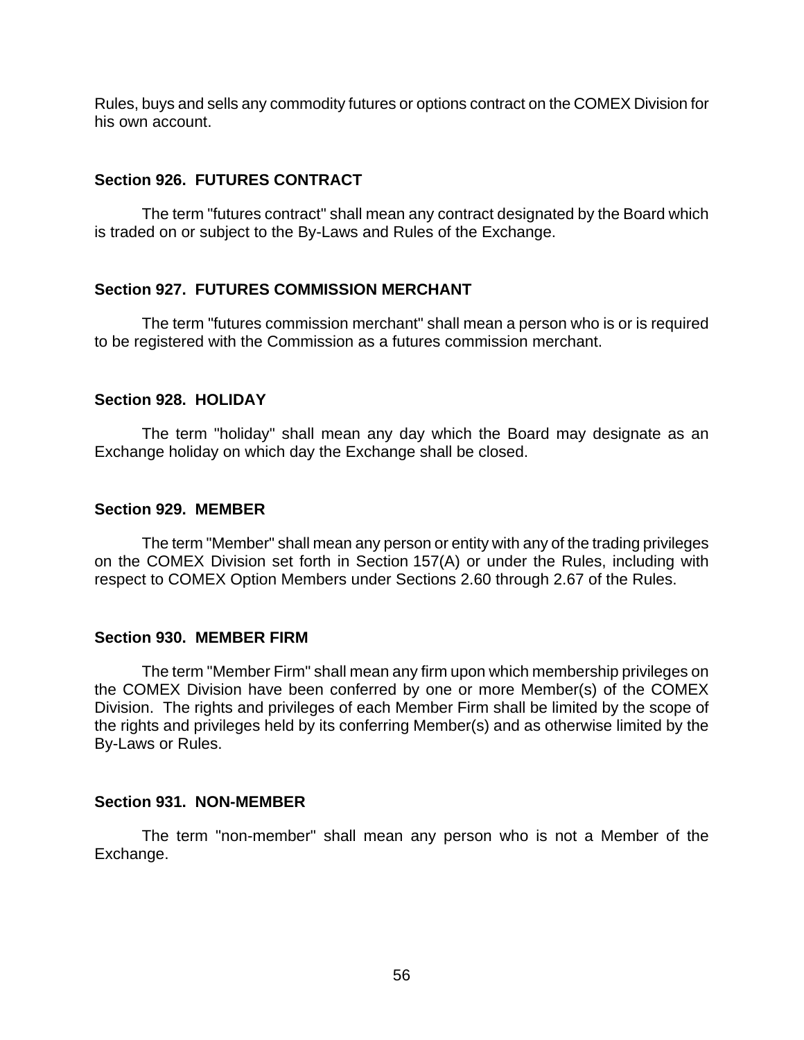Rules, buys and sells any commodity futures or options contract on the COMEX Division for his own account.

### Section 926. FUTURES CONTRACT

The term "futures contract" shall mean any contract designated by the Board which is traded on or subject to the By-Laws and Rules of the Exchange.

### Section 927. FUTURES COMMISSION MERCHANT

The term "futures commission merchant" shall mean a person who is or is required to be registered with the Commission as a futures commission merchant.

### Section 928. HOLIDAY

The term "holiday" shall mean any day which the Board may designate as an Exchange holiday on which day the Exchange shall be closed.

### Section 929. MEMBER

The term "Member" shall mean any person or entity with any of the trading privileges on the COMEX Division set forth in Section 157(A) or under the Rules, including with respect to COMEX Option Members under Sections 2.60 through 2.67 of the Rules.

### Section 930. MEMBER FIRM

The term "Member Firm" shall mean any firm upon which membership privileges on the COMEX Division have been conferred by one or more Member(s) of the COMEX Division. The rights and privileges of each Member Firm shall be limited by the scope of the rights and privileges held by its conferring Member(s) and as otherwise limited by the By-Laws or Rules.

### Section 931. NON-MEMBER

The term "non-member" shall mean any person who is not a Member of the Exchange.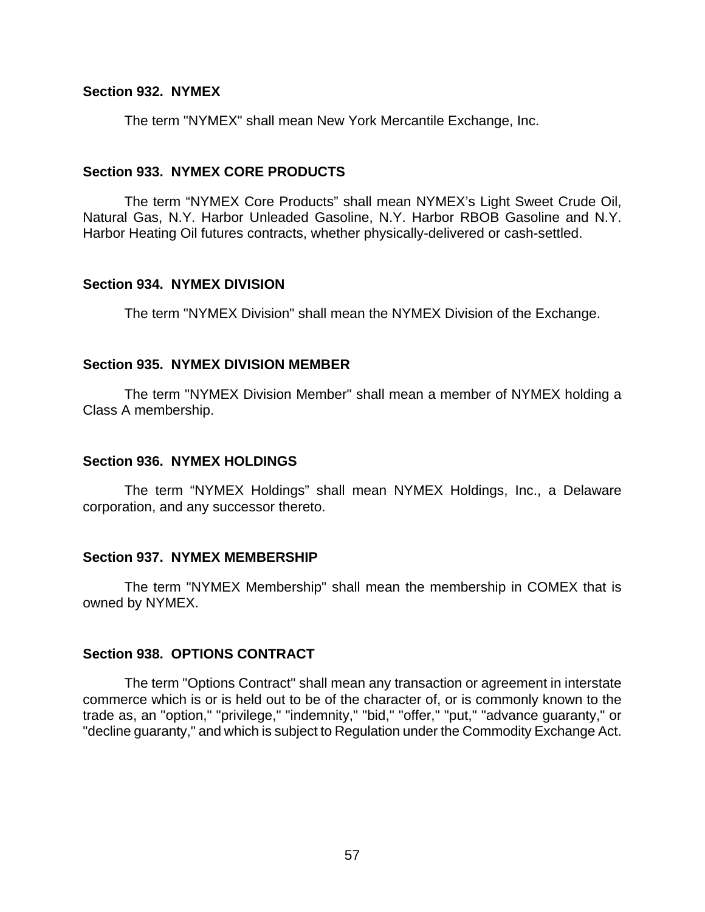### Section 932. NYMEX

The term "NYMEX" shall mean New York Mercantile Exchange, Inc.

### Section 933. NYMEX CORE PRODUCTS

The term "NYMEX Core Products" shall mean NYMEX's Light Sweet Crude Oil, Natural Gas, N.Y. Harbor Unleaded Gasoline, N.Y. Harbor RBOB Gasoline and N.Y. Harbor Heating Oil futures contracts, whether physically-delivered or cash-settled.

### Section 934. NYMEX DIVISION

The term "NYMEX Division" shall mean the NYMEX Division of the Exchange.

### Section 935. NYMEX DIVISION MEMBER

The term "NYMEX Division Member" shall mean a member of NYMEX holding a Class A membership.

### Section 936. NYMEX HOLDINGS

The term "NYMEX Holdings" shall mean NYMEX Holdings, Inc., a Delaware corporation, and any successor thereto.

### Section 937. NYMEX MEMBERSHIP

The term "NYMEX Membership" shall mean the membership in COMEX that is owned by NYMEX.

### Section 938. OPTIONS CONTRACT

The term "Options Contract" shall mean any transaction or agreement in interstate commerce which is or is held out to be of the character of, or is commonly known to the trade as, an "option," "privilege," "indemnity," "bid," "offer," "put," "advance guaranty," or "decline guaranty," and which is subject to Regulation under the Commodity Exchange Act.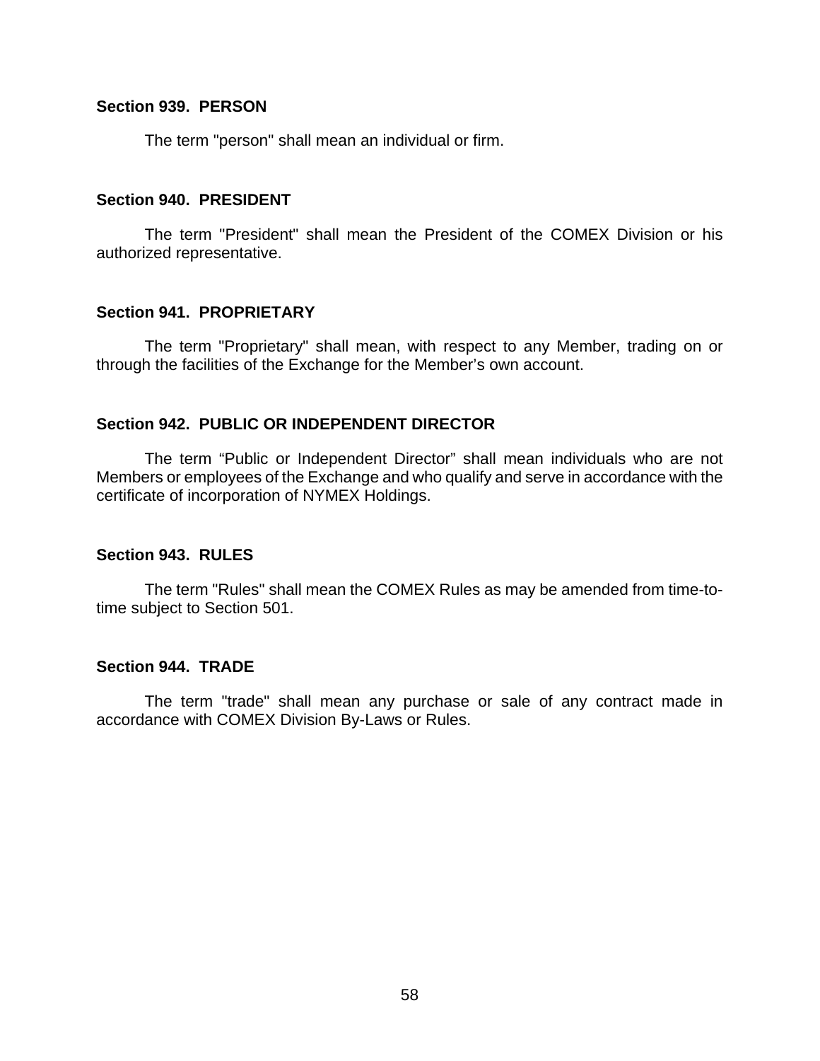**Section 939. PERSON**

The term "person" shall mean an individual or firm.

**Section 940. PRESIDENT**

The term "President" shall mean the President of the COMEX Division or his authorized representative.

**Section 941. PROPRIETARY**

The term "Proprietary" shall mean, with respect to any Member, trading on or through the facilities of the Exchange for the Member's own account.

**Section 942. PUBLIC OR INDEPENDENT DIRECTOR**

The term "Public or Independent Director" shall mean individuals who are not Members or employees of the Exchange and who qualify and serve in accordance with the certificate of incorporation of NYMEX Holdings.

**Section 943. RULES**

The term "Rules" shall mean the COMEX Rules as may be amended from time-to-time subject to Section 501.

**Section 944. TRADE**

The term "trade" shall mean any purchase or sale of any contract made in accordance with COMEX Division By-Laws or Rules.